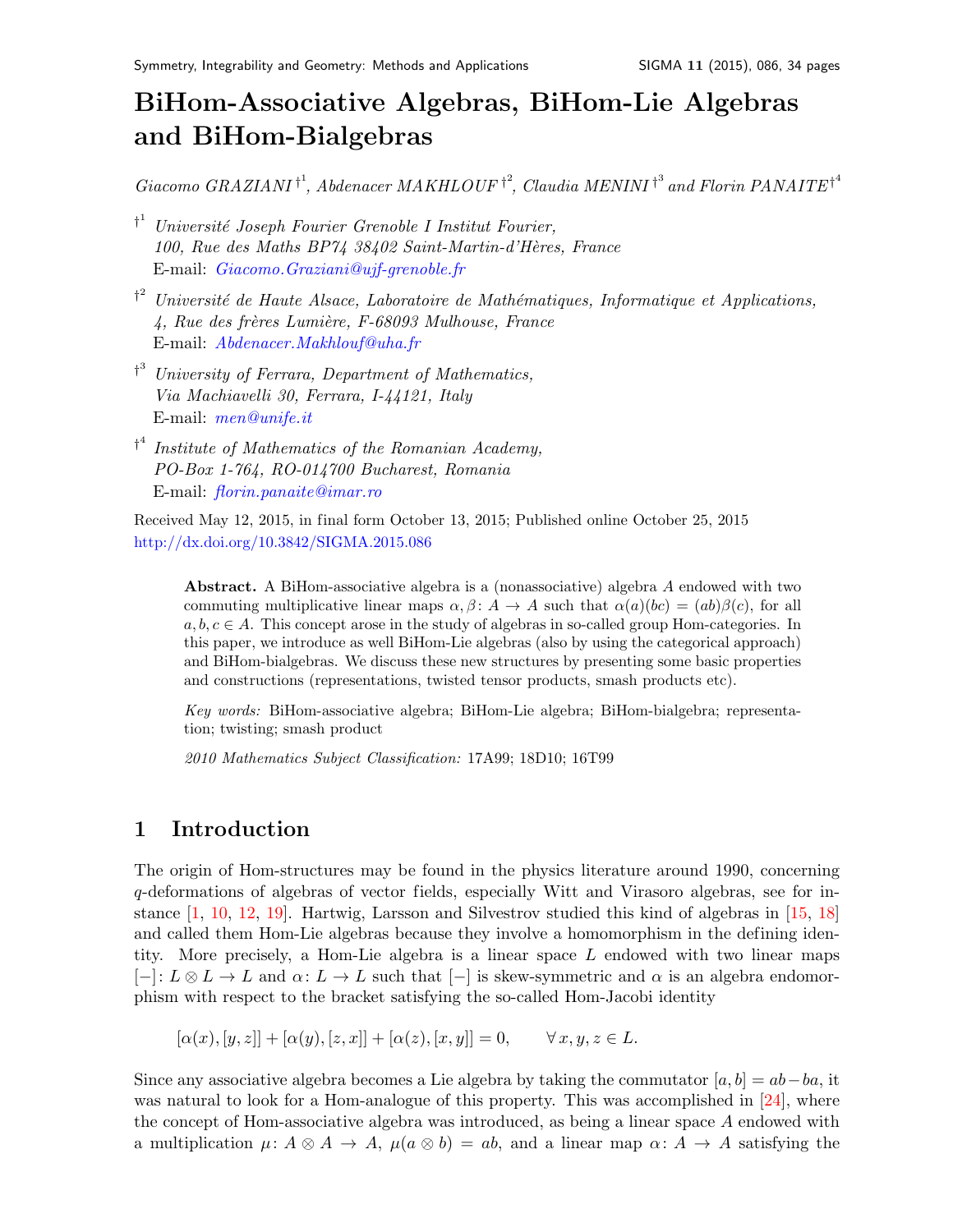# BiHom-Associative Algebras, BiHom-Lie Algebras and BiHom-Bialgebras

*Giacomo GRAZIANI* [†1], *Abdenacer MAKHLOUF* [†2], *Claudia MENINI* [†3] *and Florin PANAITE* [†4]

[†1] *Université Joseph Fourier Grenoble I Institut Fourier, 100, Rue des Maths BP74 38402 Saint-Martin-d'Hères, France*
E-mail: Giacomo.Graziani@ujf-grenoble.fr

[†2] *Université de Haute Alsace, Laboratoire de Mathématiques, Informatique et Applications, 4, Rue des frères Lumière, F-68093 Mulhouse, France*
E-mail: Abdenacer.Makhlouf@uha.fr

[†3] *University of Ferrara, Department of Mathematics, Via Machiavelli 30, Ferrara, I-44121, Italy*
E-mail: men@unife.it

[†4] *Institute of Mathematics of the Romanian Academy, PO-Box 1-764, RO-014700 Bucharest, Romania*
E-mail: florin.panaite@imar.ro

Received May 12, 2015, in final form October 13, 2015; Published online October 25, 2015
http://dx.doi.org/10.3842/SIGMA.2015.086

**Abstract.** A BiHom-associative algebra is a (nonassociative) algebra $A$ endowed with two commuting multiplicative linear maps $\alpha, \beta\colon A \to A$ such that $\alpha(a)(bc) = (ab)\beta(c)$, for all $a, b, c \in A$. This concept arose in the study of algebras in so-called group Hom-categories. In this paper, we introduce as well BiHom-Lie algebras (also by using the categorical approach) and BiHom-bialgebras. We discuss these new structures by presenting some basic properties and constructions (representations, twisted tensor products, smash products etc).

*Key words:* BiHom-associative algebra; BiHom-Lie algebra; BiHom-bialgebra; representation; twisting; smash product

*2010 Mathematics Subject Classification:* 17A99; 18D10; 16T99

## 1 Introduction

The origin of Hom-structures may be found in the physics literature around 1990, concerning $q$-deformations of algebras of vector fields, especially Witt and Virasoro algebras, see for instance [1, 10, 12, 19]. Hartwig, Larsson and Silvestrov studied this kind of algebras in [15, 18] and called them Hom-Lie algebras because they involve a homomorphism in the defining identity. More precisely, a Hom-Lie algebra is a linear space $L$ endowed with two linear maps $[-]\colon L \otimes L \to L$ and $\alpha\colon L \to L$ such that $[-]$ is skew-symmetric and $\alpha$ is an algebra endomorphism with respect to the bracket satisfying the so-called Hom-Jacobi identity

$$[\alpha(x), [y, z]] + [\alpha(y), [z, x]] + [\alpha(z), [x, y]] = 0, \qquad \forall\, x, y, z \in L.$$

Since any associative algebra becomes a Lie algebra by taking the commutator $[a, b] = ab - ba$, it was natural to look for a Hom-analogue of this property. This was accomplished in [24], where the concept of Hom-associative algebra was introduced, as being a linear space $A$ endowed with a multiplication $\mu\colon A \otimes A \to A$, $\mu(a \otimes b) = ab$, and a linear map $\alpha\colon A \to A$ satisfying the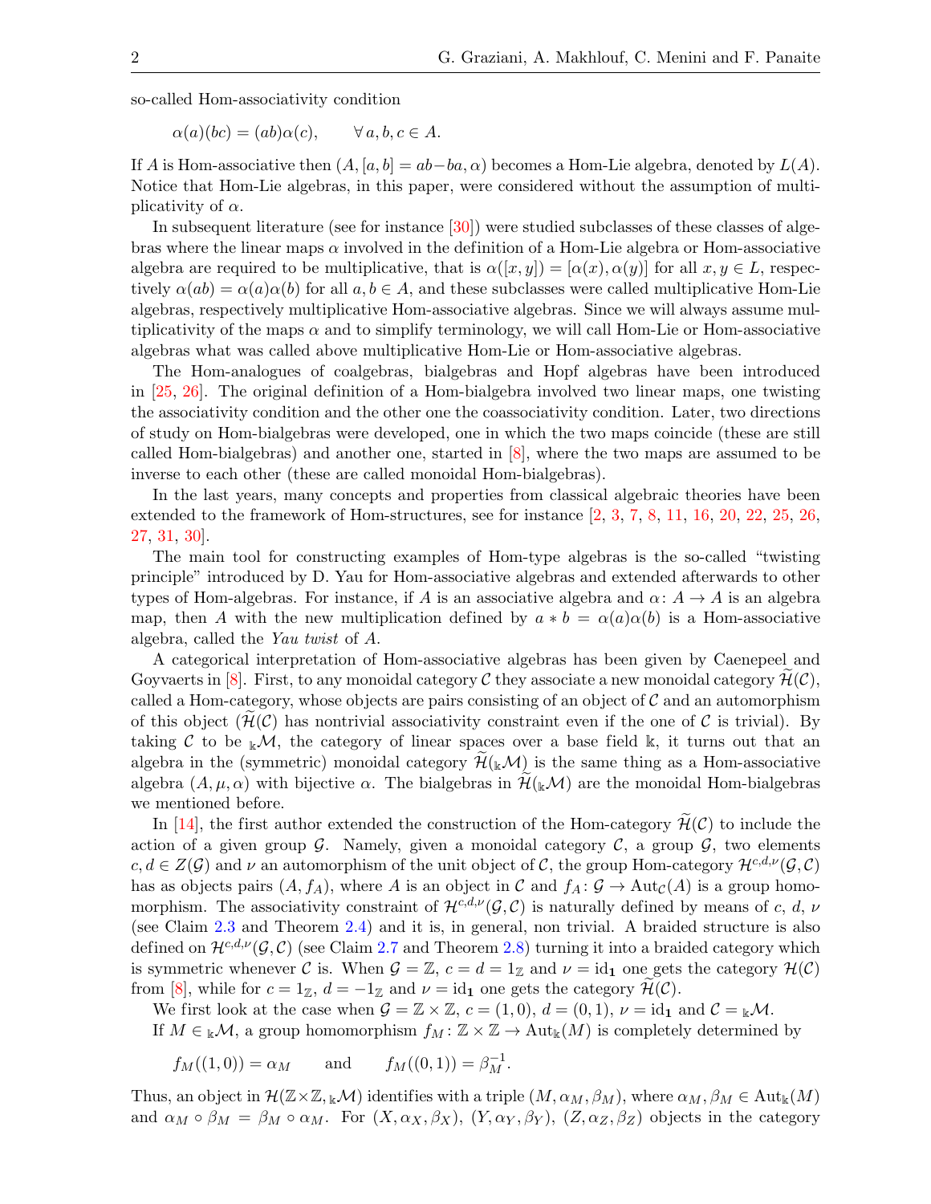so-called Hom-associativity condition

$$\alpha(a)(bc) = (ab)\alpha(c), \qquad \forall\, a, b, c \in A.$$

If $A$ is Hom-associative then $(A, [a, b] = ab - ba, \alpha)$ becomes a Hom-Lie algebra, denoted by $L(A)$. Notice that Hom-Lie algebras, in this paper, were considered without the assumption of multiplicativity of $\alpha$.

In subsequent literature (see for instance [30]) were studied subclasses of these classes of algebras where the linear maps $\alpha$ involved in the definition of a Hom-Lie algebra or Hom-associative algebra are required to be multiplicative, that is $\alpha([x, y]) = [\alpha(x), \alpha(y)]$ for all $x, y \in L$, respectively $\alpha(ab) = \alpha(a)\alpha(b)$ for all $a, b \in A$, and these subclasses were called multiplicative Hom-Lie algebras, respectively multiplicative Hom-associative algebras. Since we will always assume multiplicativity of the maps $\alpha$ and to simplify terminology, we will call Hom-Lie or Hom-associative algebras what was called above multiplicative Hom-Lie or Hom-associative algebras.

The Hom-analogues of coalgebras, bialgebras and Hopf algebras have been introduced in [25, 26]. The original definition of a Hom-bialgebra involved two linear maps, one twisting the associativity condition and the other one the coassociativity condition. Later, two directions of study on Hom-bialgebras were developed, one in which the two maps coincide (these are still called Hom-bialgebras) and another one, started in [8], where the two maps are assumed to be inverse to each other (these are called monoidal Hom-bialgebras).

In the last years, many concepts and properties from classical algebraic theories have been extended to the framework of Hom-structures, see for instance [2, 3, 7, 8, 11, 16, 20, 22, 25, 26, 27, 31, 30].

The main tool for constructing examples of Hom-type algebras is the so-called "twisting principle" introduced by D. Yau for Hom-associative algebras and extended afterwards to other types of Hom-algebras. For instance, if $A$ is an associative algebra and $\alpha\colon A \to A$ is an algebra map, then $A$ with the new multiplication defined by $a * b = \alpha(a)\alpha(b)$ is a Hom-associative algebra, called the *Yau twist* of $A$.

A categorical interpretation of Hom-associative algebras has been given by Caenepeel and Goyvaerts in [8]. First, to any monoidal category $\mathcal{C}$ they associate a new monoidal category $\widetilde{\mathcal{H}}(\mathcal{C})$, called a Hom-category, whose objects are pairs consisting of an object of $\mathcal{C}$ and an automorphism of this object ($\widetilde{\mathcal{H}}(\mathcal{C})$ has nontrivial associativity constraint even if the one of $\mathcal{C}$ is trivial). By taking $\mathcal{C}$ to be ${}_{\Bbbk}\mathcal{M}$, the category of linear spaces over a base field $\Bbbk$, it turns out that an algebra in the (symmetric) monoidal category $\widetilde{\mathcal{H}}({}_{\Bbbk}\mathcal{M})$ is the same thing as a Hom-associative algebra $(A, \mu, \alpha)$ with bijective $\alpha$. The bialgebras in $\widetilde{\mathcal{H}}({}_{\Bbbk}\mathcal{M})$ are the monoidal Hom-bialgebras we mentioned before.

In [14], the first author extended the construction of the Hom-category $\widetilde{\mathcal{H}}(\mathcal{C})$ to include the action of a given group $\mathcal{G}$. Namely, given a monoidal category $\mathcal{C}$, a group $\mathcal{G}$, two elements $c, d \in Z(\mathcal{G})$ and $\nu$ an automorphism of the unit object of $\mathcal{C}$, the group Hom-category $\mathcal{H}^{c,d,\nu}(\mathcal{G}, \mathcal{C})$ has as objects pairs $(A, f_A)$, where $A$ is an object in $\mathcal{C}$ and $f_A\colon \mathcal{G} \to \mathrm{Aut}_{\mathcal{C}}(A)$ is a group homomorphism. The associativity constraint of $\mathcal{H}^{c,d,\nu}(\mathcal{G}, \mathcal{C})$ is naturally defined by means of $c$, $d$, $\nu$ (see Claim 2.3 and Theorem 2.4) and it is, in general, non trivial. A braided structure is also defined on $\mathcal{H}^{c,d,\nu}(\mathcal{G}, \mathcal{C})$ (see Claim 2.7 and Theorem 2.8) turning it into a braided category which is symmetric whenever $\mathcal{C}$ is. When $\mathcal{G} = \mathbb{Z}$, $c = d = 1_{\mathbb{Z}}$ and $\nu = \mathrm{id}_{\mathbf{1}}$ one gets the category $\mathcal{H}(\mathcal{C})$ from [8], while for $c = 1_{\mathbb{Z}}$, $d = -1_{\mathbb{Z}}$ and $\nu = \mathrm{id}_{\mathbf{1}}$ one gets the category $\widetilde{\mathcal{H}}(\mathcal{C})$.

We first look at the case when $\mathcal{G} = \mathbb{Z} \times \mathbb{Z}$, $c = (1, 0)$, $d = (0, 1)$, $\nu = \mathrm{id}_{\mathbf{1}}$ and $\mathcal{C} = {}_{\Bbbk}\mathcal{M}$.

If $M \in {}_{\Bbbk}\mathcal{M}$, a group homomorphism $f_M\colon \mathbb{Z} \times \mathbb{Z} \to \mathrm{Aut}_{\Bbbk}(M)$ is completely determined by

$$f_M((1, 0)) = \alpha_M \qquad \text{and} \qquad f_M((0, 1)) = \beta_M^{-1}.$$

Thus, an object in $\mathcal{H}(\mathbb{Z}\times\mathbb{Z}, {}_{\Bbbk}\mathcal{M})$ identifies with a triple $(M, \alpha_M, \beta_M)$, where $\alpha_M, \beta_M \in \mathrm{Aut}_{\Bbbk}(M)$ and $\alpha_M \circ \beta_M = \beta_M \circ \alpha_M$. For $(X, \alpha_X, \beta_X)$, $(Y, \alpha_Y, \beta_Y)$, $(Z, \alpha_Z, \beta_Z)$ objects in the category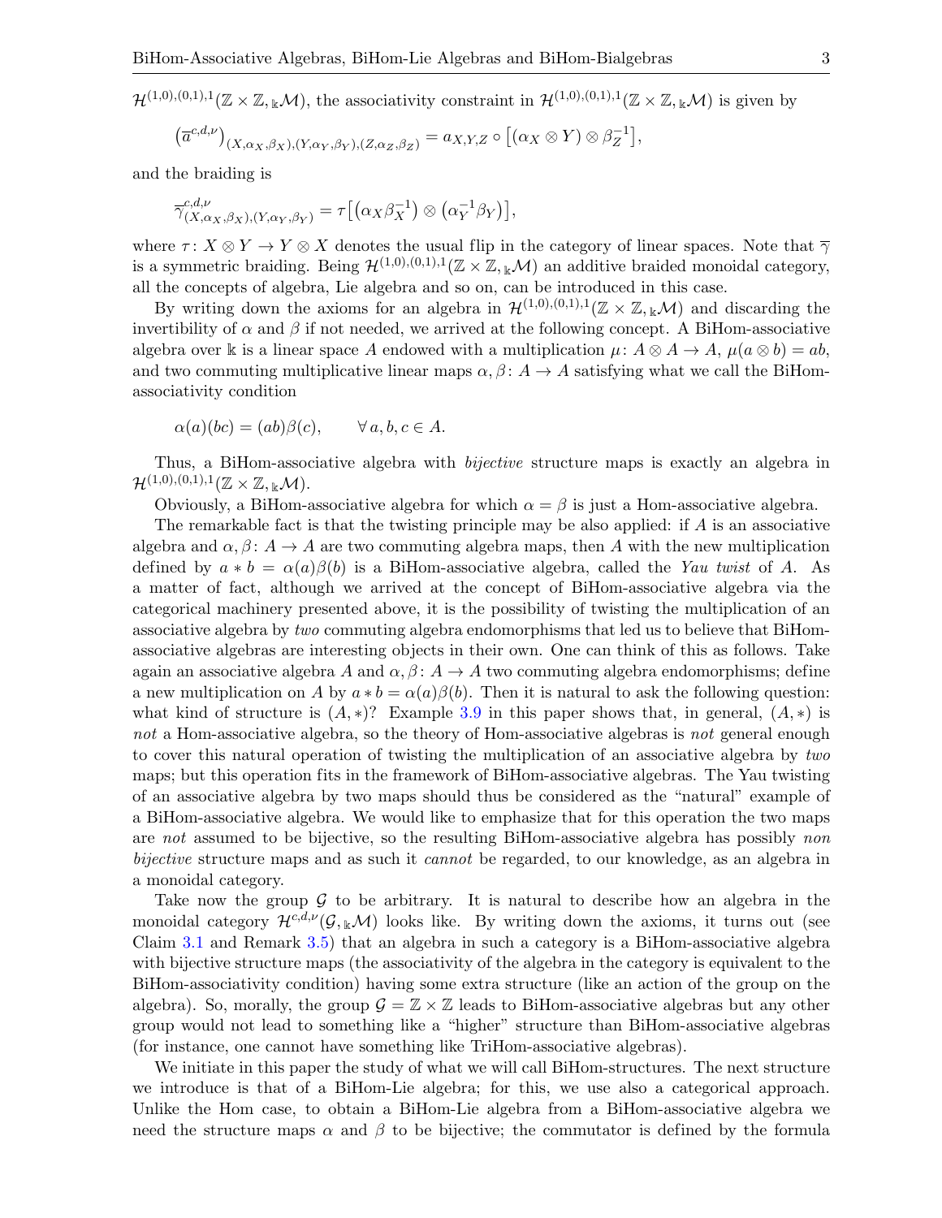$\mathcal{H}^{(1,0),(0,1),1}(\mathbb{Z}\times\mathbb{Z},{}_{\Bbbk}\mathcal{M})$, the associativity constraint in $\mathcal{H}^{(1,0),(0,1),1}(\mathbb{Z}\times\mathbb{Z},{}_{\Bbbk}\mathcal{M})$ is given by

$$\left(\overline{a}^{c,d,\nu}\right)_{(X,\alpha_X,\beta_X),(Y,\alpha_Y,\beta_Y),(Z,\alpha_Z,\beta_Z)} = a_{X,Y,Z}\circ\left[(\alpha_X\otimes Y)\otimes\beta_Z^{-1}\right],$$

and the braiding is

$$\overline{\gamma}^{c,d,\nu}_{(X,\alpha_X,\beta_X),(Y,\alpha_Y,\beta_Y)} = \tau\left[\left(\alpha_X\beta_X^{-1}\right)\otimes\left(\alpha_Y^{-1}\beta_Y\right)\right],$$

where $\tau\colon X\otimes Y\to Y\otimes X$ denotes the usual flip in the category of linear spaces. Note that $\overline{\gamma}$ is a symmetric braiding. Being $\mathcal{H}^{(1,0),(0,1),1}(\mathbb{Z}\times\mathbb{Z},{}_{\Bbbk}\mathcal{M})$ an additive braided monoidal category, all the concepts of algebra, Lie algebra and so on, can be introduced in this case.

By writing down the axioms for an algebra in $\mathcal{H}^{(1,0),(0,1),1}(\mathbb{Z}\times\mathbb{Z},{}_{\Bbbk}\mathcal{M})$ and discarding the invertibility of $\alpha$ and $\beta$ if not needed, we arrived at the following concept. A BiHom-associative algebra over $\Bbbk$ is a linear space $A$ endowed with a multiplication $\mu\colon A\otimes A\to A$, $\mu(a\otimes b)=ab$, and two commuting multiplicative linear maps $\alpha,\beta\colon A\to A$ satisfying what we call the BiHom-associativity condition

$$\alpha(a)(bc)=(ab)\beta(c), \qquad \forall\, a,b,c\in A.$$

Thus, a BiHom-associative algebra with *bijective* structure maps is exactly an algebra in $\mathcal{H}^{(1,0),(0,1),1}(\mathbb{Z}\times\mathbb{Z},{}_{\Bbbk}\mathcal{M})$.

Obviously, a BiHom-associative algebra for which $\alpha=\beta$ is just a Hom-associative algebra.

The remarkable fact is that the twisting principle may be also applied: if $A$ is an associative algebra and $\alpha,\beta\colon A\to A$ are two commuting algebra maps, then $A$ with the new multiplication defined by $a*b=\alpha(a)\beta(b)$ is a BiHom-associative algebra, called the *Yau twist* of $A$. As a matter of fact, although we arrived at the concept of BiHom-associative algebra via the categorical machinery presented above, it is the possibility of twisting the multiplication of an associative algebra by *two* commuting algebra endomorphisms that led us to believe that BiHom-associative algebras are interesting objects in their own. One can think of this as follows. Take again an associative algebra $A$ and $\alpha,\beta\colon A\to A$ two commuting algebra endomorphisms; define a new multiplication on $A$ by $a*b=\alpha(a)\beta(b)$. Then it is natural to ask the following question: what kind of structure is $(A,*)$? Example 3.9 in this paper shows that, in general, $(A,*)$ is *not* a Hom-associative algebra, so the theory of Hom-associative algebras is *not* general enough to cover this natural operation of twisting the multiplication of an associative algebra by *two* maps; but this operation fits in the framework of BiHom-associative algebras. The Yau twisting of an associative algebra by two maps should thus be considered as the "natural" example of a BiHom-associative algebra. We would like to emphasize that for this operation the two maps are *not* assumed to be bijective, so the resulting BiHom-associative algebra has possibly *non bijective* structure maps and as such it *cannot* be regarded, to our knowledge, as an algebra in a monoidal category.

Take now the group $\mathcal{G}$ to be arbitrary. It is natural to describe how an algebra in the monoidal category $\mathcal{H}^{c,d,\nu}(\mathcal{G},{}_{\Bbbk}\mathcal{M})$ looks like. By writing down the axioms, it turns out (see Claim 3.1 and Remark 3.5) that an algebra in such a category is a BiHom-associative algebra with bijective structure maps (the associativity of the algebra in the category is equivalent to the BiHom-associativity condition) having some extra structure (like an action of the group on the algebra). So, morally, the group $\mathcal{G}=\mathbb{Z}\times\mathbb{Z}$ leads to BiHom-associative algebras but any other group would not lead to something like a "higher" structure than BiHom-associative algebras (for instance, one cannot have something like TriHom-associative algebras).

We initiate in this paper the study of what we will call BiHom-structures. The next structure we introduce is that of a BiHom-Lie algebra; for this, we use also a categorical approach. Unlike the Hom case, to obtain a BiHom-Lie algebra from a BiHom-associative algebra we need the structure maps $\alpha$ and $\beta$ to be bijective; the commutator is defined by the formula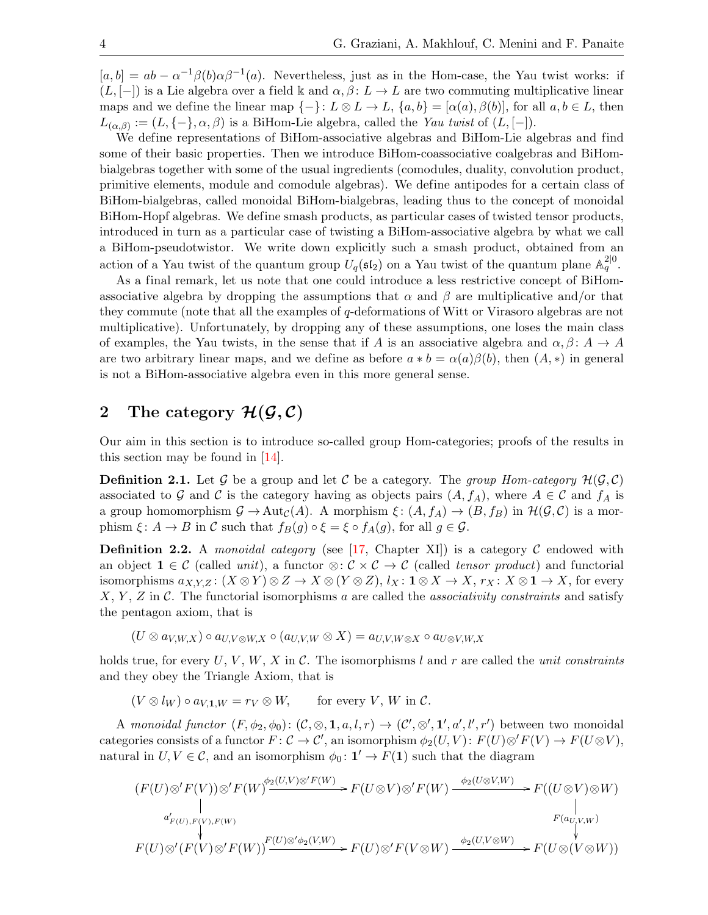$[a, b] = ab - \alpha^{-1}\beta(b)\alpha\beta^{-1}(a)$. Nevertheless, just as in the Hom-case, the Yau twist works: if $(L, [-])$ is a Lie algebra over a field $\Bbbk$ and $\alpha, \beta \colon L \to L$ are two commuting multiplicative linear maps and we define the linear map $\{-\} \colon L \otimes L \to L$, $\{a, b\} = [\alpha(a), \beta(b)]$, for all $a, b \in L$, then $L_{(\alpha,\beta)} := (L, \{-\}, \alpha, \beta)$ is a BiHom-Lie algebra, called the *Yau twist* of $(L, [-])$.

We define representations of BiHom-associative algebras and BiHom-Lie algebras and find some of their basic properties. Then we introduce BiHom-coassociative coalgebras and BiHom-bialgebras together with some of the usual ingredients (comodules, duality, convolution product, primitive elements, module and comodule algebras). We define antipodes for a certain class of BiHom-bialgebras, called monoidal BiHom-bialgebras, leading thus to the concept of monoidal BiHom-Hopf algebras. We define smash products, as particular cases of twisted tensor products, introduced in turn as a particular case of twisting a BiHom-associative algebra by what we call a BiHom-pseudotwistor. We write down explicitly such a smash product, obtained from an action of a Yau twist of the quantum group $U_q(\mathfrak{sl}_2)$ on a Yau twist of the quantum plane $\mathbb{A}_q^{2|0}$.

As a final remark, let us note that one could introduce a less restrictive concept of BiHom-associative algebra by dropping the assumptions that $\alpha$ and $\beta$ are multiplicative and/or that they commute (note that all the examples of $q$-deformations of Witt or Virasoro algebras are not multiplicative). Unfortunately, by dropping any of these assumptions, one loses the main class of examples, the Yau twists, in the sense that if $A$ is an associative algebra and $\alpha, \beta \colon A \to A$ are two arbitrary linear maps, and we define as before $a * b = \alpha(a)\beta(b)$, then $(A, *)$ in general is not a BiHom-associative algebra even in this more general sense.

## 2 The category $\mathcal{H}(\mathcal{G}, \mathcal{C})$

Our aim in this section is to introduce so-called group Hom-categories; proofs of the results in this section may be found in [14].

**Definition 2.1.** Let $\mathcal{G}$ be a group and let $\mathcal{C}$ be a category. The *group Hom-category* $\mathcal{H}(\mathcal{G}, \mathcal{C})$ associated to $\mathcal{G}$ and $\mathcal{C}$ is the category having as objects pairs $(A, f_A)$, where $A \in \mathcal{C}$ and $f_A$ is a group homomorphism $\mathcal{G} \to \mathrm{Aut}_{\mathcal{C}}(A)$. A morphism $\xi \colon (A, f_A) \to (B, f_B)$ in $\mathcal{H}(\mathcal{G}, \mathcal{C})$ is a morphism $\xi \colon A \to B$ in $\mathcal{C}$ such that $f_B(g) \circ \xi = \xi \circ f_A(g)$, for all $g \in \mathcal{G}$.

**Definition 2.2.** A *monoidal category* (see [17, Chapter XI]) is a category $\mathcal{C}$ endowed with an object $\mathbf{1} \in \mathcal{C}$ (called *unit*), a functor $\otimes \colon \mathcal{C} \times \mathcal{C} \to \mathcal{C}$ (called *tensor product*) and functorial isomorphisms $a_{X,Y,Z} \colon (X \otimes Y) \otimes Z \to X \otimes (Y \otimes Z)$, $l_X \colon \mathbf{1} \otimes X \to X$, $r_X \colon X \otimes \mathbf{1} \to X$, for every $X$, $Y$, $Z$ in $\mathcal{C}$. The functorial isomorphisms $a$ are called the *associativity constraints* and satisfy the pentagon axiom, that is

$$(U \otimes a_{V,W,X}) \circ a_{U,V \otimes W,X} \circ (a_{U,V,W} \otimes X) = a_{U,V,W \otimes X} \circ a_{U \otimes V,W,X}$$

holds true, for every $U$, $V$, $W$, $X$ in $\mathcal{C}$. The isomorphisms $l$ and $r$ are called the *unit constraints* and they obey the Triangle Axiom, that is

$$(V \otimes l_W) \circ a_{V,\mathbf{1},W} = r_V \otimes W, \qquad \text{for every } V,\ W \text{ in } \mathcal{C}.$$

A *monoidal functor* $(F, \phi_2, \phi_0) \colon (\mathcal{C}, \otimes, \mathbf{1}, a, l, r) \to (\mathcal{C}', \otimes', \mathbf{1}', a', l', r')$ between two monoidal categories consists of a functor $F \colon \mathcal{C} \to \mathcal{C}'$, an isomorphism $\phi_2(U, V) \colon F(U) \otimes' F(V) \to F(U \otimes V)$, natural in $U, V \in \mathcal{C}$, and an isomorphism $\phi_0 \colon \mathbf{1}' \to F(\mathbf{1})$ such that the diagram

$$\begin{array}{ccccc}
(F(U)\otimes' F(V))\otimes' F(W) & \xrightarrow{\phi_2(U,V)\otimes' F(W)} & F(U\otimes V)\otimes' F(W) & \xrightarrow{\phi_2(U\otimes V,W)} & F((U\otimes V)\otimes W) \\
\Big\downarrow{\scriptstyle a'_{F(U),F(V),F(W)}} & & & & \Big\downarrow{\scriptstyle F(a_{U,V,W})} \\
F(U)\otimes'(F(V)\otimes' F(W)) & \xrightarrow{F(U)\otimes'\phi_2(V,W)} & F(U)\otimes' F(V\otimes W) & \xrightarrow{\phi_2(U,V\otimes W)} & F(U\otimes(V\otimes W))
\end{array}$$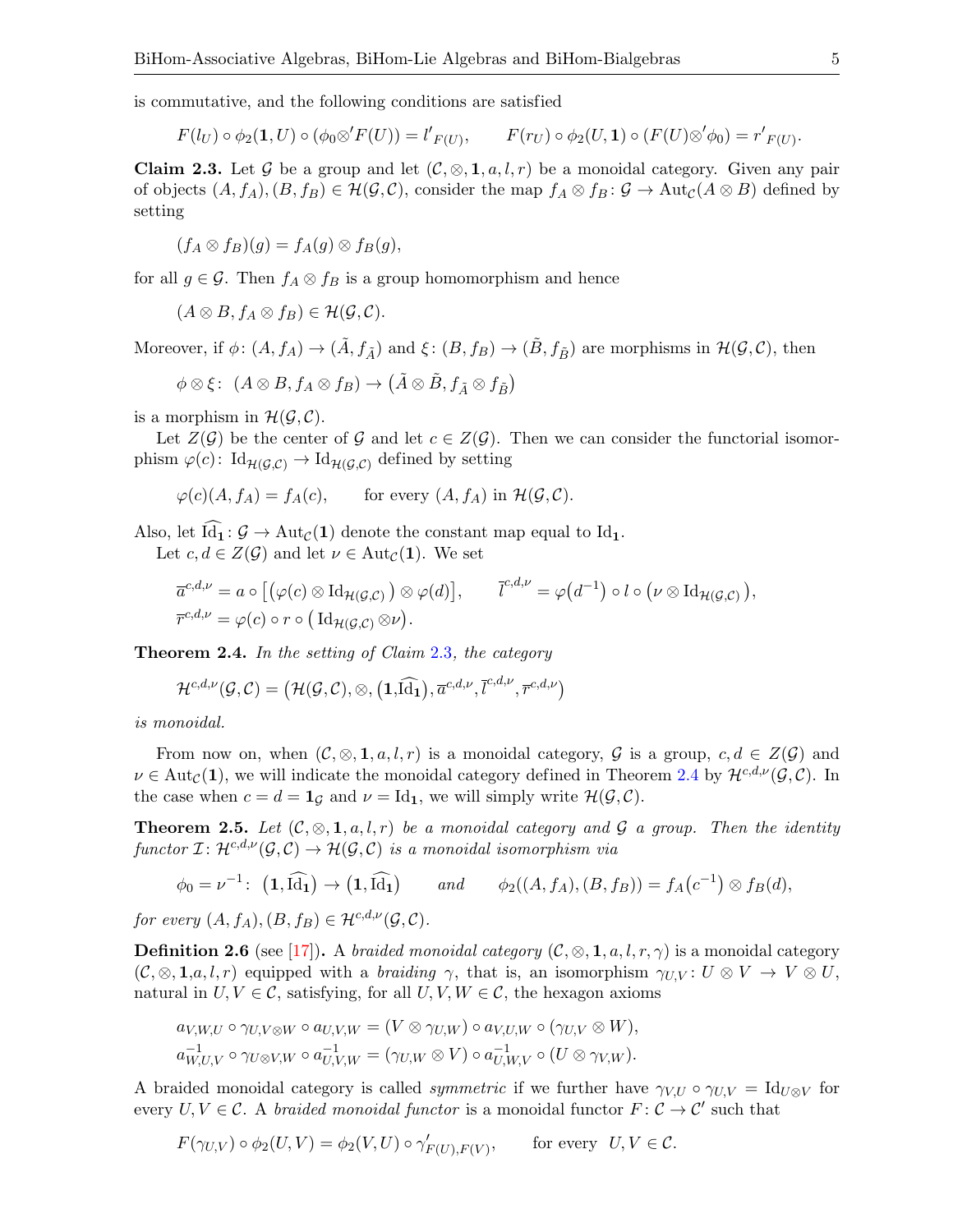is commutative, and the following conditions are satisfied

$$F(l_U) \circ \phi_2(\mathbf{1}, U) \circ (\phi_0 \otimes' F(U)) = {l'}_{F(U)}, \qquad F(r_U) \circ \phi_2(U, \mathbf{1}) \circ (F(U) \otimes' \phi_0) = {r'}_{F(U)}.$$

**Claim 2.3.** Let $\mathcal{G}$ be a group and let $(\mathcal{C}, \otimes, \mathbf{1}, a, l, r)$ be a monoidal category. Given any pair of objects $(A, f_A), (B, f_B) \in \mathcal{H}(\mathcal{G}, \mathcal{C})$, consider the map $f_A \otimes f_B \colon \mathcal{G} \to \mathrm{Aut}_{\mathcal{C}}(A \otimes B)$ defined by setting

$$(f_A \otimes f_B)(g) = f_A(g) \otimes f_B(g),$$

for all $g \in \mathcal{G}$. Then $f_A \otimes f_B$ is a group homomorphism and hence

$$(A \otimes B, f_A \otimes f_B) \in \mathcal{H}(\mathcal{G}, \mathcal{C}).$$

Moreover, if $\phi \colon (A, f_A) \to (\tilde{A}, f_{\tilde{A}})$ and $\xi \colon (B, f_B) \to (\tilde{B}, f_{\tilde{B}})$ are morphisms in $\mathcal{H}(\mathcal{G}, \mathcal{C})$, then

$$\phi \otimes \xi \colon \ (A \otimes B, f_A \otimes f_B) \to \big(\tilde{A} \otimes \tilde{B}, f_{\tilde{A}} \otimes f_{\tilde{B}}\big)$$

is a morphism in $\mathcal{H}(\mathcal{G}, \mathcal{C})$.

Let $Z(\mathcal{G})$ be the center of $\mathcal{G}$ and let $c \in Z(\mathcal{G})$. Then we can consider the functorial isomorphism $\varphi(c) \colon \mathrm{Id}_{\mathcal{H}(\mathcal{G},\mathcal{C})} \to \mathrm{Id}_{\mathcal{H}(\mathcal{G},\mathcal{C})}$ defined by setting

$$\varphi(c)(A, f_A) = f_A(c), \qquad \text{for every } (A, f_A) \text{ in } \mathcal{H}(\mathcal{G}, \mathcal{C}).$$

Also, let $\widehat{\mathrm{Id}_{\mathbf{1}}} \colon \mathcal{G} \to \mathrm{Aut}_{\mathcal{C}}(\mathbf{1})$ denote the constant map equal to $\mathrm{Id}_{\mathbf{1}}$.

Let $c, d \in Z(\mathcal{G})$ and let $\nu \in \mathrm{Aut}_{\mathcal{C}}(\mathbf{1})$. We set

$$\overline{a}^{c,d,\nu} = a \circ \big[\big(\varphi(c) \otimes \mathrm{Id}_{\mathcal{H}(\mathcal{G},\mathcal{C})}\big) \otimes \varphi(d)\big], \qquad \overline{l}^{c,d,\nu} = \varphi\big(d^{-1}\big) \circ l \circ \big(\nu \otimes \mathrm{Id}_{\mathcal{H}(\mathcal{G},\mathcal{C})}\big),$$
$$\overline{r}^{c,d,\nu} = \varphi(c) \circ r \circ \big(\mathrm{Id}_{\mathcal{H}(\mathcal{G},\mathcal{C})} \otimes \nu\big).$$

**Theorem 2.4.** *In the setting of Claim 2.3, the category*

$$\mathcal{H}^{c,d,\nu}(\mathcal{G}, \mathcal{C}) = \big(\mathcal{H}(\mathcal{G}, \mathcal{C}), \otimes, \big(\mathbf{1}, \widehat{\mathrm{Id}_{\mathbf{1}}}\big), \overline{a}^{c,d,\nu}, \overline{l}^{c,d,\nu}, \overline{r}^{c,d,\nu}\big)$$

*is monoidal.*

From now on, when $(\mathcal{C}, \otimes, \mathbf{1}, a, l, r)$ is a monoidal category, $\mathcal{G}$ is a group, $c, d \in Z(\mathcal{G})$ and $\nu \in \mathrm{Aut}_{\mathcal{C}}(\mathbf{1})$, we will indicate the monoidal category defined in Theorem 2.4 by $\mathcal{H}^{c,d,\nu}(\mathcal{G}, \mathcal{C})$. In the case when $c = d = \mathbf{1}_{\mathcal{G}}$ and $\nu = \mathrm{Id}_{\mathbf{1}}$, we will simply write $\mathcal{H}(\mathcal{G}, \mathcal{C})$.

**Theorem 2.5.** *Let $(\mathcal{C}, \otimes, \mathbf{1}, a, l, r)$ be a monoidal category and $\mathcal{G}$ a group. Then the identity functor $\mathcal{I} \colon \mathcal{H}^{c,d,\nu}(\mathcal{G}, \mathcal{C}) \to \mathcal{H}(\mathcal{G}, \mathcal{C})$ is a monoidal isomorphism via*

$$\phi_0 = \nu^{-1} \colon \ \big(\mathbf{1}, \widehat{\mathrm{Id}_{\mathbf{1}}}\big) \to \big(\mathbf{1}, \widehat{\mathrm{Id}_{\mathbf{1}}}\big) \qquad \text{and} \qquad \phi_2((A, f_A), (B, f_B)) = f_A\big(c^{-1}\big) \otimes f_B(d),$$

*for every $(A, f_A), (B, f_B) \in \mathcal{H}^{c,d,\nu}(\mathcal{G}, \mathcal{C})$.*

**Definition 2.6** (see [17])**.** A *braided monoidal category* $(\mathcal{C}, \otimes, \mathbf{1}, a, l, r, \gamma)$ is a monoidal category $(\mathcal{C}, \otimes, \mathbf{1}, a, l, r)$ equipped with a *braiding* $\gamma$, that is, an isomorphism $\gamma_{U,V} \colon U \otimes V \to V \otimes U$, natural in $U, V \in \mathcal{C}$, satisfying, for all $U, V, W \in \mathcal{C}$, the hexagon axioms

$$a_{V,W,U} \circ \gamma_{U,V \otimes W} \circ a_{U,V,W} = (V \otimes \gamma_{U,W}) \circ a_{V,U,W} \circ (\gamma_{U,V} \otimes W),$$
$$a^{-1}_{W,U,V} \circ \gamma_{U \otimes V,W} \circ a^{-1}_{U,V,W} = (\gamma_{U,W} \otimes V) \circ a^{-1}_{U,W,V} \circ (U \otimes \gamma_{V,W}).$$

A braided monoidal category is called *symmetric* if we further have $\gamma_{V,U} \circ \gamma_{U,V} = \mathrm{Id}_{U \otimes V}$ for every $U, V \in \mathcal{C}$. A *braided monoidal functor* is a monoidal functor $F \colon \mathcal{C} \to \mathcal{C}'$ such that

$$F(\gamma_{U,V}) \circ \phi_2(U, V) = \phi_2(V, U) \circ \gamma'_{F(U),F(V)}, \qquad \text{for every} \ \ U, V \in \mathcal{C}.$$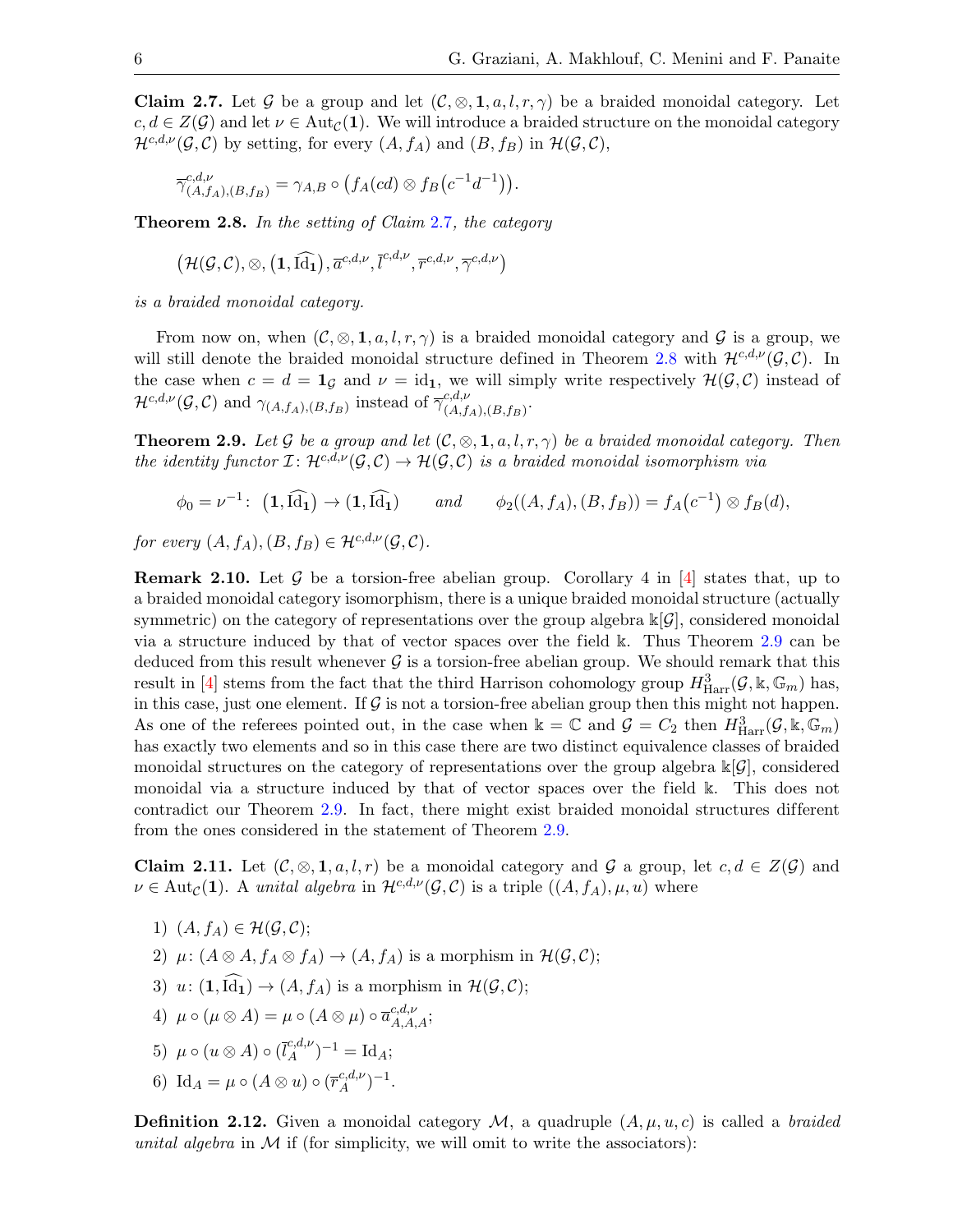**Claim 2.7.** Let $\mathcal{G}$ be a group and let $(\mathcal{C}, \otimes, \mathbf{1}, a, l, r, \gamma)$ be a braided monoidal category. Let $c, d \in Z(\mathcal{G})$ and let $\nu \in \mathrm{Aut}_{\mathcal{C}}(\mathbf{1})$. We will introduce a braided structure on the monoidal category $\mathcal{H}^{c,d,\nu}(\mathcal{G}, \mathcal{C})$ by setting, for every $(A, f_A)$ and $(B, f_B)$ in $\mathcal{H}(\mathcal{G}, \mathcal{C})$,

$$\overline{\gamma}^{c,d,\nu}_{(A,f_A),(B,f_B)} = \gamma_{A,B} \circ \big(f_A(cd) \otimes f_B\big(c^{-1}d^{-1}\big)\big).$$

**Theorem 2.8.** *In the setting of Claim 2.7, the category*

$$\big(\mathcal{H}(\mathcal{G}, \mathcal{C}), \otimes, \big(\mathbf{1}, \widehat{\mathrm{Id}_{\mathbf{1}}}\big), \overline{a}^{c,d,\nu}, \overline{l}^{c,d,\nu}, \overline{r}^{c,d,\nu}, \overline{\gamma}^{c,d,\nu}\big)$$

*is a braided monoidal category.*

From now on, when $(\mathcal{C}, \otimes, \mathbf{1}, a, l, r, \gamma)$ is a braided monoidal category and $\mathcal{G}$ is a group, we will still denote the braided monoidal structure defined in Theorem 2.8 with $\mathcal{H}^{c,d,\nu}(\mathcal{G}, \mathcal{C})$. In the case when $c = d = \mathbf{1}_{\mathcal{G}}$ and $\nu = \mathrm{id}_{\mathbf{1}}$, we will simply write respectively $\mathcal{H}(\mathcal{G}, \mathcal{C})$ instead of $\mathcal{H}^{c,d,\nu}(\mathcal{G}, \mathcal{C})$ and $\gamma_{(A,f_A),(B,f_B)}$ instead of $\overline{\gamma}^{c,d,\nu}_{(A,f_A),(B,f_B)}$.

**Theorem 2.9.** *Let $\mathcal{G}$ be a group and let $(\mathcal{C}, \otimes, \mathbf{1}, a, l, r, \gamma)$ be a braided monoidal category. Then the identity functor $\mathcal{I}\colon \mathcal{H}^{c,d,\nu}(\mathcal{G}, \mathcal{C}) \to \mathcal{H}(\mathcal{G}, \mathcal{C})$ is a braided monoidal isomorphism via*

$$\phi_0 = \nu^{-1}\colon \ \big(\mathbf{1}, \widehat{\mathrm{Id}_{\mathbf{1}}}\big) \to \big(\mathbf{1}, \widehat{\mathrm{Id}_{\mathbf{1}}}\big) \qquad \textit{and} \qquad \phi_2((A, f_A), (B, f_B)) = f_A\big(c^{-1}\big) \otimes f_B(d),$$

*for every $(A, f_A), (B, f_B) \in \mathcal{H}^{c,d,\nu}(\mathcal{G}, \mathcal{C})$.*

**Remark 2.10.** Let $\mathcal{G}$ be a torsion-free abelian group. Corollary 4 in [4] states that, up to a braided monoidal category isomorphism, there is a unique braided monoidal structure (actually symmetric) on the category of representations over the group algebra $\Bbbk[\mathcal{G}]$, considered monoidal via a structure induced by that of vector spaces over the field $\Bbbk$. Thus Theorem 2.9 can be deduced from this result whenever $\mathcal{G}$ is a torsion-free abelian group. We should remark that this result in [4] stems from the fact that the third Harrison cohomology group $H^3_{\mathrm{Harr}}(\mathcal{G}, \Bbbk, \mathbb{G}_m)$ has, in this case, just one element. If $\mathcal{G}$ is not a torsion-free abelian group then this might not happen. As one of the referees pointed out, in the case when $\Bbbk = \mathbb{C}$ and $\mathcal{G} = C_2$ then $H^3_{\mathrm{Harr}}(\mathcal{G}, \Bbbk, \mathbb{G}_m)$ has exactly two elements and so in this case there are two distinct equivalence classes of braided monoidal structures on the category of representations over the group algebra $\Bbbk[\mathcal{G}]$, considered monoidal via a structure induced by that of vector spaces over the field $\Bbbk$. This does not contradict our Theorem 2.9. In fact, there might exist braided monoidal structures different from the ones considered in the statement of Theorem 2.9.

**Claim 2.11.** Let $(\mathcal{C}, \otimes, \mathbf{1}, a, l, r)$ be a monoidal category and $\mathcal{G}$ a group, let $c, d \in Z(\mathcal{G})$ and $\nu \in \mathrm{Aut}_{\mathcal{C}}(\mathbf{1})$. A *unital algebra* in $\mathcal{H}^{c,d,\nu}(\mathcal{G}, \mathcal{C})$ is a triple $((A, f_A), \mu, u)$ where

1) $(A, f_A) \in \mathcal{H}(\mathcal{G}, \mathcal{C})$;
2) $\mu\colon (A \otimes A, f_A \otimes f_A) \to (A, f_A)$ is a morphism in $\mathcal{H}(\mathcal{G}, \mathcal{C})$;
3) $u\colon (\mathbf{1}, \widehat{\mathrm{Id}_{\mathbf{1}}}) \to (A, f_A)$ is a morphism in $\mathcal{H}(\mathcal{G}, \mathcal{C})$;
4) $\mu \circ (\mu \otimes A) = \mu \circ (A \otimes \mu) \circ \overline{a}^{c,d,\nu}_{A,A,A}$;
5) $\mu \circ (u \otimes A) \circ (\overline{l}^{c,d,\nu}_A)^{-1} = \mathrm{Id}_A$;
6) $\mathrm{Id}_A = \mu \circ (A \otimes u) \circ (\overline{r}^{c,d,\nu}_A)^{-1}$.

**Definition 2.12.** Given a monoidal category $\mathcal{M}$, a quadruple $(A, \mu, u, c)$ is called a *braided unital algebra* in $\mathcal{M}$ if (for simplicity, we will omit to write the associators):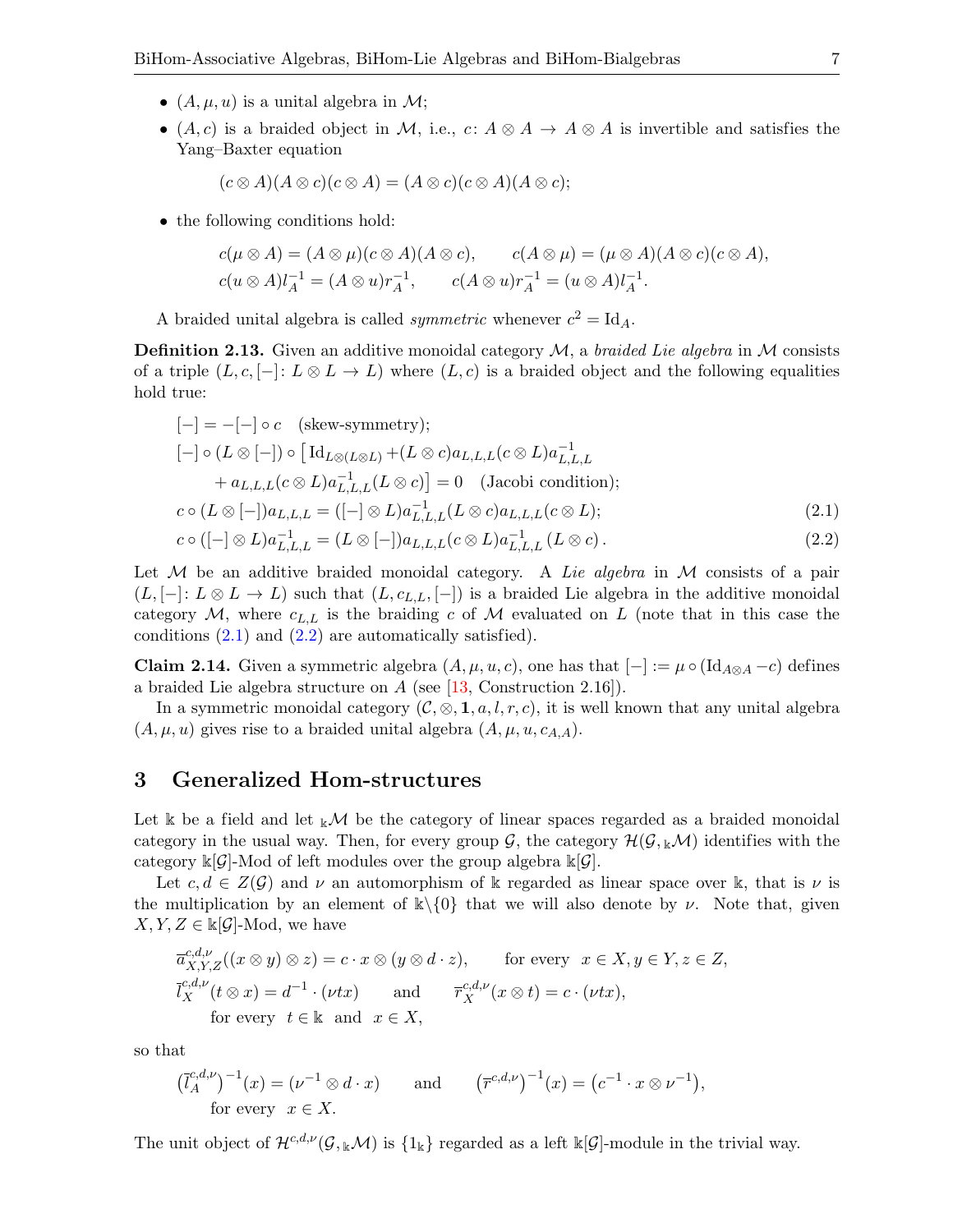- $(A, \mu, u)$ is a unital algebra in $\mathcal{M}$;
- $(A, c)$ is a braided object in $\mathcal{M}$, i.e., $c\colon A \otimes A \to A \otimes A$ is invertible and satisfies the Yang–Baxter equation

$$(c \otimes A)(A \otimes c)(c \otimes A) = (A \otimes c)(c \otimes A)(A \otimes c);$$

- the following conditions hold:

$$c(\mu \otimes A) = (A \otimes \mu)(c \otimes A)(A \otimes c), \qquad c(A \otimes \mu) = (\mu \otimes A)(A \otimes c)(c \otimes A),$$
$$c(u \otimes A)l_A^{-1} = (A \otimes u)r_A^{-1}, \qquad c(A \otimes u)r_A^{-1} = (u \otimes A)l_A^{-1}.$$

A braided unital algebra is called *symmetric* whenever $c^2 = \mathrm{Id}_A$.

**Definition 2.13.** Given an additive monoidal category $\mathcal{M}$, a *braided Lie algebra* in $\mathcal{M}$ consists of a triple $(L, c, [-]\colon L \otimes L \to L)$ where $(L, c)$ is a braided object and the following equalities hold true:

$$[-] = -[-] \circ c \quad \text{(skew-symmetry)};$$

$$[-] \circ (L \otimes [-]) \circ \big[\mathrm{Id}_{L\otimes(L\otimes L)} + (L \otimes c)a_{L,L,L}(c \otimes L)a_{L,L,L}^{-1} + a_{L,L,L}(c \otimes L)a_{L,L,L}^{-1}(L \otimes c)\big] = 0 \quad \text{(Jacobi condition)};$$

$$c \circ (L \otimes [-])a_{L,L,L} = ([-] \otimes L)a_{L,L,L}^{-1}(L \otimes c)a_{L,L,L}(c \otimes L); \tag{2.1}$$

$$c \circ ([-] \otimes L)a_{L,L,L}^{-1} = (L \otimes [-])a_{L,L,L}(c \otimes L)a_{L,L,L}^{-1}(L \otimes c). \tag{2.2}$$

Let $\mathcal{M}$ be an additive braided monoidal category. A *Lie algebra* in $\mathcal{M}$ consists of a pair $(L, [-]\colon L \otimes L \to L)$ such that $(L, c_{L,L}, [-])$ is a braided Lie algebra in the additive monoidal category $\mathcal{M}$, where $c_{L,L}$ is the braiding $c$ of $\mathcal{M}$ evaluated on $L$ (note that in this case the conditions (2.1) and (2.2) are automatically satisfied).

**Claim 2.14.** Given a symmetric algebra $(A, \mu, u, c)$, one has that $[-] := \mu \circ (\mathrm{Id}_{A\otimes A} - c)$ defines a braided Lie algebra structure on $A$ (see [13, Construction 2.16]).

In a symmetric monoidal category $(\mathcal{C}, \otimes, \mathbf{1}, a, l, r, c)$, it is well known that any unital algebra $(A, \mu, u)$ gives rise to a braided unital algebra $(A, \mu, u, c_{A,A})$.

# 3 Generalized Hom-structures

Let $\Bbbk$ be a field and let ${}_{\Bbbk}\mathcal{M}$ be the category of linear spaces regarded as a braided monoidal category in the usual way. Then, for every group $\mathcal{G}$, the category $\mathcal{H}(\mathcal{G}, {}_{\Bbbk}\mathcal{M})$ identifies with the category $\Bbbk[\mathcal{G}]$-Mod of left modules over the group algebra $\Bbbk[\mathcal{G}]$.

Let $c, d \in Z(\mathcal{G})$ and $\nu$ an automorphism of $\Bbbk$ regarded as linear space over $\Bbbk$, that is $\nu$ is the multiplication by an element of $\Bbbk\backslash\{0\}$ that we will also denote by $\nu$. Note that, given $X, Y, Z \in \Bbbk[\mathcal{G}]$-Mod, we have

$$\overline{a}^{c,d,\nu}_{X,Y,Z}((x \otimes y) \otimes z) = c \cdot x \otimes (y \otimes d \cdot z), \qquad \text{for every} \ \ x \in X, y \in Y, z \in Z,$$
$$\overline{l}^{c,d,\nu}_X(t \otimes x) = d^{-1} \cdot (\nu t x) \qquad \text{and} \qquad \overline{r}^{c,d,\nu}_X(x \otimes t) = c \cdot (\nu t x),$$
$$\text{for every} \ \ t \in \Bbbk \ \ \text{and} \ \ x \in X,$$

so that

$$\big(\overline{l}^{c,d,\nu}_A\big)^{-1}(x) = \big(\nu^{-1} \otimes d \cdot x\big) \qquad \text{and} \qquad \big(\overline{r}^{c,d,\nu}\big)^{-1}(x) = \big(c^{-1} \cdot x \otimes \nu^{-1}\big),$$
$$\text{for every} \ \ x \in X.$$

The unit object of $\mathcal{H}^{c,d,\nu}(\mathcal{G}, {}_{\Bbbk}\mathcal{M})$ is $\{1_{\Bbbk}\}$ regarded as a left $\Bbbk[\mathcal{G}]$-module in the trivial way.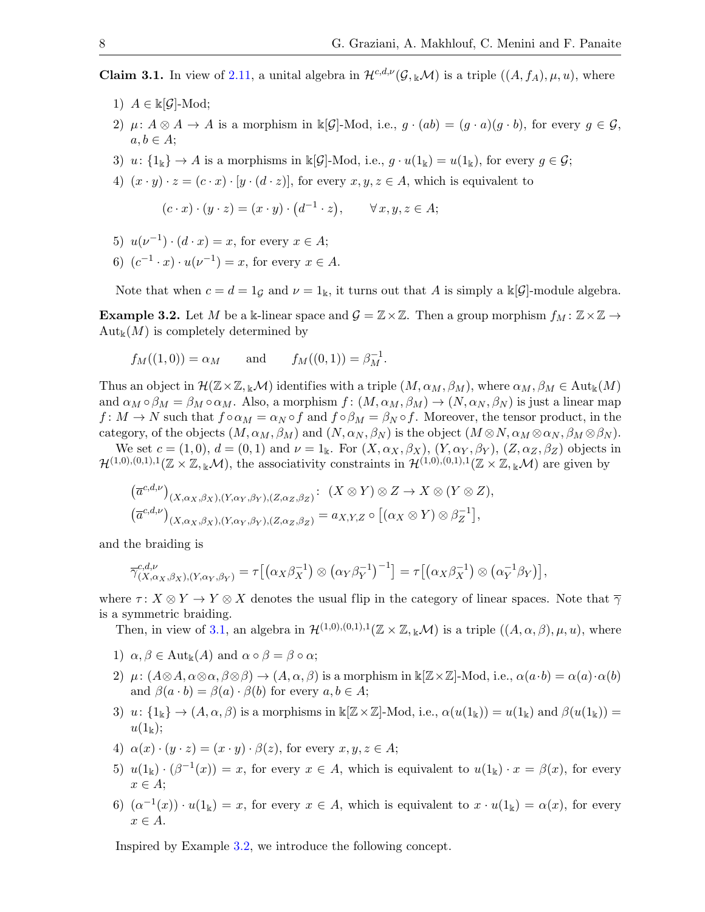**Claim 3.1.** In view of 2.11, a unital algebra in $\mathcal{H}^{c,d,\nu}(\mathcal{G}, {}_{\Bbbk}\mathcal{M})$ is a triple $((A, f_A), \mu, u)$, where

1) $A \in \Bbbk[\mathcal{G}]$-Mod;
2) $\mu\colon A \otimes A \to A$ is a morphism in $\Bbbk[\mathcal{G}]$-Mod, i.e., $g \cdot (ab) = (g \cdot a)(g \cdot b)$, for every $g \in \mathcal{G}$, $a, b \in A$;
3) $u\colon \{1_{\Bbbk}\} \to A$ is a morphisms in $\Bbbk[\mathcal{G}]$-Mod, i.e., $g \cdot u(1_{\Bbbk}) = u(1_{\Bbbk})$, for every $g \in \mathcal{G}$;
4) $(x \cdot y) \cdot z = (c \cdot x) \cdot [y \cdot (d \cdot z)]$, for every $x, y, z \in A$, which is equivalent to
$$(c \cdot x) \cdot (y \cdot z) = (x \cdot y) \cdot \left(d^{-1} \cdot z\right), \qquad \forall\, x, y, z \in A;$$
5) $u(\nu^{-1}) \cdot (d \cdot x) = x$, for every $x \in A$;
6) $(c^{-1} \cdot x) \cdot u(\nu^{-1}) = x$, for every $x \in A$.

Note that when $c = d = 1_{\mathcal{G}}$ and $\nu = 1_{\Bbbk}$, it turns out that $A$ is simply a $\Bbbk[\mathcal{G}]$-module algebra.

**Example 3.2.** Let $M$ be a $\Bbbk$-linear space and $\mathcal{G} = \mathbb{Z} \times \mathbb{Z}$. Then a group morphism $f_M\colon \mathbb{Z} \times \mathbb{Z} \to \operatorname{Aut}_{\Bbbk}(M)$ is completely determined by

$$f_M((1, 0)) = \alpha_M \qquad \text{and} \qquad f_M((0, 1)) = \beta_M^{-1}.$$

Thus an object in $\mathcal{H}(\mathbb{Z} \times \mathbb{Z}, {}_{\Bbbk}\mathcal{M})$ identifies with a triple $(M, \alpha_M, \beta_M)$, where $\alpha_M, \beta_M \in \operatorname{Aut}_{\Bbbk}(M)$ and $\alpha_M \circ \beta_M = \beta_M \circ \alpha_M$. Also, a morphism $f\colon (M, \alpha_M, \beta_M) \to (N, \alpha_N, \beta_N)$ is just a linear map $f\colon M \to N$ such that $f \circ \alpha_M = \alpha_N \circ f$ and $f \circ \beta_M = \beta_N \circ f$. Moreover, the tensor product, in the category, of the objects $(M, \alpha_M, \beta_M)$ and $(N, \alpha_N, \beta_N)$ is the object $(M \otimes N, \alpha_M \otimes \alpha_N, \beta_M \otimes \beta_N)$.

We set $c = (1, 0)$, $d = (0, 1)$ and $\nu = 1_{\Bbbk}$. For $(X, \alpha_X, \beta_X)$, $(Y, \alpha_Y, \beta_Y)$, $(Z, \alpha_Z, \beta_Z)$ objects in $\mathcal{H}^{(1,0),(0,1),1}(\mathbb{Z} \times \mathbb{Z}, {}_{\Bbbk}\mathcal{M})$, the associativity constraints in $\mathcal{H}^{(1,0),(0,1),1}(\mathbb{Z} \times \mathbb{Z}, {}_{\Bbbk}\mathcal{M})$ are given by

$$\left(\overline{a}^{c,d,\nu}\right)_{(X,\alpha_X,\beta_X),(Y,\alpha_Y,\beta_Y),(Z,\alpha_Z,\beta_Z)}\colon\ (X \otimes Y) \otimes Z \to X \otimes (Y \otimes Z),$$
$$\left(\overline{a}^{c,d,\nu}\right)_{(X,\alpha_X,\beta_X),(Y,\alpha_Y,\beta_Y),(Z,\alpha_Z,\beta_Z)} = a_{X,Y,Z} \circ \left[(\alpha_X \otimes Y) \otimes \beta_Z^{-1}\right],$$

and the braiding is

$$\overline{\gamma}^{c,d,\nu}_{(X,\alpha_X,\beta_X),(Y,\alpha_Y,\beta_Y)} = \tau\left[\left(\alpha_X \beta_X^{-1}\right) \otimes \left(\alpha_Y \beta_Y^{-1}\right)^{-1}\right] = \tau\left[\left(\alpha_X \beta_X^{-1}\right) \otimes \left(\alpha_Y^{-1} \beta_Y\right)\right],$$

where $\tau\colon X \otimes Y \to Y \otimes X$ denotes the usual flip in the category of linear spaces. Note that $\overline{\gamma}$ is a symmetric braiding.

Then, in view of 3.1, an algebra in $\mathcal{H}^{(1,0),(0,1),1}(\mathbb{Z} \times \mathbb{Z}, {}_{\Bbbk}\mathcal{M})$ is a triple $((A, \alpha, \beta), \mu, u)$, where

1) $\alpha, \beta \in \operatorname{Aut}_{\Bbbk}(A)$ and $\alpha \circ \beta = \beta \circ \alpha$;
2) $\mu\colon (A \otimes A, \alpha \otimes \alpha, \beta \otimes \beta) \to (A, \alpha, \beta)$ is a morphism in $\Bbbk[\mathbb{Z} \times \mathbb{Z}]$-Mod, i.e., $\alpha(a \cdot b) = \alpha(a) \cdot \alpha(b)$ and $\beta(a \cdot b) = \beta(a) \cdot \beta(b)$ for every $a, b \in A$;
3) $u\colon \{1_{\Bbbk}\} \to (A, \alpha, \beta)$ is a morphisms in $\Bbbk[\mathbb{Z} \times \mathbb{Z}]$-Mod, i.e., $\alpha(u(1_{\Bbbk})) = u(1_{\Bbbk})$ and $\beta(u(1_{\Bbbk})) = u(1_{\Bbbk})$;
4) $\alpha(x) \cdot (y \cdot z) = (x \cdot y) \cdot \beta(z)$, for every $x, y, z \in A$;
5) $u(1_{\Bbbk}) \cdot (\beta^{-1}(x)) = x$, for every $x \in A$, which is equivalent to $u(1_{\Bbbk}) \cdot x = \beta(x)$, for every $x \in A$;
6) $(\alpha^{-1}(x)) \cdot u(1_{\Bbbk}) = x$, for every $x \in A$, which is equivalent to $x \cdot u(1_{\Bbbk}) = \alpha(x)$, for every $x \in A$.

Inspired by Example 3.2, we introduce the following concept.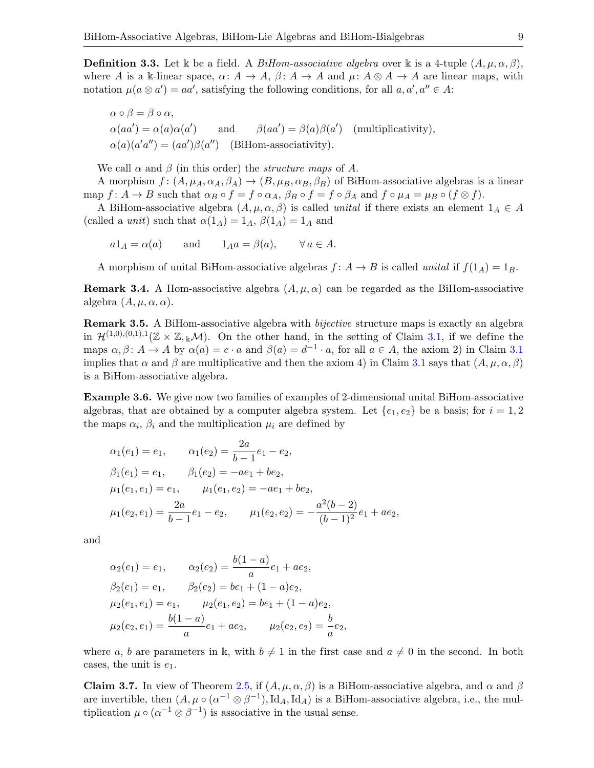**Definition 3.3.** Let $\Bbbk$ be a field. A *BiHom-associative algebra* over $\Bbbk$ is a 4-tuple $(A,\mu,\alpha,\beta)$, where $A$ is a $\Bbbk$-linear space, $\alpha\colon A\to A$, $\beta\colon A\to A$ and $\mu\colon A\otimes A\to A$ are linear maps, with notation $\mu(a\otimes a')=aa'$, satisfying the following conditions, for all $a,a',a''\in A$:

$$\alpha\circ\beta=\beta\circ\alpha,$$
$$\alpha(aa')=\alpha(a)\alpha(a') \qquad\text{and}\qquad \beta(aa')=\beta(a)\beta(a') \quad\text{(multiplicativity)},$$
$$\alpha(a)(a'a'')=(aa')\beta(a'') \quad\text{(BiHom-associativity)}.$$

We call $\alpha$ and $\beta$ (in this order) the *structure maps* of $A$.

A morphism $f\colon (A,\mu_A,\alpha_A,\beta_A)\to(B,\mu_B,\alpha_B,\beta_B)$ of BiHom-associative algebras is a linear map $f\colon A\to B$ such that $\alpha_B\circ f=f\circ\alpha_A$, $\beta_B\circ f=f\circ\beta_A$ and $f\circ\mu_A=\mu_B\circ(f\otimes f)$.

A BiHom-associative algebra $(A,\mu,\alpha,\beta)$ is called *unital* if there exists an element $1_A\in A$ (called a *unit*) such that $\alpha(1_A)=1_A$, $\beta(1_A)=1_A$ and

$$a1_A=\alpha(a) \qquad\text{and}\qquad 1_Aa=\beta(a), \qquad \forall\, a\in A.$$

A morphism of unital BiHom-associative algebras $f\colon A\to B$ is called *unital* if $f(1_A)=1_B$.

**Remark 3.4.** A Hom-associative algebra $(A,\mu,\alpha)$ can be regarded as the BiHom-associative algebra $(A,\mu,\alpha,\alpha)$.

**Remark 3.5.** A BiHom-associative algebra with *bijective* structure maps is exactly an algebra in $\mathcal{H}^{(1,0),(0,1),1}(\mathbb{Z}\times\mathbb{Z},{}_\Bbbk\mathcal{M})$. On the other hand, in the setting of Claim 3.1, if we define the maps $\alpha,\beta\colon A\to A$ by $\alpha(a)=c\cdot a$ and $\beta(a)=d^{-1}\cdot a$, for all $a\in A$, the axiom 2) in Claim 3.1 implies that $\alpha$ and $\beta$ are multiplicative and then the axiom 4) in Claim 3.1 says that $(A,\mu,\alpha,\beta)$ is a BiHom-associative algebra.

**Example 3.6.** We give now two families of examples of 2-dimensional unital BiHom-associative algebras, that are obtained by a computer algebra system. Let $\{e_1,e_2\}$ be a basis; for $i=1,2$ the maps $\alpha_i$, $\beta_i$ and the multiplication $\mu_i$ are defined by

$$\alpha_1(e_1)=e_1, \qquad \alpha_1(e_2)=\frac{2a}{b-1}e_1-e_2,$$
$$\beta_1(e_1)=e_1, \qquad \beta_1(e_2)=-ae_1+be_2,$$
$$\mu_1(e_1,e_1)=e_1, \qquad \mu_1(e_1,e_2)=-ae_1+be_2,$$
$$\mu_1(e_2,e_1)=\frac{2a}{b-1}e_1-e_2, \qquad \mu_1(e_2,e_2)=-\frac{a^2(b-2)}{(b-1)^2}e_1+ae_2,$$

and

$$\alpha_2(e_1)=e_1, \qquad \alpha_2(e_2)=\frac{b(1-a)}{a}e_1+ae_2,$$
$$\beta_2(e_1)=e_1, \qquad \beta_2(e_2)=be_1+(1-a)e_2,$$
$$\mu_2(e_1,e_1)=e_1, \qquad \mu_2(e_1,e_2)=be_1+(1-a)e_2,$$
$$\mu_2(e_2,e_1)=\frac{b(1-a)}{a}e_1+ae_2, \qquad \mu_2(e_2,e_2)=\frac{b}{a}e_2,$$

where $a$, $b$ are parameters in $\Bbbk$, with $b\neq 1$ in the first case and $a\neq 0$ in the second. In both cases, the unit is $e_1$.

**Claim 3.7.** In view of Theorem 2.5, if $(A,\mu,\alpha,\beta)$ is a BiHom-associative algebra, and $\alpha$ and $\beta$ are invertible, then $(A,\mu\circ(\alpha^{-1}\otimes\beta^{-1}),\mathrm{Id}_A,\mathrm{Id}_A)$ is a BiHom-associative algebra, i.e., the multiplication $\mu\circ(\alpha^{-1}\otimes\beta^{-1})$ is associative in the usual sense.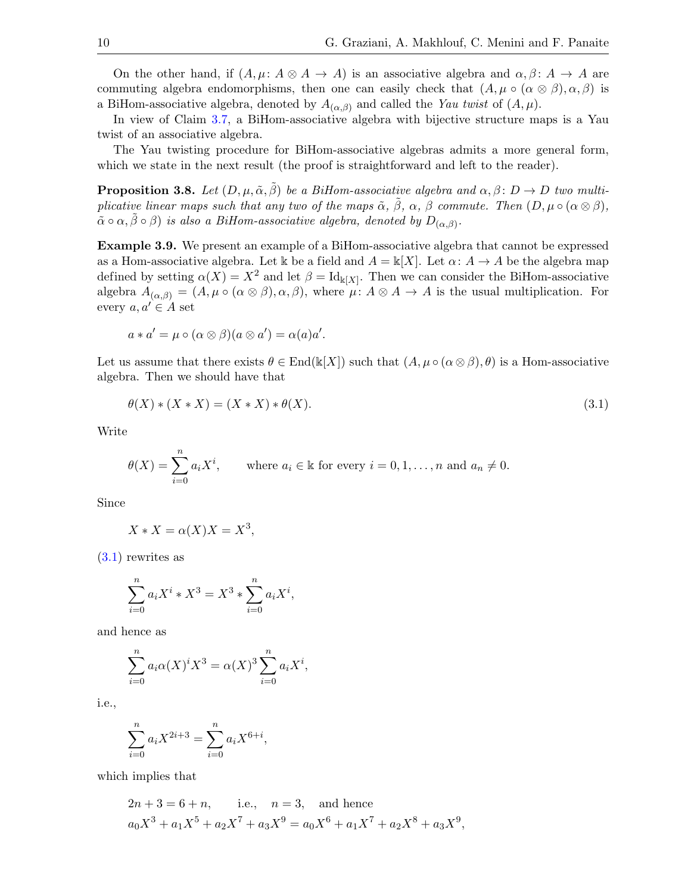On the other hand, if $(A, \mu\colon A \otimes A \to A)$ is an associative algebra and $\alpha, \beta\colon A \to A$ are commuting algebra endomorphisms, then one can easily check that $(A, \mu \circ (\alpha \otimes \beta), \alpha, \beta)$ is a BiHom-associative algebra, denoted by $A_{(\alpha,\beta)}$ and called the *Yau twist* of $(A, \mu)$.

In view of Claim 3.7, a BiHom-associative algebra with bijective structure maps is a Yau twist of an associative algebra.

The Yau twisting procedure for BiHom-associative algebras admits a more general form, which we state in the next result (the proof is straightforward and left to the reader).

**Proposition 3.8.** *Let $(D, \mu, \tilde{\alpha}, \tilde{\beta})$ be a BiHom-associative algebra and $\alpha, \beta\colon D \to D$ two multiplicative linear maps such that any two of the maps $\tilde{\alpha}$, $\tilde{\beta}$, $\alpha$, $\beta$ commute. Then $(D, \mu \circ (\alpha \otimes \beta), \tilde{\alpha} \circ \alpha, \tilde{\beta} \circ \beta)$ is also a BiHom-associative algebra, denoted by $D_{(\alpha,\beta)}$.*

**Example 3.9.** We present an example of a BiHom-associative algebra that cannot be expressed as a Hom-associative algebra. Let $\Bbbk$ be a field and $A = \Bbbk[X]$. Let $\alpha\colon A \to A$ be the algebra map defined by setting $\alpha(X) = X^2$ and let $\beta = \mathrm{Id}_{\Bbbk[X]}$. Then we can consider the BiHom-associative algebra $A_{(\alpha,\beta)} = (A, \mu \circ (\alpha \otimes \beta), \alpha, \beta)$, where $\mu\colon A \otimes A \to A$ is the usual multiplication. For every $a, a' \in A$ set

$$a * a' = \mu \circ (\alpha \otimes \beta)(a \otimes a') = \alpha(a)a'.$$

Let us assume that there exists $\theta \in \mathrm{End}(\Bbbk[X])$ such that $(A, \mu \circ (\alpha \otimes \beta), \theta)$ is a Hom-associative algebra. Then we should have that

$$\theta(X) * (X * X) = (X * X) * \theta(X). \tag{3.1}$$

Write

$$\theta(X) = \sum_{i=0}^{n} a_i X^i, \qquad \text{where } a_i \in \Bbbk \text{ for every } i = 0, 1, \dots, n \text{ and } a_n \neq 0.$$

Since

$$X * X = \alpha(X)X = X^3,$$

(3.1) rewrites as

$$\sum_{i=0}^{n} a_i X^i * X^3 = X^3 * \sum_{i=0}^{n} a_i X^i,$$

and hence as

$$\sum_{i=0}^{n} a_i \alpha(X)^i X^3 = \alpha(X)^3 \sum_{i=0}^{n} a_i X^i,$$

i.e.,

$$\sum_{i=0}^{n} a_i X^{2i+3} = \sum_{i=0}^{n} a_i X^{6+i},$$

which implies that

$$2n + 3 = 6 + n, \qquad \text{i.e.,} \quad n = 3, \quad \text{and hence}$$
$$a_0 X^3 + a_1 X^5 + a_2 X^7 + a_3 X^9 = a_0 X^6 + a_1 X^7 + a_2 X^8 + a_3 X^9,$$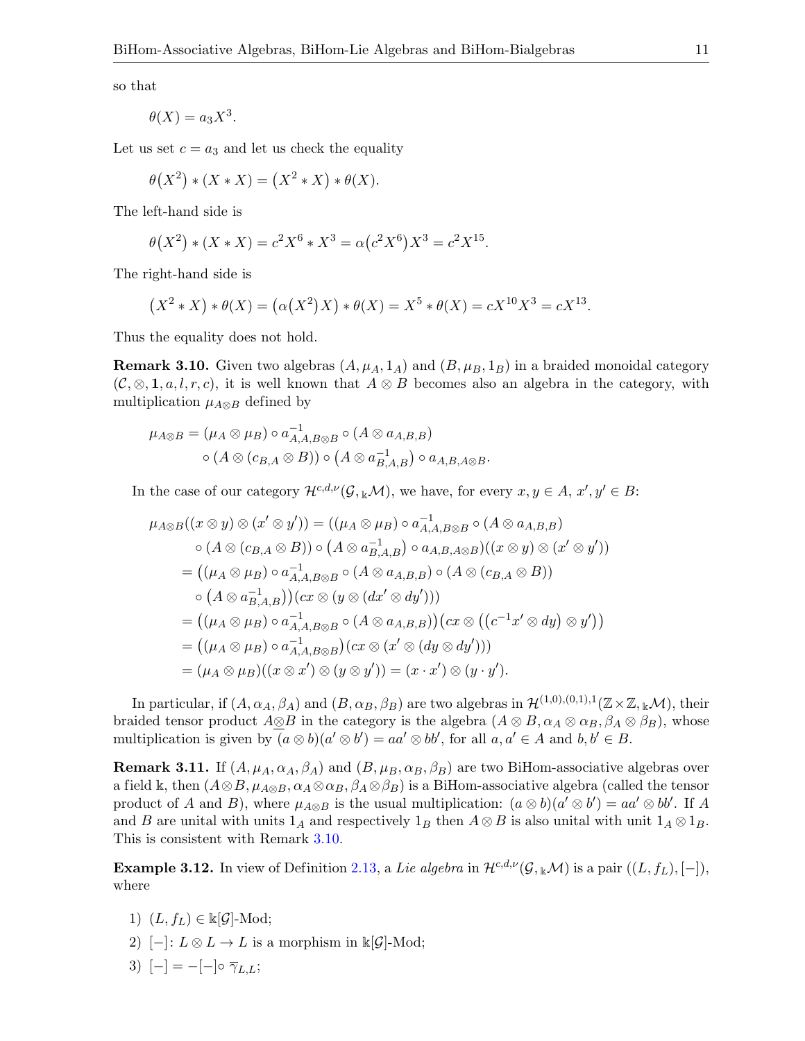so that

$$\theta(X) = a_3 X^3.$$

Let us set $c = a_3$ and let us check the equality

$$\theta\big(X^2\big) * (X * X) = \big(X^2 * X\big) * \theta(X).$$

The left-hand side is

$$\theta\big(X^2\big) * (X * X) = c^2 X^6 * X^3 = \alpha\big(c^2 X^6\big) X^3 = c^2 X^{15}.$$

The right-hand side is

$$\big(X^2 * X\big) * \theta(X) = \big(\alpha\big(X^2\big) X\big) * \theta(X) = X^5 * \theta(X) = cX^{10} X^3 = cX^{13}.$$

Thus the equality does not hold.

**Remark 3.10.** Given two algebras $(A, \mu_A, 1_A)$ and $(B, \mu_B, 1_B)$ in a braided monoidal category $(\mathcal{C}, \otimes, \mathbf{1}, a, l, r, c)$, it is well known that $A \otimes B$ becomes also an algebra in the category, with multiplication $\mu_{A\otimes B}$ defined by

$$\begin{aligned}\mu_{A\otimes B} &= (\mu_A \otimes \mu_B) \circ a^{-1}_{A,A,B\otimes B} \circ (A \otimes a_{A,B,B}) \\ &\quad \circ (A \otimes (c_{B,A} \otimes B)) \circ \big(A \otimes a^{-1}_{B,A,B}\big) \circ a_{A,B,A\otimes B}.\end{aligned}$$

In the case of our category $\mathcal{H}^{c,d,\nu}(\mathcal{G}, {}_{\Bbbk}\mathcal{M})$, we have, for every $x, y \in A$, $x', y' \in B$:

$$\begin{aligned}\mu_{A\otimes B}((x \otimes y) \otimes (x' \otimes y')) &= ((\mu_A \otimes \mu_B) \circ a^{-1}_{A,A,B\otimes B} \circ (A \otimes a_{A,B,B}) \\ &\quad \circ (A \otimes (c_{B,A} \otimes B)) \circ \big(A \otimes a^{-1}_{B,A,B}\big) \circ a_{A,B,A\otimes B})((x \otimes y) \otimes (x' \otimes y')) \\ &= \big((\mu_A \otimes \mu_B) \circ a^{-1}_{A,A,B\otimes B} \circ (A \otimes a_{A,B,B}) \circ (A \otimes (c_{B,A} \otimes B)) \\ &\quad \circ \big(A \otimes a^{-1}_{B,A,B}\big)\big)(cx \otimes (y \otimes (dx' \otimes dy'))) \\ &= \big((\mu_A \otimes \mu_B) \circ a^{-1}_{A,A,B\otimes B} \circ (A \otimes a_{A,B,B})\big)\big(cx \otimes \big(\big(c^{-1}x' \otimes dy\big) \otimes y'\big)\big) \\ &= \big((\mu_A \otimes \mu_B) \circ a^{-1}_{A,A,B\otimes B}\big)(cx \otimes (x' \otimes (dy \otimes dy'))) \\ &= (\mu_A \otimes \mu_B)((x \otimes x') \otimes (y \otimes y')) = (x \cdot x') \otimes (y \cdot y').\end{aligned}$$

In particular, if $(A, \alpha_A, \beta_A)$ and $(B, \alpha_B, \beta_B)$ are two algebras in $\mathcal{H}^{(1,0),(0,1),1}(\mathbb{Z}\times\mathbb{Z}, {}_{\Bbbk}\mathcal{M})$, their braided tensor product $A\underline{\otimes}B$ in the category is the algebra $(A \otimes B, \alpha_A \otimes \alpha_B, \beta_A \otimes \beta_B)$, whose multiplication is given by $(a \otimes b)(a' \otimes b') = aa' \otimes bb'$, for all $a, a' \in A$ and $b, b' \in B$.

**Remark 3.11.** If $(A, \mu_A, \alpha_A, \beta_A)$ and $(B, \mu_B, \alpha_B, \beta_B)$ are two BiHom-associative algebras over a field $\Bbbk$, then $(A\otimes B, \mu_{A\otimes B}, \alpha_A\otimes\alpha_B, \beta_A\otimes\beta_B)$ is a BiHom-associative algebra (called the tensor product of $A$ and $B$), where $\mu_{A\otimes B}$ is the usual multiplication: $(a \otimes b)(a' \otimes b') = aa' \otimes bb'$. If $A$ and $B$ are unital with units $1_A$ and respectively $1_B$ then $A \otimes B$ is also unital with unit $1_A \otimes 1_B$. This is consistent with Remark 3.10.

**Example 3.12.** In view of Definition 2.13, a *Lie algebra* in $\mathcal{H}^{c,d,\nu}(\mathcal{G}, {}_{\Bbbk}\mathcal{M})$ is a pair $((L, f_L), [-])$, where

1) $(L, f_L) \in \Bbbk[\mathcal{G}]$-Mod;
2) $[-]\colon L \otimes L \to L$ is a morphism in $\Bbbk[\mathcal{G}]$-Mod;
3) $[-] = -[-]\circ \overline{\gamma}_{L,L}$;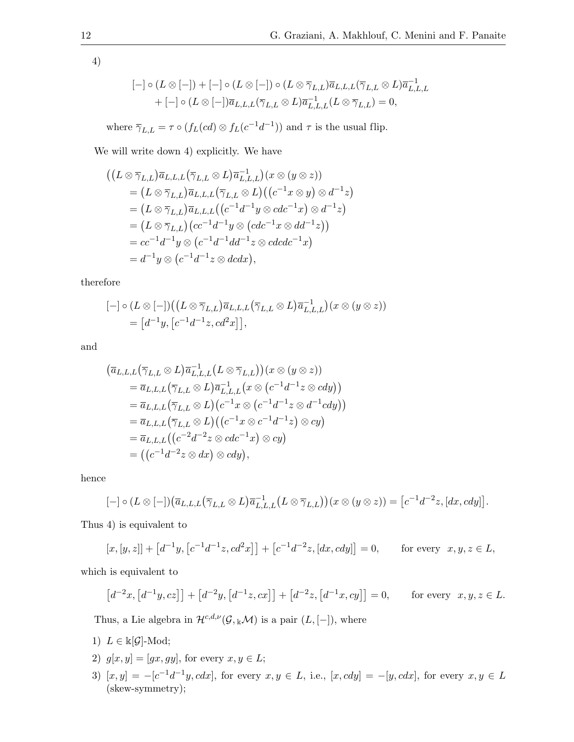4)

$$
\begin{aligned}
&[-] \circ (L \otimes [-]) + [-] \circ (L \otimes [-]) \circ (L \otimes \overline{\gamma}_{L,L}) \overline{a}_{L,L,L} (\overline{\gamma}_{L,L} \otimes L) \overline{a}^{-1}_{L,L,L} \\
&\quad + [-] \circ (L \otimes [-]) \overline{a}_{L,L,L} (\overline{\gamma}_{L,L} \otimes L) \overline{a}^{-1}_{L,L,L} (L \otimes \overline{\gamma}_{L,L}) = 0,
\end{aligned}
$$

where $\overline{\gamma}_{L,L} = \tau \circ (f_L(cd) \otimes f_L(c^{-1}d^{-1}))$ and $\tau$ is the usual flip.

We will write down 4) explicitly. We have

$$
\begin{aligned}
&\big((L \otimes \overline{\gamma}_{L,L}) \overline{a}_{L,L,L} (\overline{\gamma}_{L,L} \otimes L) \overline{a}^{-1}_{L,L,L}\big)(x \otimes (y \otimes z)) \\
&\quad = (L \otimes \overline{\gamma}_{L,L}) \overline{a}_{L,L,L} (\overline{\gamma}_{L,L} \otimes L)\big((c^{-1}x \otimes y) \otimes d^{-1}z\big) \\
&\quad = (L \otimes \overline{\gamma}_{L,L}) \overline{a}_{L,L,L}\big((c^{-1}d^{-1}y \otimes cdc^{-1}x) \otimes d^{-1}z\big) \\
&\quad = (L \otimes \overline{\gamma}_{L,L})\big(cc^{-1}d^{-1}y \otimes (cdc^{-1}x \otimes dd^{-1}z)\big) \\
&\quad = cc^{-1}d^{-1}y \otimes \big(c^{-1}d^{-1}dd^{-1}z \otimes cdcdc^{-1}x\big) \\
&\quad = d^{-1}y \otimes \big(c^{-1}d^{-1}z \otimes dcdx\big),
\end{aligned}
$$

therefore

$$
\begin{aligned}
&[-] \circ (L \otimes [-])\big((L \otimes \overline{\gamma}_{L,L}) \overline{a}_{L,L,L} (\overline{\gamma}_{L,L} \otimes L) \overline{a}^{-1}_{L,L,L}\big)(x \otimes (y \otimes z)) \\
&\quad = \big[d^{-1}y, \big[c^{-1}d^{-1}z, cd^2x\big]\big],
\end{aligned}
$$

and

$$
\begin{aligned}
&\big(\overline{a}_{L,L,L} (\overline{\gamma}_{L,L} \otimes L) \overline{a}^{-1}_{L,L,L} (L \otimes \overline{\gamma}_{L,L})\big)(x \otimes (y \otimes z)) \\
&\quad = \overline{a}_{L,L,L} (\overline{\gamma}_{L,L} \otimes L) \overline{a}^{-1}_{L,L,L}\big(x \otimes (c^{-1}d^{-1}z \otimes cdy)\big) \\
&\quad = \overline{a}_{L,L,L} (\overline{\gamma}_{L,L} \otimes L)\big(c^{-1}x \otimes (c^{-1}d^{-1}z \otimes d^{-1}cdy)\big) \\
&\quad = \overline{a}_{L,L,L} (\overline{\gamma}_{L,L} \otimes L)\big((c^{-1}x \otimes c^{-1}d^{-1}z) \otimes cy\big) \\
&\quad = \overline{a}_{L,L,L}\big((c^{-2}d^{-2}z \otimes cdc^{-1}x) \otimes cy\big) \\
&\quad = \big((c^{-1}d^{-2}z \otimes dx) \otimes cdy\big),
\end{aligned}
$$

hence

$$
[-] \circ (L \otimes [-])\big(\overline{a}_{L,L,L} (\overline{\gamma}_{L,L} \otimes L) \overline{a}^{-1}_{L,L,L} (L \otimes \overline{\gamma}_{L,L})\big)(x \otimes (y \otimes z)) = \big[c^{-1}d^{-2}z, [dx, cdy]\big].
$$

Thus 4) is equivalent to

$$
[x, [y, z]] + \big[d^{-1}y, \big[c^{-1}d^{-1}z, cd^2x\big]\big] + \big[c^{-1}d^{-2}z, [dx, cdy]\big] = 0, \qquad \text{for every} \;\; x, y, z \in L,
$$

which is equivalent to

$$
\big[d^{-2}x, \big[d^{-1}y, cz\big]\big] + \big[d^{-2}y, \big[d^{-1}z, cx\big]\big] + \big[d^{-2}z, \big[d^{-1}x, cy\big]\big] = 0, \qquad \text{for every} \;\; x, y, z \in L.
$$

Thus, a Lie algebra in $\mathcal{H}^{c,d,\nu}(\mathcal{G}, {}_{\Bbbk}\mathcal{M})$ is a pair $(L, [-])$, where

1) $L \in \Bbbk[\mathcal{G}]$-Mod;
2) $g[x, y] = [gx, gy]$, for every $x, y \in L$;
3) $[x, y] = -[c^{-1}d^{-1}y, cdx]$, for every $x, y \in L$, i.e., $[x, cdy] = -[y, cdx]$, for every $x, y \in L$ (skew-symmetry);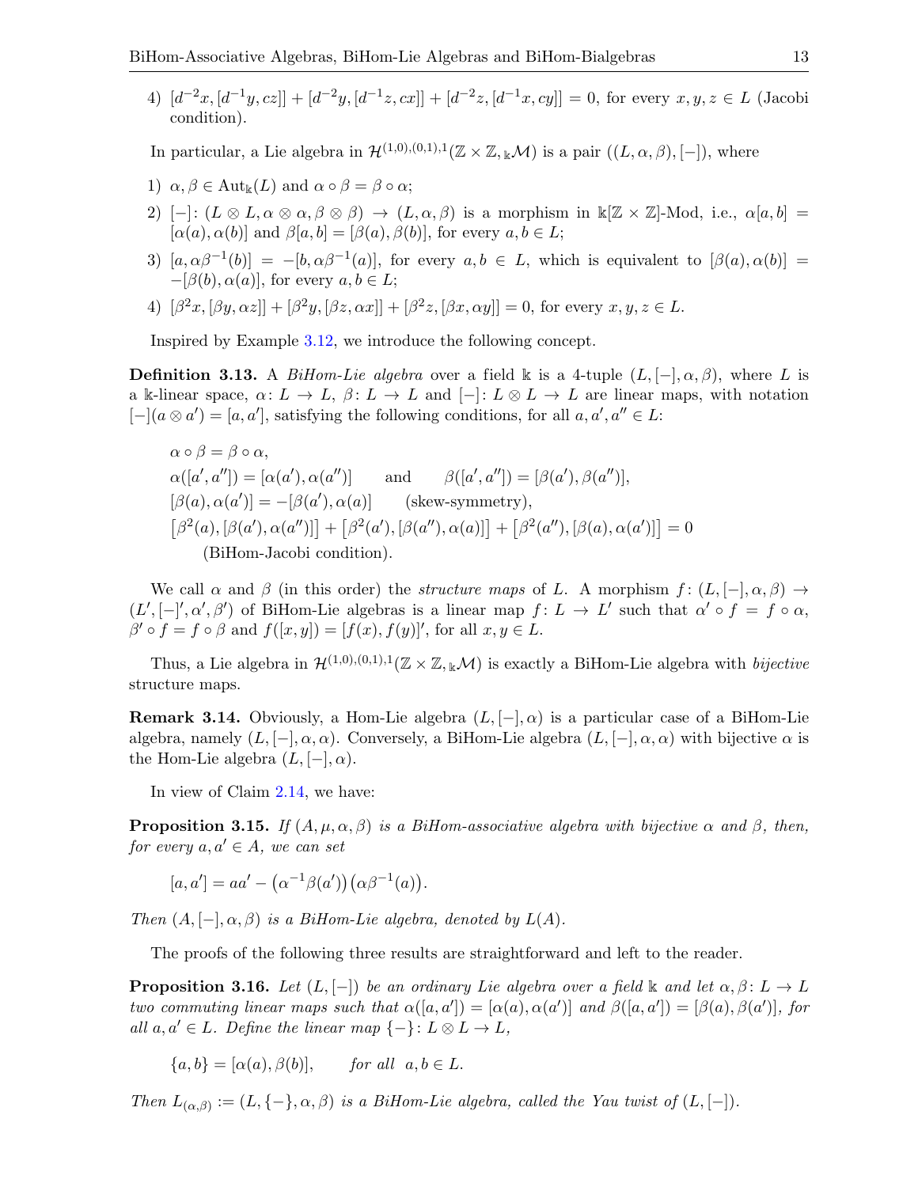4) $[d^{-2}x, [d^{-1}y, cz]] + [d^{-2}y, [d^{-1}z, cx]] + [d^{-2}z, [d^{-1}x, cy]] = 0$, for every $x, y, z \in L$ (Jacobi condition).

In particular, a Lie algebra in $\mathcal{H}^{(1,0),(0,1),1}(\mathbb{Z}\times\mathbb{Z}, {}_{\Bbbk}\mathcal{M})$ is a pair $((L, \alpha, \beta), [-])$, where

1) $\alpha, \beta \in \mathrm{Aut}_{\Bbbk}(L)$ and $\alpha \circ \beta = \beta \circ \alpha$;
2) $[-]\colon (L \otimes L, \alpha \otimes \alpha, \beta \otimes \beta) \to (L, \alpha, \beta)$ is a morphism in $\Bbbk[\mathbb{Z}\times\mathbb{Z}]$-Mod, i.e., $\alpha[a, b] = [\alpha(a), \alpha(b)]$ and $\beta[a, b] = [\beta(a), \beta(b)]$, for every $a, b \in L$;
3) $[a, \alpha\beta^{-1}(b)] = -[b, \alpha\beta^{-1}(a)]$, for every $a, b \in L$, which is equivalent to $[\beta(a), \alpha(b)] = -[\beta(b), \alpha(a)]$, for every $a, b \in L$;
4) $[\beta^2 x, [\beta y, \alpha z]] + [\beta^2 y, [\beta z, \alpha x]] + [\beta^2 z, [\beta x, \alpha y]] = 0$, for every $x, y, z \in L$.

Inspired by Example 3.12, we introduce the following concept.

**Definition 3.13.** A *BiHom-Lie algebra* over a field $\Bbbk$ is a 4-tuple $(L, [-], \alpha, \beta)$, where $L$ is a $\Bbbk$-linear space, $\alpha\colon L \to L$, $\beta\colon L \to L$ and $[-]\colon L \otimes L \to L$ are linear maps, with notation $[-](a \otimes a') = [a, a']$, satisfying the following conditions, for all $a, a', a'' \in L$:

$$\alpha \circ \beta = \beta \circ \alpha,$$
$$\alpha([a', a'']) = [\alpha(a'), \alpha(a'')] \qquad \text{and} \qquad \beta([a', a'']) = [\beta(a'), \beta(a'')],$$
$$[\beta(a), \alpha(a')] = -[\beta(a'), \alpha(a)] \qquad \text{(skew-symmetry)},$$
$$\big[\beta^2(a), [\beta(a'), \alpha(a'')]\big] + \big[\beta^2(a'), [\beta(a''), \alpha(a)]\big] + \big[\beta^2(a''), [\beta(a), \alpha(a')]\big] = 0$$
$$\text{(BiHom-Jacobi condition).}$$

We call $\alpha$ and $\beta$ (in this order) the *structure maps* of $L$. A morphism $f\colon (L, [-], \alpha, \beta) \to (L', [-]', \alpha', \beta')$ of BiHom-Lie algebras is a linear map $f\colon L \to L'$ such that $\alpha' \circ f = f \circ \alpha$, $\beta' \circ f = f \circ \beta$ and $f([x, y]) = [f(x), f(y)]'$, for all $x, y \in L$.

Thus, a Lie algebra in $\mathcal{H}^{(1,0),(0,1),1}(\mathbb{Z}\times\mathbb{Z}, {}_{\Bbbk}\mathcal{M})$ is exactly a BiHom-Lie algebra with *bijective* structure maps.

**Remark 3.14.** Obviously, a Hom-Lie algebra $(L, [-], \alpha)$ is a particular case of a BiHom-Lie algebra, namely $(L, [-], \alpha, \alpha)$. Conversely, a BiHom-Lie algebra $(L, [-], \alpha, \alpha)$ with bijective $\alpha$ is the Hom-Lie algebra $(L, [-], \alpha)$.

In view of Claim 2.14, we have:

**Proposition 3.15.** *If $(A, \mu, \alpha, \beta)$ is a BiHom-associative algebra with bijective $\alpha$ and $\beta$, then, for every $a, a' \in A$, we can set*

$$[a, a'] = aa' - \big(\alpha^{-1}\beta(a')\big)\big(\alpha\beta^{-1}(a)\big).$$

*Then $(A, [-], \alpha, \beta)$ is a BiHom-Lie algebra, denoted by $L(A)$.*

The proofs of the following three results are straightforward and left to the reader.

**Proposition 3.16.** *Let $(L, [-])$ be an ordinary Lie algebra over a field $\Bbbk$ and let $\alpha, \beta\colon L \to L$ two commuting linear maps such that $\alpha([a, a']) = [\alpha(a), \alpha(a')]$ and $\beta([a, a']) = [\beta(a), \beta(a')]$, for all $a, a' \in L$. Define the linear map $\{-\}\colon L \otimes L \to L$,*

$$\{a, b\} = [\alpha(a), \beta(b)], \qquad \text{for all} \ \ a, b \in L.$$

*Then $L_{(\alpha,\beta)} := (L, \{-\}, \alpha, \beta)$ is a BiHom-Lie algebra, called the Yau twist of $(L, [-])$.*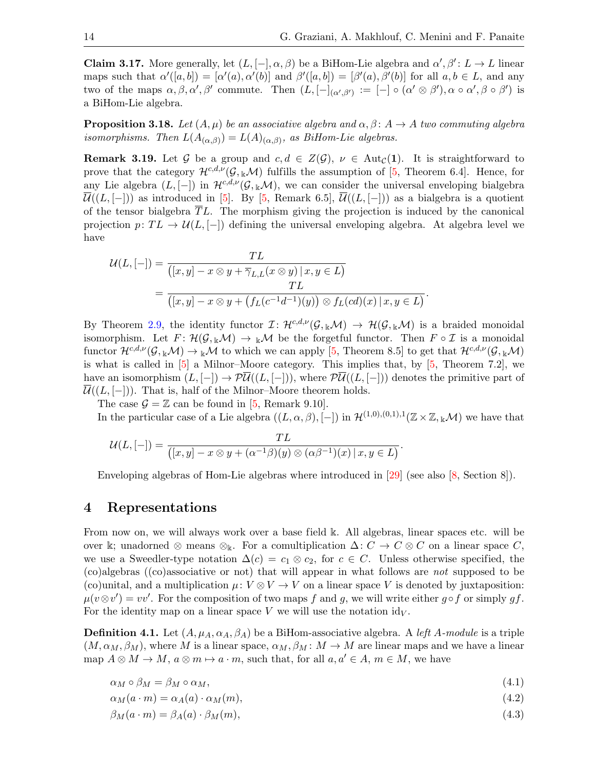**Claim 3.17.** More generally, let $(L, [-], \alpha, \beta)$ be a BiHom-Lie algebra and $\alpha', \beta' \colon L \to L$ linear maps such that $\alpha'([a,b]) = [\alpha'(a), \alpha'(b)]$ and $\beta'([a,b]) = [\beta'(a), \beta'(b)]$ for all $a, b \in L$, and any two of the maps $\alpha, \beta, \alpha', \beta'$ commute. Then $(L, [-]_{(\alpha',\beta')} := [-] \circ (\alpha' \otimes \beta'), \alpha \circ \alpha', \beta \circ \beta')$ is a BiHom-Lie algebra.

**Proposition 3.18.** *Let $(A, \mu)$ be an associative algebra and $\alpha, \beta \colon A \to A$ two commuting algebra isomorphisms. Then $L(A_{(\alpha,\beta)}) = L(A)_{(\alpha,\beta)}$, as BiHom-Lie algebras.*

**Remark 3.19.** Let $\mathcal{G}$ be a group and $c, d \in Z(\mathcal{G})$, $\nu \in \mathrm{Aut}_{\mathcal{C}}(\mathbf{1})$. It is straightforward to prove that the category $\mathcal{H}^{c,d,\nu}(\mathcal{G}, {}_{\Bbbk}\mathcal{M})$ fulfills the assumption of [5, Theorem 6.4]. Hence, for any Lie algebra $(L, [-])$ in $\mathcal{H}^{c,d,\nu}(\mathcal{G}, {}_{\Bbbk}\mathcal{M})$, we can consider the universal enveloping bialgebra $\overline{\mathcal{U}}((L, [-]))$ as introduced in [5]. By [5, Remark 6.5], $\overline{\mathcal{U}}((L, [-]))$ as a bialgebra is a quotient of the tensor bialgebra $\overline{T}L$. The morphism giving the projection is induced by the canonical projection $p \colon TL \to \mathcal{U}(L, [-])$ defining the universal enveloping algebra. At algebra level we have

$$\begin{aligned}
\mathcal{U}(L, [-]) &= \frac{TL}{\big([x,y] - x \otimes y + \overline{\gamma}_{L,L}(x \otimes y) \,|\, x, y \in L\big)} \\
&= \frac{TL}{\big([x,y] - x \otimes y + \big(f_L(c^{-1}d^{-1})(y)\big) \otimes f_L(cd)(x) \,|\, x, y \in L\big)}.
\end{aligned}$$

By Theorem 2.9, the identity functor $\mathcal{I} \colon \mathcal{H}^{c,d,\nu}(\mathcal{G}, {}_{\Bbbk}\mathcal{M}) \to \mathcal{H}(\mathcal{G}, {}_{\Bbbk}\mathcal{M})$ is a braided monoidal isomorphism. Let $F \colon \mathcal{H}(\mathcal{G}, {}_{\Bbbk}\mathcal{M}) \to {}_{\Bbbk}\mathcal{M}$ be the forgetful functor. Then $F \circ \mathcal{I}$ is a monoidal functor $\mathcal{H}^{c,d,\nu}(\mathcal{G}, {}_{\Bbbk}\mathcal{M}) \to {}_{\Bbbk}\mathcal{M}$ to which we can apply [5, Theorem 8.5] to get that $\mathcal{H}^{c,d,\nu}(\mathcal{G}, {}_{\Bbbk}\mathcal{M})$ is what is called in [5] a Milnor–Moore category. This implies that, by [5, Theorem 7.2], we have an isomorphism $(L, [-]) \to \mathcal{P}\overline{\mathcal{U}}((L, [-]))$, where $\mathcal{P}\overline{\mathcal{U}}((L, [-]))$ denotes the primitive part of $\overline{\mathcal{U}}((L, [-]))$. That is, half of the Milnor–Moore theorem holds.

The case $\mathcal{G} = \mathbb{Z}$ can be found in [5, Remark 9.10].

In the particular case of a Lie algebra $((L, \alpha, \beta), [-])$ in $\mathcal{H}^{(1,0),(0,1),1}(\mathbb{Z} \times \mathbb{Z}, {}_{\Bbbk}\mathcal{M})$ we have that

$$\mathcal{U}(L, [-]) = \frac{TL}{\big([x,y] - x \otimes y + (\alpha^{-1}\beta)(y) \otimes (\alpha\beta^{-1})(x) \,|\, x, y \in L\big)}.$$

Enveloping algebras of Hom-Lie algebras where introduced in [29] (see also [8, Section 8]).

## 4 Representations

From now on, we will always work over a base field $\Bbbk$. All algebras, linear spaces etc. will be over $\Bbbk$; unadorned $\otimes$ means $\otimes_{\Bbbk}$. For a comultiplication $\Delta \colon C \to C \otimes C$ on a linear space $C$, we use a Sweedler-type notation $\Delta(c) = c_1 \otimes c_2$, for $c \in C$. Unless otherwise specified, the (co)algebras ((co)associative or not) that will appear in what follows are *not* supposed to be (co)unital, and a multiplication $\mu \colon V \otimes V \to V$ on a linear space $V$ is denoted by juxtaposition: $\mu(v \otimes v') = vv'$. For the composition of two maps $f$ and $g$, we will write either $g \circ f$ or simply $gf$. For the identity map on a linear space $V$ we will use the notation $\mathrm{id}_V$.

**Definition 4.1.** Let $(A, \mu_A, \alpha_A, \beta_A)$ be a BiHom-associative algebra. A *left $A$-module* is a triple $(M, \alpha_M, \beta_M)$, where $M$ is a linear space, $\alpha_M, \beta_M \colon M \to M$ are linear maps and we have a linear map $A \otimes M \to M$, $a \otimes m \mapsto a \cdot m$, such that, for all $a, a' \in A$, $m \in M$, we have

$$\alpha_M \circ \beta_M = \beta_M \circ \alpha_M, \tag{4.1}$$

$$\alpha_M(a \cdot m) = \alpha_A(a) \cdot \alpha_M(m), \tag{4.2}$$

$$\beta_M(a \cdot m) = \beta_A(a) \cdot \beta_M(m), \tag{4.3}$$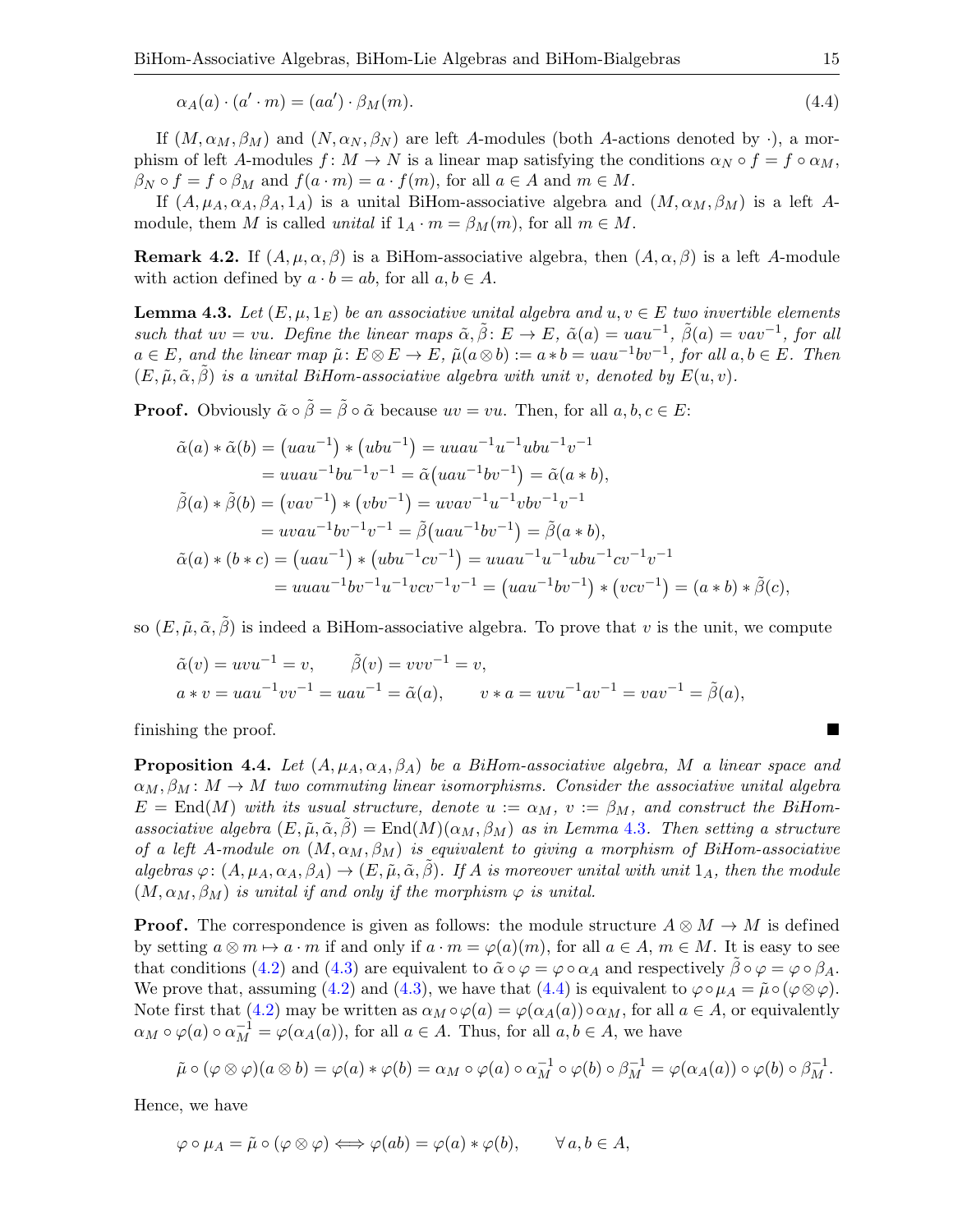$$\alpha_A(a) \cdot (a' \cdot m) = (aa') \cdot \beta_M(m). \tag{4.4}$$

If $(M, \alpha_M, \beta_M)$ and $(N, \alpha_N, \beta_N)$ are left $A$-modules (both $A$-actions denoted by $\cdot$), a morphism of left $A$-modules $f\colon M \to N$ is a linear map satisfying the conditions $\alpha_N \circ f = f \circ \alpha_M$, $\beta_N \circ f = f \circ \beta_M$ and $f(a \cdot m) = a \cdot f(m)$, for all $a \in A$ and $m \in M$.

If $(A, \mu_A, \alpha_A, \beta_A, 1_A)$ is a unital BiHom-associative algebra and $(M, \alpha_M, \beta_M)$ is a left $A$-module, them $M$ is called *unital* if $1_A \cdot m = \beta_M(m)$, for all $m \in M$.

**Remark 4.2.** If $(A, \mu, \alpha, \beta)$ is a BiHom-associative algebra, then $(A, \alpha, \beta)$ is a left $A$-module with action defined by $a \cdot b = ab$, for all $a, b \in A$.

**Lemma 4.3.** *Let $(E, \mu, 1_E)$ be an associative unital algebra and $u, v \in E$ two invertible elements such that $uv = vu$. Define the linear maps $\tilde{\alpha}, \tilde{\beta}\colon E \to E$, $\tilde{\alpha}(a) = uau^{-1}$, $\tilde{\beta}(a) = vav^{-1}$, for all $a \in E$, and the linear map $\tilde{\mu}\colon E \otimes E \to E$, $\tilde{\mu}(a \otimes b) := a * b = uau^{-1}bv^{-1}$, for all $a, b \in E$. Then $(E, \tilde{\mu}, \tilde{\alpha}, \tilde{\beta})$ is a unital BiHom-associative algebra with unit $v$, denoted by $E(u, v)$.*

**Proof.** Obviously $\tilde{\alpha} \circ \tilde{\beta} = \tilde{\beta} \circ \tilde{\alpha}$ because $uv = vu$. Then, for all $a, b, c \in E$:

$$\begin{aligned}
\tilde{\alpha}(a) * \tilde{\alpha}(b) &= \big(uau^{-1}\big) * \big(ubu^{-1}\big) = uuau^{-1}u^{-1}ubu^{-1}v^{-1} \\
&= uuau^{-1}bu^{-1}v^{-1} = \tilde{\alpha}\big(uau^{-1}bv^{-1}\big) = \tilde{\alpha}(a * b), \\
\tilde{\beta}(a) * \tilde{\beta}(b) &= \big(vav^{-1}\big) * \big(vbv^{-1}\big) = uvav^{-1}u^{-1}vbv^{-1}v^{-1} \\
&= uvau^{-1}bv^{-1}v^{-1} = \tilde{\beta}\big(uau^{-1}bv^{-1}\big) = \tilde{\beta}(a * b), \\
\tilde{\alpha}(a) * (b * c) &= \big(uau^{-1}\big) * \big(ubu^{-1}cv^{-1}\big) = uuau^{-1}u^{-1}ubu^{-1}cv^{-1}v^{-1} \\
&= uuau^{-1}bv^{-1}u^{-1}vcv^{-1}v^{-1} = \big(uau^{-1}bv^{-1}\big) * \big(vcv^{-1}\big) = (a * b) * \tilde{\beta}(c),
\end{aligned}$$

so $(E, \tilde{\mu}, \tilde{\alpha}, \tilde{\beta})$ is indeed a BiHom-associative algebra. To prove that $v$ is the unit, we compute

$$\begin{aligned}
&\tilde{\alpha}(v) = uvu^{-1} = v, \qquad \tilde{\beta}(v) = vvv^{-1} = v, \\
&a * v = uau^{-1}vv^{-1} = uau^{-1} = \tilde{\alpha}(a), \qquad v * a = uvu^{-1}av^{-1} = vav^{-1} = \tilde{\beta}(a),
\end{aligned}$$

finishing the proof. ∎

**Proposition 4.4.** *Let $(A, \mu_A, \alpha_A, \beta_A)$ be a BiHom-associative algebra, $M$ a linear space and $\alpha_M, \beta_M\colon M \to M$ two commuting linear isomorphisms. Consider the associative unital algebra $E = \operatorname{End}(M)$ with its usual structure, denote $u := \alpha_M$, $v := \beta_M$, and construct the BiHom-associative algebra $(E, \tilde{\mu}, \tilde{\alpha}, \tilde{\beta}) = \operatorname{End}(M)(\alpha_M, \beta_M)$ as in Lemma 4.3. Then setting a structure of a left $A$-module on $(M, \alpha_M, \beta_M)$ is equivalent to giving a morphism of BiHom-associative algebras $\varphi\colon (A, \mu_A, \alpha_A, \beta_A) \to (E, \tilde{\mu}, \tilde{\alpha}, \tilde{\beta})$. If $A$ is moreover unital with unit $1_A$, then the module $(M, \alpha_M, \beta_M)$ is unital if and only if the morphism $\varphi$ is unital.*

**Proof.** The correspondence is given as follows: the module structure $A \otimes M \to M$ is defined by setting $a \otimes m \mapsto a \cdot m$ if and only if $a \cdot m = \varphi(a)(m)$, for all $a \in A$, $m \in M$. It is easy to see that conditions (4.2) and (4.3) are equivalent to $\tilde{\alpha} \circ \varphi = \varphi \circ \alpha_A$ and respectively $\tilde{\beta} \circ \varphi = \varphi \circ \beta_A$. We prove that, assuming (4.2) and (4.3), we have that (4.4) is equivalent to $\varphi \circ \mu_A = \tilde{\mu} \circ (\varphi \otimes \varphi)$. Note first that (4.2) may be written as $\alpha_M \circ \varphi(a) = \varphi(\alpha_A(a)) \circ \alpha_M$, for all $a \in A$, or equivalently $\alpha_M \circ \varphi(a) \circ \alpha_M^{-1} = \varphi(\alpha_A(a))$, for all $a \in A$. Thus, for all $a, b \in A$, we have

$$\tilde{\mu} \circ (\varphi \otimes \varphi)(a \otimes b) = \varphi(a) * \varphi(b) = \alpha_M \circ \varphi(a) \circ \alpha_M^{-1} \circ \varphi(b) \circ \beta_M^{-1} = \varphi(\alpha_A(a)) \circ \varphi(b) \circ \beta_M^{-1}.$$

Hence, we have

$$\varphi \circ \mu_A = \tilde{\mu} \circ (\varphi \otimes \varphi) \Longleftrightarrow \varphi(ab) = \varphi(a) * \varphi(b), \qquad \forall\, a, b \in A,$$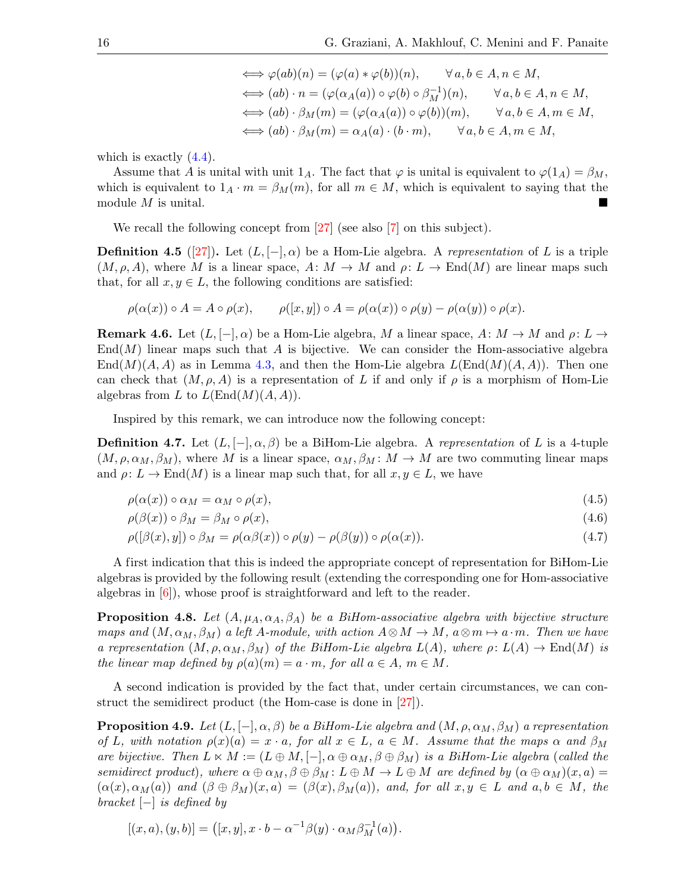$$\iff \varphi(ab)(n) = (\varphi(a) * \varphi(b))(n), \qquad \forall\, a,b \in A, n \in M,$$
$$\iff (ab)\cdot n = (\varphi(\alpha_A(a)) \circ \varphi(b) \circ \beta_M^{-1})(n), \qquad \forall\, a,b \in A, n \in M,$$
$$\iff (ab)\cdot \beta_M(m) = (\varphi(\alpha_A(a)) \circ \varphi(b))(m), \qquad \forall\, a,b \in A, m \in M,$$
$$\iff (ab)\cdot \beta_M(m) = \alpha_A(a)\cdot (b \cdot m), \qquad \forall\, a,b \in A, m \in M,$$

which is exactly (4.4).

Assume that $A$ is unital with unit $1_A$. The fact that $\varphi$ is unital is equivalent to $\varphi(1_A) = \beta_M$, which is equivalent to $1_A \cdot m = \beta_M(m)$, for all $m \in M$, which is equivalent to saying that the module $M$ is unital. ∎

We recall the following concept from [27] (see also [7] on this subject).

**Definition 4.5** ([27])**.** Let $(L, [-], \alpha)$ be a Hom-Lie algebra. A *representation* of $L$ is a triple $(M, \rho, A)$, where $M$ is a linear space, $A\colon M \to M$ and $\rho\colon L \to \mathrm{End}(M)$ are linear maps such that, for all $x, y \in L$, the following conditions are satisfied:

$$\rho(\alpha(x)) \circ A = A \circ \rho(x), \qquad \rho([x,y]) \circ A = \rho(\alpha(x)) \circ \rho(y) - \rho(\alpha(y)) \circ \rho(x).$$

**Remark 4.6.** Let $(L, [-], \alpha)$ be a Hom-Lie algebra, $M$ a linear space, $A\colon M \to M$ and $\rho\colon L \to \mathrm{End}(M)$ linear maps such that $A$ is bijective. We can consider the Hom-associative algebra $\mathrm{End}(M)(A,A)$ as in Lemma 4.3, and then the Hom-Lie algebra $L(\mathrm{End}(M)(A,A))$. Then one can check that $(M, \rho, A)$ is a representation of $L$ if and only if $\rho$ is a morphism of Hom-Lie algebras from $L$ to $L(\mathrm{End}(M)(A,A))$.

Inspired by this remark, we can introduce now the following concept:

**Definition 4.7.** Let $(L, [-], \alpha, \beta)$ be a BiHom-Lie algebra. A *representation* of $L$ is a 4-tuple $(M, \rho, \alpha_M, \beta_M)$, where $M$ is a linear space, $\alpha_M, \beta_M\colon M \to M$ are two commuting linear maps and $\rho\colon L \to \mathrm{End}(M)$ is a linear map such that, for all $x, y \in L$, we have

$$\rho(\alpha(x)) \circ \alpha_M = \alpha_M \circ \rho(x), \tag{4.5}$$
$$\rho(\beta(x)) \circ \beta_M = \beta_M \circ \rho(x), \tag{4.6}$$
$$\rho([\beta(x), y]) \circ \beta_M = \rho(\alpha\beta(x)) \circ \rho(y) - \rho(\beta(y)) \circ \rho(\alpha(x)). \tag{4.7}$$

A first indication that this is indeed the appropriate concept of representation for BiHom-Lie algebras is provided by the following result (extending the corresponding one for Hom-associative algebras in [6]), whose proof is straightforward and left to the reader.

**Proposition 4.8.** *Let $(A, \mu_A, \alpha_A, \beta_A)$ be a BiHom-associative algebra with bijective structure maps and $(M, \alpha_M, \beta_M)$ a left $A$-module, with action $A \otimes M \to M$, $a \otimes m \mapsto a \cdot m$. Then we have a representation $(M, \rho, \alpha_M, \beta_M)$ of the BiHom-Lie algebra $L(A)$, where $\rho\colon L(A) \to \mathrm{End}(M)$ is the linear map defined by $\rho(a)(m) = a \cdot m$, for all $a \in A$, $m \in M$.*

A second indication is provided by the fact that, under certain circumstances, we can construct the semidirect product (the Hom-case is done in [27]).

**Proposition 4.9.** *Let $(L, [-], \alpha, \beta)$ be a BiHom-Lie algebra and $(M, \rho, \alpha_M, \beta_M)$ a representation of $L$, with notation $\rho(x)(a) = x \cdot a$, for all $x \in L$, $a \in M$. Assume that the maps $\alpha$ and $\beta_M$ are bijective. Then $L \ltimes M := (L \oplus M, [-], \alpha \oplus \alpha_M, \beta \oplus \beta_M)$ is a BiHom-Lie algebra (called the semidirect product), where $\alpha \oplus \alpha_M, \beta \oplus \beta_M\colon L \oplus M \to L \oplus M$ are defined by $(\alpha \oplus \alpha_M)(x,a) = (\alpha(x), \alpha_M(a))$ and $(\beta \oplus \beta_M)(x,a) = (\beta(x), \beta_M(a))$, and, for all $x, y \in L$ and $a, b \in M$, the bracket $[-]$ is defined by*

$$[(x,a),(y,b)] = \big([x,y], x \cdot b - \alpha^{-1}\beta(y) \cdot \alpha_M \beta_M^{-1}(a)\big).$$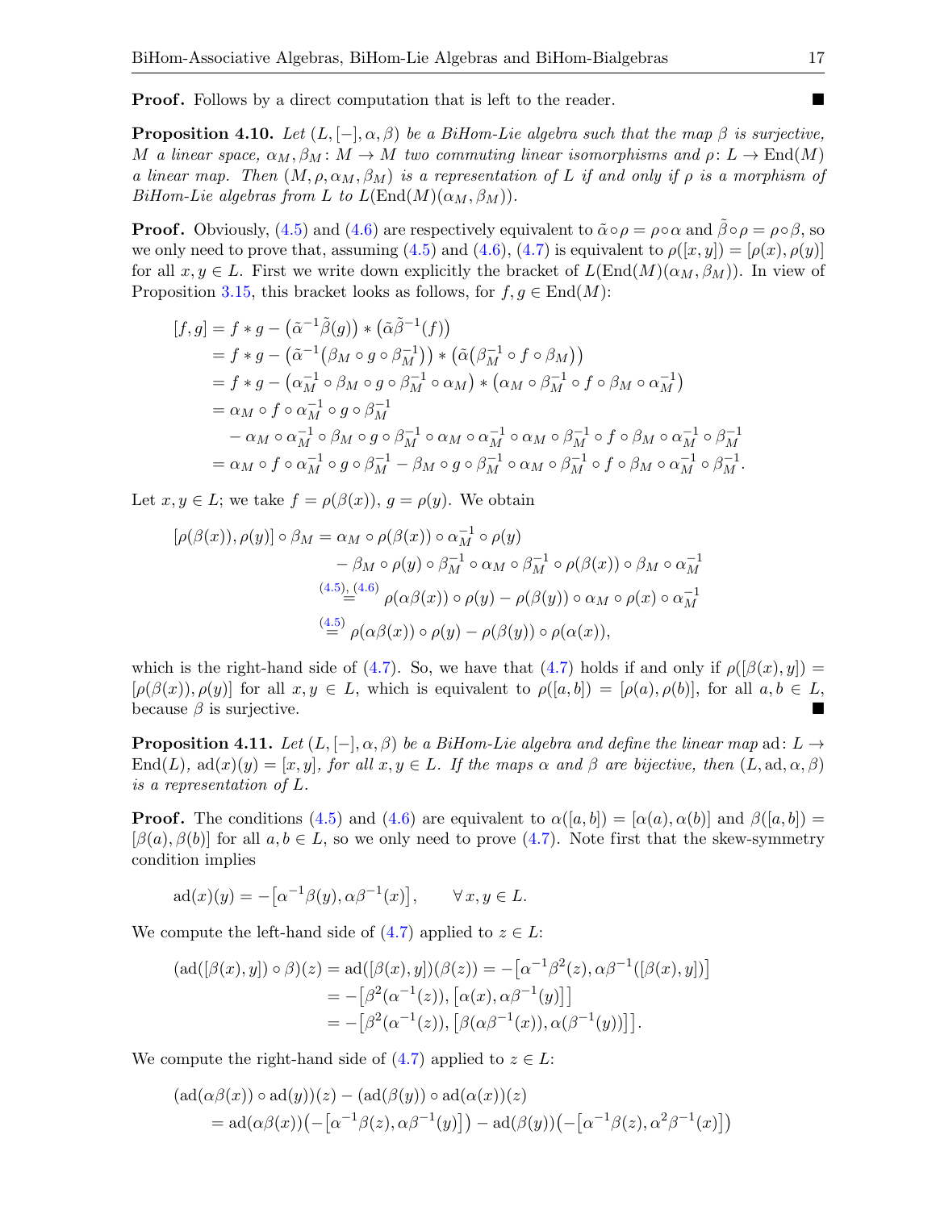**Proof.** Follows by a direct computation that is left to the reader. ∎

**Proposition 4.10.** *Let $(L,[-],\alpha,\beta)$ be a BiHom-Lie algebra such that the map $\beta$ is surjective, $M$ a linear space, $\alpha_M,\beta_M\colon M\to M$ two commuting linear isomorphisms and $\rho\colon L\to \operatorname{End}(M)$ a linear map. Then $(M,\rho,\alpha_M,\beta_M)$ is a representation of $L$ if and only if $\rho$ is a morphism of BiHom-Lie algebras from $L$ to $L(\operatorname{End}(M)(\alpha_M,\beta_M))$.*

**Proof.** Obviously, (4.5) and (4.6) are respectively equivalent to $\tilde{\alpha}\circ\rho=\rho\circ\alpha$ and $\tilde{\beta}\circ\rho=\rho\circ\beta$, so we only need to prove that, assuming (4.5) and (4.6), (4.7) is equivalent to $\rho([x,y])=[\rho(x),\rho(y)]$ for all $x,y\in L$. First we write down explicitly the bracket of $L(\operatorname{End}(M)(\alpha_M,\beta_M))$. In view of Proposition 3.15, this bracket looks as follows, for $f,g\in \operatorname{End}(M)$:

$$
\begin{aligned}
[f,g] &= f*g-\big(\tilde{\alpha}^{-1}\tilde{\beta}(g)\big)*\big(\tilde{\alpha}\tilde{\beta}^{-1}(f)\big)\\
&= f*g-\big(\tilde{\alpha}^{-1}\big(\beta_M\circ g\circ\beta_M^{-1}\big)\big)*\big(\tilde{\alpha}\big(\beta_M^{-1}\circ f\circ\beta_M\big)\big)\\
&= f*g-\big(\alpha_M^{-1}\circ\beta_M\circ g\circ\beta_M^{-1}\circ\alpha_M\big)*\big(\alpha_M\circ\beta_M^{-1}\circ f\circ\beta_M\circ\alpha_M^{-1}\big)\\
&= \alpha_M\circ f\circ\alpha_M^{-1}\circ g\circ\beta_M^{-1}\\
&\quad -\alpha_M\circ\alpha_M^{-1}\circ\beta_M\circ g\circ\beta_M^{-1}\circ\alpha_M\circ\alpha_M^{-1}\circ\alpha_M\circ\beta_M^{-1}\circ f\circ\beta_M\circ\alpha_M^{-1}\circ\beta_M^{-1}\\
&= \alpha_M\circ f\circ\alpha_M^{-1}\circ g\circ\beta_M^{-1}-\beta_M\circ g\circ\beta_M^{-1}\circ\alpha_M\circ\beta_M^{-1}\circ f\circ\beta_M\circ\alpha_M^{-1}\circ\beta_M^{-1}.
\end{aligned}
$$

Let $x,y\in L$; we take $f=\rho(\beta(x))$, $g=\rho(y)$. We obtain

$$
\begin{aligned}
[\rho(\beta(x)),\rho(y)]\circ\beta_M &= \alpha_M\circ\rho(\beta(x))\circ\alpha_M^{-1}\circ\rho(y)\\
&\quad -\beta_M\circ\rho(y)\circ\beta_M^{-1}\circ\alpha_M\circ\beta_M^{-1}\circ\rho(\beta(x))\circ\beta_M\circ\alpha_M^{-1}\\
&\overset{(4.5),\,(4.6)}{=} \rho(\alpha\beta(x))\circ\rho(y)-\rho(\beta(y))\circ\alpha_M\circ\rho(x)\circ\alpha_M^{-1}\\
&\overset{(4.5)}{=} \rho(\alpha\beta(x))\circ\rho(y)-\rho(\beta(y))\circ\rho(\alpha(x)),
\end{aligned}
$$

which is the right-hand side of (4.7). So, we have that (4.7) holds if and only if $\rho([\beta(x),y])=[\rho(\beta(x)),\rho(y)]$ for all $x,y\in L$, which is equivalent to $\rho([a,b])=[\rho(a),\rho(b)]$, for all $a,b\in L$, because $\beta$ is surjective. ∎

**Proposition 4.11.** *Let $(L,[-],\alpha,\beta)$ be a BiHom-Lie algebra and define the linear map $\operatorname{ad}\colon L\to \operatorname{End}(L)$, $\operatorname{ad}(x)(y)=[x,y]$, for all $x,y\in L$. If the maps $\alpha$ and $\beta$ are bijective, then $(L,\operatorname{ad},\alpha,\beta)$ is a representation of $L$.*

**Proof.** The conditions (4.5) and (4.6) are equivalent to $\alpha([a,b])=[\alpha(a),\alpha(b)]$ and $\beta([a,b])=[\beta(a),\beta(b)]$ for all $a,b\in L$, so we only need to prove (4.7). Note first that the skew-symmetry condition implies

$$
\operatorname{ad}(x)(y)=-\big[\alpha^{-1}\beta(y),\alpha\beta^{-1}(x)\big],\qquad \forall\, x,y\in L.
$$

We compute the left-hand side of (4.7) applied to $z\in L$:

$$
\begin{aligned}
(\operatorname{ad}([\beta(x),y])\circ\beta)(z) &= \operatorname{ad}([\beta(x),y])(\beta(z))=-\big[\alpha^{-1}\beta^2(z),\alpha\beta^{-1}([\beta(x),y])\big]\\
&= -\big[\beta^2(\alpha^{-1}(z)),\big[\alpha(x),\alpha\beta^{-1}(y)\big]\big]\\
&= -\big[\beta^2(\alpha^{-1}(z)),\big[\beta(\alpha\beta^{-1}(x)),\alpha(\beta^{-1}(y))\big]\big].
\end{aligned}
$$

We compute the right-hand side of (4.7) applied to $z\in L$:

$$
\begin{aligned}
&(\operatorname{ad}(\alpha\beta(x))\circ\operatorname{ad}(y))(z)-(\operatorname{ad}(\beta(y))\circ\operatorname{ad}(\alpha(x))(z)\\
&\quad =\operatorname{ad}(\alpha\beta(x))\big(-\big[\alpha^{-1}\beta(z),\alpha\beta^{-1}(y)\big]\big)-\operatorname{ad}(\beta(y))\big(-\big[\alpha^{-1}\beta(z),\alpha^2\beta^{-1}(x)\big]\big)
\end{aligned}
$$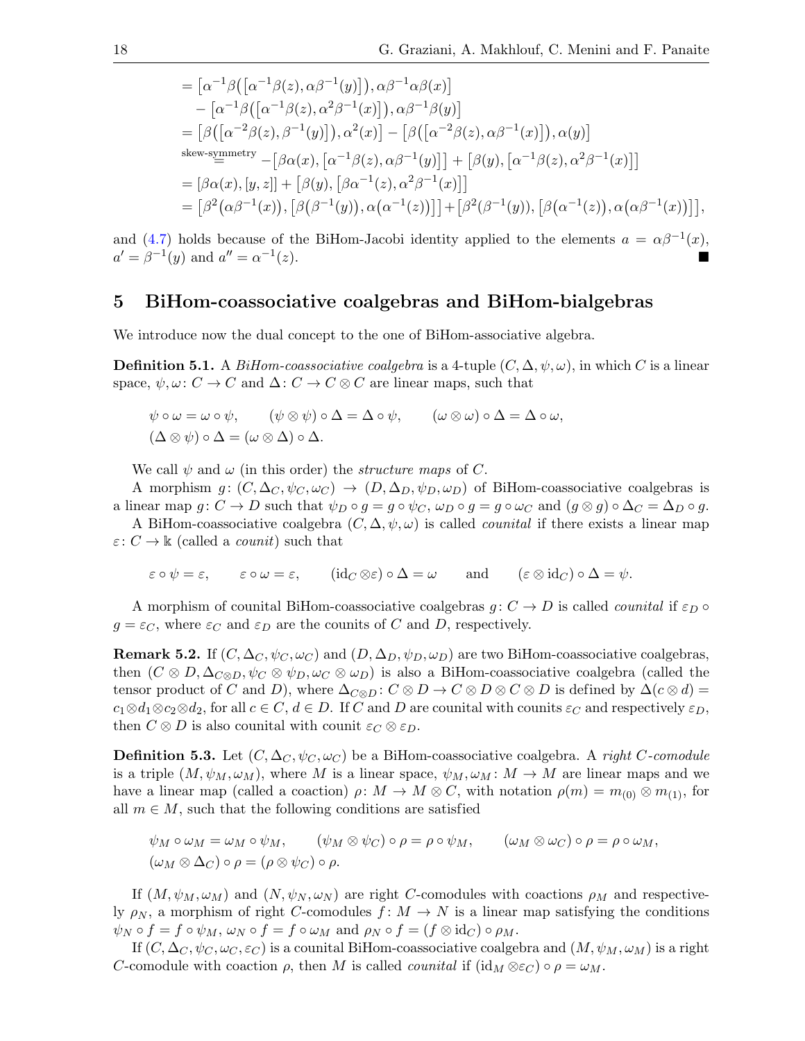$$
\begin{aligned}
&= \left[\alpha^{-1}\beta\left(\left[\alpha^{-1}\beta(z), \alpha\beta^{-1}(y)\right]\right), \alpha\beta^{-1}\alpha\beta(x)\right] \\
&\quad - \left[\alpha^{-1}\beta\left(\left[\alpha^{-1}\beta(z), \alpha^{2}\beta^{-1}(x)\right]\right), \alpha\beta^{-1}\beta(y)\right] \\
&= \left[\beta\left(\left[\alpha^{-2}\beta(z), \beta^{-1}(y)\right]\right), \alpha^{2}(x)\right] - \left[\beta\left(\left[\alpha^{-2}\beta(z), \alpha\beta^{-1}(x)\right]\right), \alpha(y)\right] \\
&\overset{\text{skew-symmetry}}{=} -\left[\beta\alpha(x), \left[\alpha^{-1}\beta(z), \alpha\beta^{-1}(y)\right]\right] + \left[\beta(y), \left[\alpha^{-1}\beta(z), \alpha^{2}\beta^{-1}(x)\right]\right] \\
&= \left[\beta\alpha(x), [y, z]\right] + \left[\beta(y), \left[\beta\alpha^{-1}(z), \alpha^{2}\beta^{-1}(x)\right]\right] \\
&= \left[\beta^{2}\left(\alpha\beta^{-1}(x)\right), \left[\beta\left(\beta^{-1}(y)\right), \alpha\left(\alpha^{-1}(z)\right)\right]\right] + \left[\beta^{2}(\beta^{-1}(y)), \left[\beta\left(\alpha^{-1}(z)\right), \alpha\left(\alpha\beta^{-1}(x)\right)\right]\right],
\end{aligned}
$$

and (4.7) holds because of the BiHom-Jacobi identity applied to the elements $a = \alpha\beta^{-1}(x)$, $a' = \beta^{-1}(y)$ and $a'' = \alpha^{-1}(z)$. ∎

## 5 BiHom-coassociative coalgebras and BiHom-bialgebras

We introduce now the dual concept to the one of BiHom-associative algebra.

**Definition 5.1.** A *BiHom-coassociative coalgebra* is a 4-tuple $(C, \Delta, \psi, \omega)$, in which $C$ is a linear space, $\psi, \omega\colon C \to C$ and $\Delta\colon C \to C \otimes C$ are linear maps, such that

$$
\psi \circ \omega = \omega \circ \psi, \qquad (\psi \otimes \psi) \circ \Delta = \Delta \circ \psi, \qquad (\omega \otimes \omega) \circ \Delta = \Delta \circ \omega,
$$
$$
(\Delta \otimes \psi) \circ \Delta = (\omega \otimes \Delta) \circ \Delta.
$$

We call $\psi$ and $\omega$ (in this order) the *structure maps* of $C$.

A morphism $g\colon (C, \Delta_C, \psi_C, \omega_C) \to (D, \Delta_D, \psi_D, \omega_D)$ of BiHom-coassociative coalgebras is a linear map $g\colon C \to D$ such that $\psi_D \circ g = g \circ \psi_C$, $\omega_D \circ g = g \circ \omega_C$ and $(g \otimes g) \circ \Delta_C = \Delta_D \circ g$.

A BiHom-coassociative coalgebra $(C, \Delta, \psi, \omega)$ is called *counital* if there exists a linear map $\varepsilon\colon C \to \Bbbk$ (called a *counit*) such that

$$
\varepsilon \circ \psi = \varepsilon, \qquad \varepsilon \circ \omega = \varepsilon, \qquad (\mathrm{id}_C \otimes \varepsilon) \circ \Delta = \omega \qquad \text{and} \qquad (\varepsilon \otimes \mathrm{id}_C) \circ \Delta = \psi.
$$

A morphism of counital BiHom-coassociative coalgebras $g\colon C \to D$ is called *counital* if $\varepsilon_D \circ g = \varepsilon_C$, where $\varepsilon_C$ and $\varepsilon_D$ are the counits of $C$ and $D$, respectively.

**Remark 5.2.** If $(C, \Delta_C, \psi_C, \omega_C)$ and $(D, \Delta_D, \psi_D, \omega_D)$ are two BiHom-coassociative coalgebras, then $(C \otimes D, \Delta_{C\otimes D}, \psi_C \otimes \psi_D, \omega_C \otimes \omega_D)$ is also a BiHom-coassociative coalgebra (called the tensor product of $C$ and $D$), where $\Delta_{C\otimes D}\colon C \otimes D \to C \otimes D \otimes C \otimes D$ is defined by $\Delta(c \otimes d) = c_1 \otimes d_1 \otimes c_2 \otimes d_2$, for all $c \in C$, $d \in D$. If $C$ and $D$ are counital with counits $\varepsilon_C$ and respectively $\varepsilon_D$, then $C \otimes D$ is also counital with counit $\varepsilon_C \otimes \varepsilon_D$.

**Definition 5.3.** Let $(C, \Delta_C, \psi_C, \omega_C)$ be a BiHom-coassociative coalgebra. A *right C-comodule* is a triple $(M, \psi_M, \omega_M)$, where $M$ is a linear space, $\psi_M, \omega_M\colon M \to M$ are linear maps and we have a linear map (called a coaction) $\rho\colon M \to M \otimes C$, with notation $\rho(m) = m_{(0)} \otimes m_{(1)}$, for all $m \in M$, such that the following conditions are satisfied

$$
\psi_M \circ \omega_M = \omega_M \circ \psi_M, \qquad (\psi_M \otimes \psi_C) \circ \rho = \rho \circ \psi_M, \qquad (\omega_M \otimes \omega_C) \circ \rho = \rho \circ \omega_M,
$$
$$
(\omega_M \otimes \Delta_C) \circ \rho = (\rho \otimes \psi_C) \circ \rho.
$$

If $(M, \psi_M, \omega_M)$ and $(N, \psi_N, \omega_N)$ are right $C$-comodules with coactions $\rho_M$ and respectively $\rho_N$, a morphism of right $C$-comodules $f\colon M \to N$ is a linear map satisfying the conditions $\psi_N \circ f = f \circ \psi_M$, $\omega_N \circ f = f \circ \omega_M$ and $\rho_N \circ f = (f \otimes \mathrm{id}_C) \circ \rho_M$.

If $(C, \Delta_C, \psi_C, \omega_C, \varepsilon_C)$ is a counital BiHom-coassociative coalgebra and $(M, \psi_M, \omega_M)$ is a right $C$-comodule with coaction $\rho$, then $M$ is called *counital* if $(\mathrm{id}_M \otimes \varepsilon_C) \circ \rho = \omega_M$.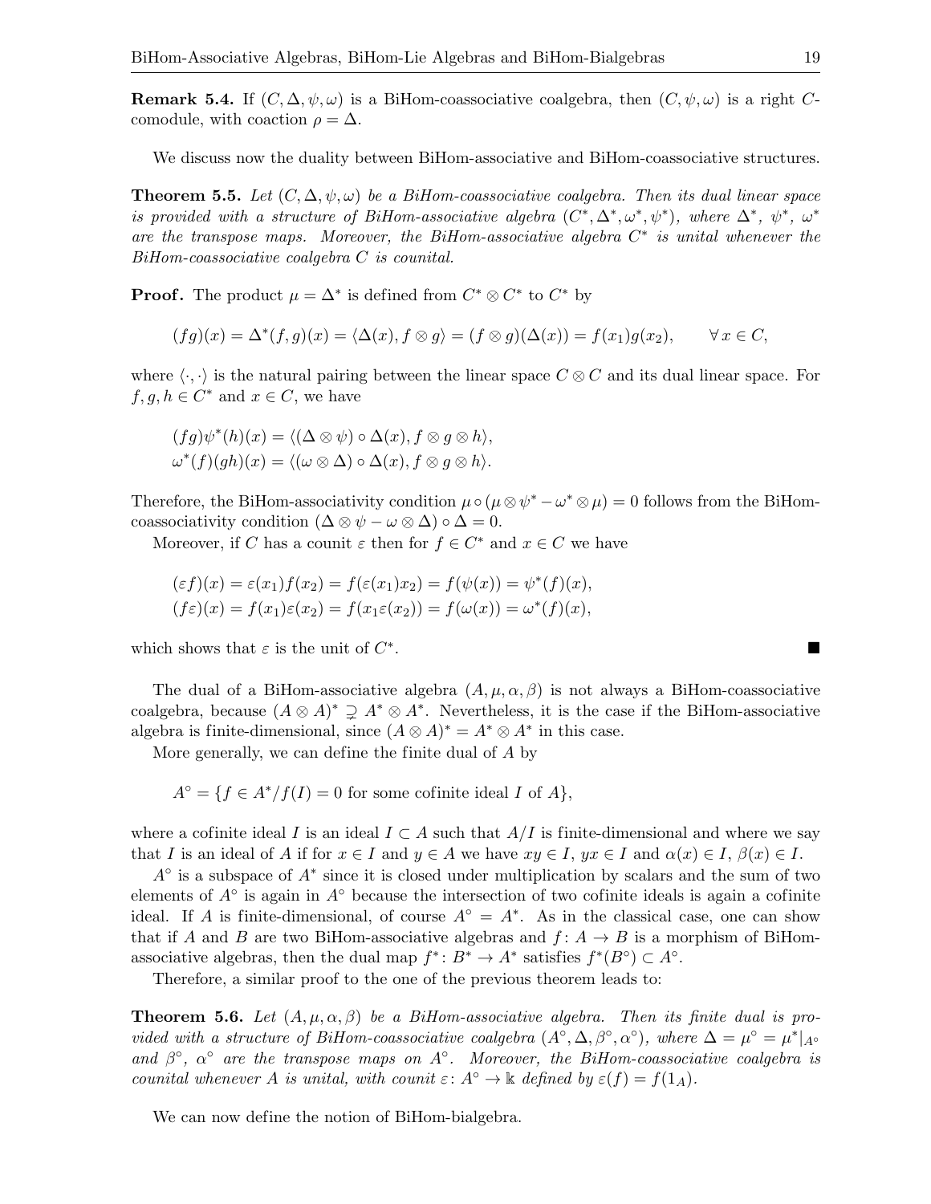**Remark 5.4.** If $(C, \Delta, \psi, \omega)$ is a BiHom-coassociative coalgebra, then $(C, \psi, \omega)$ is a right $C$-comodule, with coaction $\rho = \Delta$.

We discuss now the duality between BiHom-associative and BiHom-coassociative structures.

**Theorem 5.5.** *Let $(C, \Delta, \psi, \omega)$ be a BiHom-coassociative coalgebra. Then its dual linear space is provided with a structure of BiHom-associative algebra $(C^*, \Delta^*, \omega^*, \psi^*)$, where $\Delta^*$, $\psi^*$, $\omega^*$ are the transpose maps. Moreover, the BiHom-associative algebra $C^*$ is unital whenever the BiHom-coassociative coalgebra $C$ is counital.*

**Proof.** The product $\mu = \Delta^*$ is defined from $C^* \otimes C^*$ to $C^*$ by

$$(fg)(x) = \Delta^*(f, g)(x) = \langle \Delta(x), f \otimes g \rangle = (f \otimes g)(\Delta(x)) = f(x_1)g(x_2), \qquad \forall\, x \in C,$$

where $\langle \cdot, \cdot \rangle$ is the natural pairing between the linear space $C \otimes C$ and its dual linear space. For $f, g, h \in C^*$ and $x \in C$, we have

$$(fg)\psi^*(h)(x) = \langle (\Delta \otimes \psi) \circ \Delta(x), f \otimes g \otimes h \rangle,$$
$$\omega^*(f)(gh)(x) = \langle (\omega \otimes \Delta) \circ \Delta(x), f \otimes g \otimes h \rangle.$$

Therefore, the BiHom-associativity condition $\mu \circ (\mu \otimes \psi^* - \omega^* \otimes \mu) = 0$ follows from the BiHom-coassociativity condition $(\Delta \otimes \psi - \omega \otimes \Delta) \circ \Delta = 0$.

Moreover, if $C$ has a counit $\varepsilon$ then for $f \in C^*$ and $x \in C$ we have

$$(\varepsilon f)(x) = \varepsilon(x_1)f(x_2) = f(\varepsilon(x_1)x_2) = f(\psi(x)) = \psi^*(f)(x),$$
$$(f\varepsilon)(x) = f(x_1)\varepsilon(x_2) = f(x_1\varepsilon(x_2)) = f(\omega(x)) = \omega^*(f)(x),$$

which shows that $\varepsilon$ is the unit of $C^*$. ∎

The dual of a BiHom-associative algebra $(A, \mu, \alpha, \beta)$ is not always a BiHom-coassociative coalgebra, because $(A \otimes A)^* \supsetneq A^* \otimes A^*$. Nevertheless, it is the case if the BiHom-associative algebra is finite-dimensional, since $(A \otimes A)^* = A^* \otimes A^*$ in this case.

More generally, we can define the finite dual of $A$ by

$$A^\circ = \{f \in A^*/f(I) = 0 \text{ for some cofinite ideal } I \text{ of } A\},$$

where a cofinite ideal $I$ is an ideal $I \subset A$ such that $A/I$ is finite-dimensional and where we say that $I$ is an ideal of $A$ if for $x \in I$ and $y \in A$ we have $xy \in I$, $yx \in I$ and $\alpha(x) \in I$, $\beta(x) \in I$.

$A^\circ$ is a subspace of $A^*$ since it is closed under multiplication by scalars and the sum of two elements of $A^\circ$ is again in $A^\circ$ because the intersection of two cofinite ideals is again a cofinite ideal. If $A$ is finite-dimensional, of course $A^\circ = A^*$. As in the classical case, one can show that if $A$ and $B$ are two BiHom-associative algebras and $f\colon A \to B$ is a morphism of BiHom-associative algebras, then the dual map $f^*\colon B^* \to A^*$ satisfies $f^*(B^\circ) \subset A^\circ$.

Therefore, a similar proof to the one of the previous theorem leads to:

**Theorem 5.6.** *Let $(A, \mu, \alpha, \beta)$ be a BiHom-associative algebra. Then its finite dual is provided with a structure of BiHom-coassociative coalgebra $(A^\circ, \Delta, \beta^\circ, \alpha^\circ)$, where $\Delta = \mu^\circ = \mu^*|_{A^\circ}$ and $\beta^\circ$, $\alpha^\circ$ are the transpose maps on $A^\circ$. Moreover, the BiHom-coassociative coalgebra is counital whenever $A$ is unital, with counit $\varepsilon\colon A^\circ \to \Bbbk$ defined by $\varepsilon(f) = f(1_A)$.*

We can now define the notion of BiHom-bialgebra.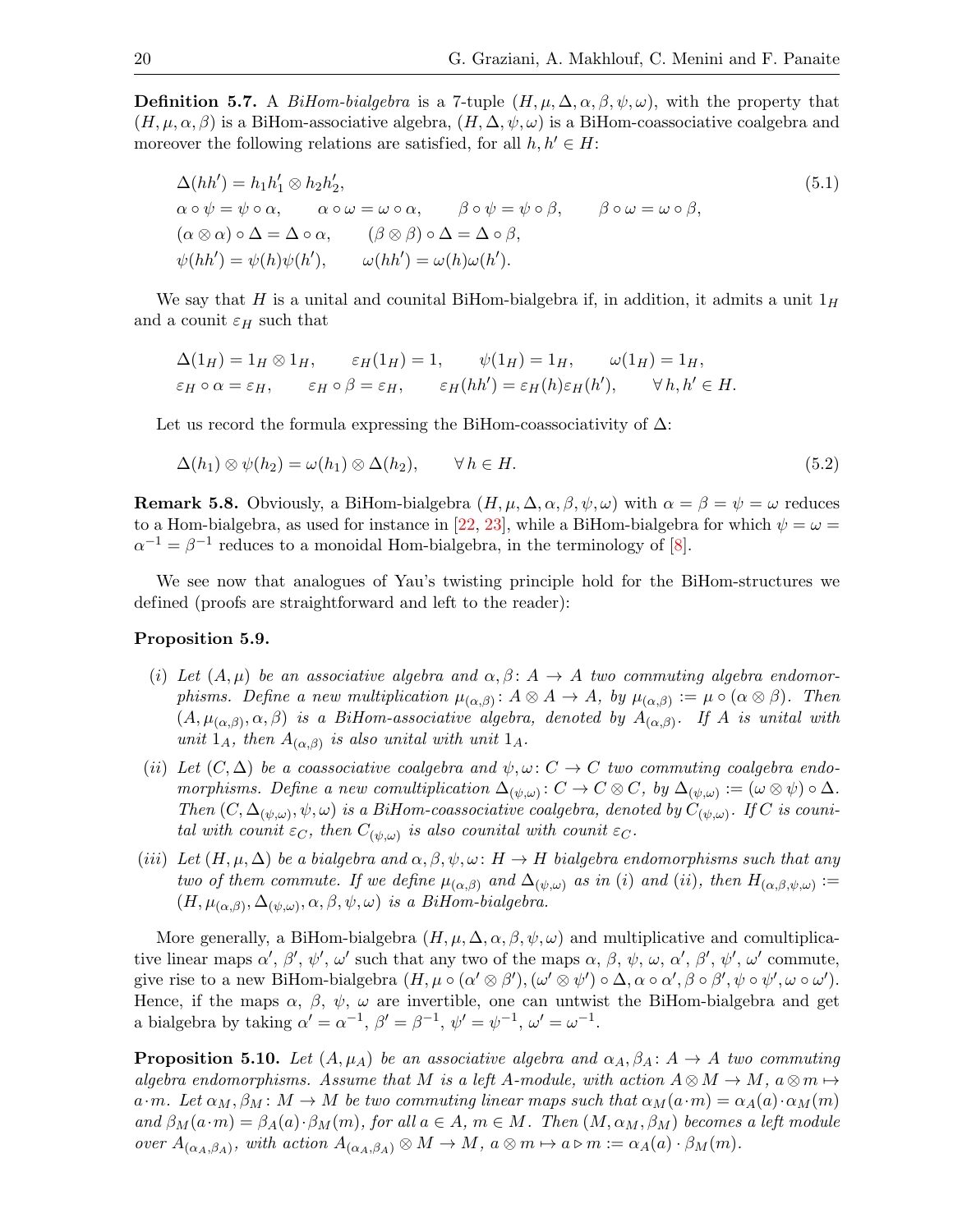**Definition 5.7.** A *BiHom-bialgebra* is a 7-tuple $(H, \mu, \Delta, \alpha, \beta, \psi, \omega)$, with the property that $(H, \mu, \alpha, \beta)$ is a BiHom-associative algebra, $(H, \Delta, \psi, \omega)$ is a BiHom-coassociative coalgebra and moreover the following relations are satisfied, for all $h, h' \in H$:

$$
\begin{aligned}
&\Delta(hh') = h_1 h'_1 \otimes h_2 h'_2, \\
&\alpha \circ \psi = \psi \circ \alpha, \qquad \alpha \circ \omega = \omega \circ \alpha, \qquad \beta \circ \psi = \psi \circ \beta, \qquad \beta \circ \omega = \omega \circ \beta, \\
&(\alpha \otimes \alpha) \circ \Delta = \Delta \circ \alpha, \qquad (\beta \otimes \beta) \circ \Delta = \Delta \circ \beta, \\
&\psi(hh') = \psi(h)\psi(h'), \qquad \omega(hh') = \omega(h)\omega(h').
\end{aligned} \tag{5.1}
$$

We say that $H$ is a unital and counital BiHom-bialgebra if, in addition, it admits a unit $1_H$ and a counit $\varepsilon_H$ such that

$$
\begin{aligned}
&\Delta(1_H) = 1_H \otimes 1_H, \qquad \varepsilon_H(1_H) = 1, \qquad \psi(1_H) = 1_H, \qquad \omega(1_H) = 1_H, \\
&\varepsilon_H \circ \alpha = \varepsilon_H, \qquad \varepsilon_H \circ \beta = \varepsilon_H, \qquad \varepsilon_H(hh') = \varepsilon_H(h)\varepsilon_H(h'), \qquad \forall\, h, h' \in H.
\end{aligned}
$$

Let us record the formula expressing the BiHom-coassociativity of $\Delta$:

$$
\Delta(h_1) \otimes \psi(h_2) = \omega(h_1) \otimes \Delta(h_2), \qquad \forall\, h \in H. \tag{5.2}
$$

**Remark 5.8.** Obviously, a BiHom-bialgebra $(H, \mu, \Delta, \alpha, \beta, \psi, \omega)$ with $\alpha = \beta = \psi = \omega$ reduces to a Hom-bialgebra, as used for instance in [22, 23], while a BiHom-bialgebra for which $\psi = \omega = \alpha^{-1} = \beta^{-1}$ reduces to a monoidal Hom-bialgebra, in the terminology of [8].

We see now that analogues of Yau's twisting principle hold for the BiHom-structures we defined (proofs are straightforward and left to the reader):

**Proposition 5.9.**

(i) *Let $(A, \mu)$ be an associative algebra and $\alpha, \beta\colon A \to A$ two commuting algebra endomorphisms. Define a new multiplication $\mu_{(\alpha,\beta)}\colon A \otimes A \to A$, by $\mu_{(\alpha,\beta)} := \mu \circ (\alpha \otimes \beta)$. Then $(A, \mu_{(\alpha,\beta)}, \alpha, \beta)$ is a BiHom-associative algebra, denoted by $A_{(\alpha,\beta)}$. If $A$ is unital with unit $1_A$, then $A_{(\alpha,\beta)}$ is also unital with unit $1_A$.*

(ii) *Let $(C, \Delta)$ be a coassociative coalgebra and $\psi, \omega\colon C \to C$ two commuting coalgebra endomorphisms. Define a new comultiplication $\Delta_{(\psi,\omega)}\colon C \to C \otimes C$, by $\Delta_{(\psi,\omega)} := (\omega \otimes \psi) \circ \Delta$. Then $(C, \Delta_{(\psi,\omega)}, \psi, \omega)$ is a BiHom-coassociative coalgebra, denoted by $C_{(\psi,\omega)}$. If $C$ is counital with counit $\varepsilon_C$, then $C_{(\psi,\omega)}$ is also counital with counit $\varepsilon_C$.*

(iii) *Let $(H, \mu, \Delta)$ be a bialgebra and $\alpha, \beta, \psi, \omega\colon H \to H$ bialgebra endomorphisms such that any two of them commute. If we define $\mu_{(\alpha,\beta)}$ and $\Delta_{(\psi,\omega)}$ as in (i) and (ii), then $H_{(\alpha,\beta,\psi,\omega)} := (H, \mu_{(\alpha,\beta)}, \Delta_{(\psi,\omega)}, \alpha, \beta, \psi, \omega)$ is a BiHom-bialgebra.*

More generally, a BiHom-bialgebra $(H, \mu, \Delta, \alpha, \beta, \psi, \omega)$ and multiplicative and comultiplicative linear maps $\alpha'$, $\beta'$, $\psi'$, $\omega'$ such that any two of the maps $\alpha$, $\beta$, $\psi$, $\omega$, $\alpha'$, $\beta'$, $\psi'$, $\omega'$ commute, give rise to a new BiHom-bialgebra $(H, \mu \circ (\alpha' \otimes \beta'), (\omega' \otimes \psi') \circ \Delta, \alpha \circ \alpha', \beta \circ \beta', \psi \circ \psi', \omega \circ \omega')$. Hence, if the maps $\alpha$, $\beta$, $\psi$, $\omega$ are invertible, one can untwist the BiHom-bialgebra and get a bialgebra by taking $\alpha' = \alpha^{-1}$, $\beta' = \beta^{-1}$, $\psi' = \psi^{-1}$, $\omega' = \omega^{-1}$.

**Proposition 5.10.** *Let $(A, \mu_A)$ be an associative algebra and $\alpha_A, \beta_A\colon A \to A$ two commuting algebra endomorphisms. Assume that $M$ is a left $A$-module, with action $A \otimes M \to M$, $a \otimes m \mapsto a \cdot m$. Let $\alpha_M, \beta_M\colon M \to M$ be two commuting linear maps such that $\alpha_M(a \cdot m) = \alpha_A(a) \cdot \alpha_M(m)$ and $\beta_M(a \cdot m) = \beta_A(a) \cdot \beta_M(m)$, for all $a \in A$, $m \in M$. Then $(M, \alpha_M, \beta_M)$ becomes a left module over $A_{(\alpha_A,\beta_A)}$, with action $A_{(\alpha_A,\beta_A)} \otimes M \to M$, $a \otimes m \mapsto a \triangleright m := \alpha_A(a) \cdot \beta_M(m)$.*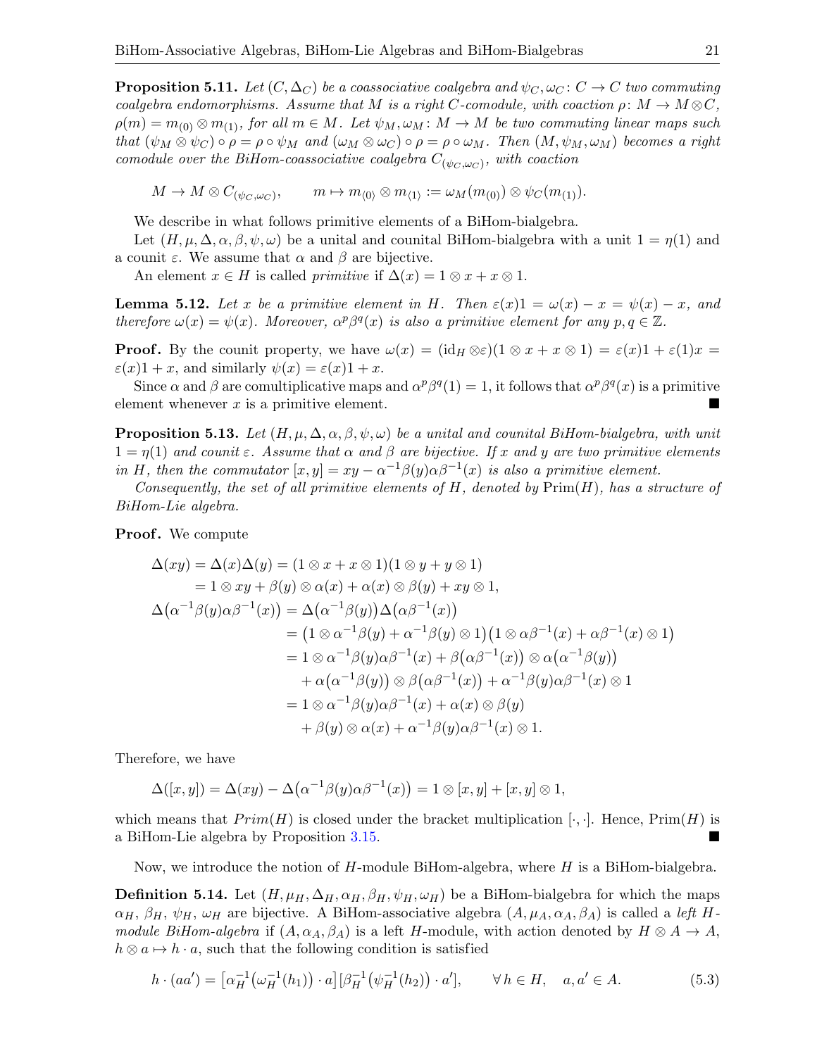**Proposition 5.11.** *Let $(C, \Delta_C)$ be a coassociative coalgebra and $\psi_C, \omega_C\colon C \to C$ two commuting coalgebra endomorphisms. Assume that $M$ is a right $C$-comodule, with coaction $\rho\colon M \to M \otimes C$, $\rho(m) = m_{(0)} \otimes m_{(1)}$, for all $m \in M$. Let $\psi_M, \omega_M\colon M \to M$ be two commuting linear maps such that $(\psi_M \otimes \psi_C) \circ \rho = \rho \circ \psi_M$ and $(\omega_M \otimes \omega_C) \circ \rho = \rho \circ \omega_M$. Then $(M, \psi_M, \omega_M)$ becomes a right comodule over the BiHom-coassociative coalgebra $C_{(\psi_C, \omega_C)}$, with coaction*

$$M \to M \otimes C_{(\psi_C,\omega_C)}, \qquad m \mapsto m_{\langle 0\rangle} \otimes m_{\langle 1\rangle} := \omega_M(m_{(0)}) \otimes \psi_C(m_{(1)}).$$

We describe in what follows primitive elements of a BiHom-bialgebra.

Let $(H, \mu, \Delta, \alpha, \beta, \psi, \omega)$ be a unital and counital BiHom-bialgebra with a unit $1 = \eta(1)$ and a counit $\varepsilon$. We assume that $\alpha$ and $\beta$ are bijective.

An element $x \in H$ is called *primitive* if $\Delta(x) = 1 \otimes x + x \otimes 1$.

**Lemma 5.12.** *Let $x$ be a primitive element in $H$. Then $\varepsilon(x)1 = \omega(x) - x = \psi(x) - x$, and therefore $\omega(x) = \psi(x)$. Moreover, $\alpha^p\beta^q(x)$ is also a primitive element for any $p, q \in \mathbb{Z}$.*

**Proof.** By the counit property, we have $\omega(x) = (\mathrm{id}_H \otimes \varepsilon)(1 \otimes x + x \otimes 1) = \varepsilon(x)1 + \varepsilon(1)x = \varepsilon(x)1 + x$, and similarly $\psi(x) = \varepsilon(x)1 + x$.

Since $\alpha$ and $\beta$ are comultiplicative maps and $\alpha^p\beta^q(1) = 1$, it follows that $\alpha^p\beta^q(x)$ is a primitive element whenever $x$ is a primitive element. ∎

**Proposition 5.13.** *Let $(H, \mu, \Delta, \alpha, \beta, \psi, \omega)$ be a unital and counital BiHom-bialgebra, with unit $1 = \eta(1)$ and counit $\varepsilon$. Assume that $\alpha$ and $\beta$ are bijective. If $x$ and $y$ are two primitive elements in $H$, then the commutator $[x, y] = xy - \alpha^{-1}\beta(y)\alpha\beta^{-1}(x)$ is also a primitive element.*

*Consequently, the set of all primitive elements of $H$, denoted by $\mathrm{Prim}(H)$, has a structure of BiHom-Lie algebra.*

**Proof.** We compute

$$\begin{aligned}
\Delta(xy) &= \Delta(x)\Delta(y) = (1 \otimes x + x \otimes 1)(1 \otimes y + y \otimes 1)\\
&= 1 \otimes xy + \beta(y) \otimes \alpha(x) + \alpha(x) \otimes \beta(y) + xy \otimes 1,\\
\Delta\big(\alpha^{-1}\beta(y)\alpha\beta^{-1}(x)\big) &= \Delta\big(\alpha^{-1}\beta(y)\big)\Delta\big(\alpha\beta^{-1}(x)\big)\\
&= \big(1 \otimes \alpha^{-1}\beta(y) + \alpha^{-1}\beta(y) \otimes 1\big)\big(1 \otimes \alpha\beta^{-1}(x) + \alpha\beta^{-1}(x) \otimes 1\big)\\
&= 1 \otimes \alpha^{-1}\beta(y)\alpha\beta^{-1}(x) + \beta\big(\alpha\beta^{-1}(x)\big) \otimes \alpha\big(\alpha^{-1}\beta(y)\big)\\
&\quad + \alpha\big(\alpha^{-1}\beta(y)\big) \otimes \beta\big(\alpha\beta^{-1}(x)\big) + \alpha^{-1}\beta(y)\alpha\beta^{-1}(x) \otimes 1\\
&= 1 \otimes \alpha^{-1}\beta(y)\alpha\beta^{-1}(x) + \alpha(x) \otimes \beta(y)\\
&\quad + \beta(y) \otimes \alpha(x) + \alpha^{-1}\beta(y)\alpha\beta^{-1}(x) \otimes 1.
\end{aligned}$$

Therefore, we have

$$\Delta([x, y]) = \Delta(xy) - \Delta\big(\alpha^{-1}\beta(y)\alpha\beta^{-1}(x)\big) = 1 \otimes [x, y] + [x, y] \otimes 1,$$

which means that $Prim(H)$ is closed under the bracket multiplication $[\cdot, \cdot]$. Hence, $\mathrm{Prim}(H)$ is a BiHom-Lie algebra by Proposition 3.15. ∎

Now, we introduce the notion of $H$-module BiHom-algebra, where $H$ is a BiHom-bialgebra.

**Definition 5.14.** Let $(H, \mu_H, \Delta_H, \alpha_H, \beta_H, \psi_H, \omega_H)$ be a BiHom-bialgebra for which the maps $\alpha_H$, $\beta_H$, $\psi_H$, $\omega_H$ are bijective. A BiHom-associative algebra $(A, \mu_A, \alpha_A, \beta_A)$ is called a *left $H$-module BiHom-algebra* if $(A, \alpha_A, \beta_A)$ is a left $H$-module, with action denoted by $H \otimes A \to A$, $h \otimes a \mapsto h \cdot a$, such that the following condition is satisfied

$$h \cdot (aa') = \big[\alpha_H^{-1}\big(\omega_H^{-1}(h_1)\big) \cdot a\big]\big[\beta_H^{-1}\big(\psi_H^{-1}(h_2)\big) \cdot a'\big], \qquad \forall\, h \in H, \quad a, a' \in A. \tag{5.3}$$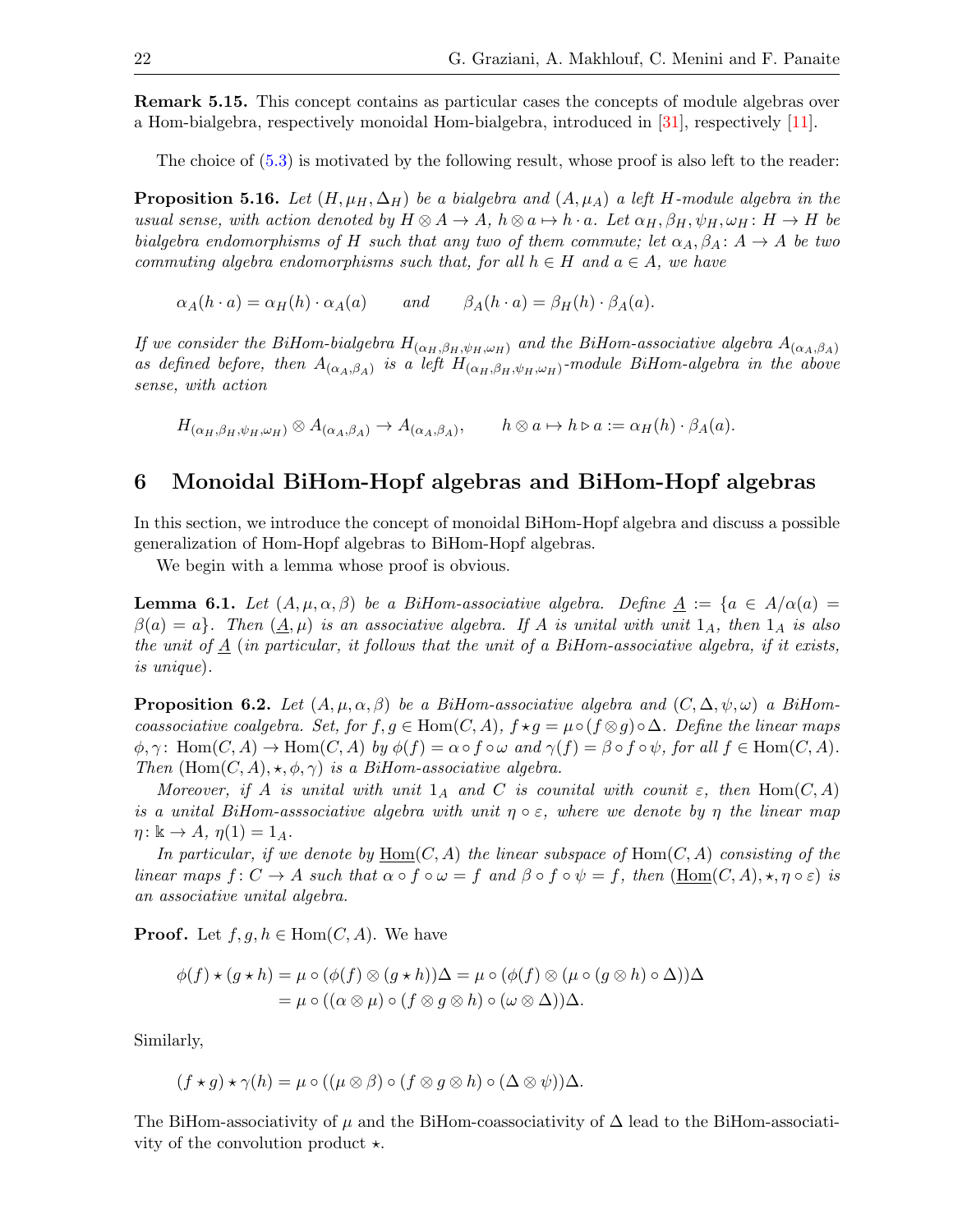**Remark 5.15.** This concept contains as particular cases the concepts of module algebras over a Hom-bialgebra, respectively monoidal Hom-bialgebra, introduced in [31], respectively [11].

The choice of (5.3) is motivated by the following result, whose proof is also left to the reader:

**Proposition 5.16.** *Let $(H, \mu_H, \Delta_H)$ be a bialgebra and $(A, \mu_A)$ a left $H$-module algebra in the usual sense, with action denoted by $H \otimes A \to A$, $h \otimes a \mapsto h \cdot a$. Let $\alpha_H, \beta_H, \psi_H, \omega_H \colon H \to H$ be bialgebra endomorphisms of $H$ such that any two of them commute; let $\alpha_A, \beta_A \colon A \to A$ be two commuting algebra endomorphisms such that, for all $h \in H$ and $a \in A$, we have*

$$\alpha_A(h \cdot a) = \alpha_H(h) \cdot \alpha_A(a) \qquad \text{and} \qquad \beta_A(h \cdot a) = \beta_H(h) \cdot \beta_A(a).$$

*If we consider the BiHom-bialgebra $H_{(\alpha_H, \beta_H, \psi_H, \omega_H)}$ and the BiHom-associative algebra $A_{(\alpha_A, \beta_A)}$ as defined before, then $A_{(\alpha_A, \beta_A)}$ is a left $H_{(\alpha_H, \beta_H, \psi_H, \omega_H)}$-module BiHom-algebra in the above sense, with action*

$$H_{(\alpha_H, \beta_H, \psi_H, \omega_H)} \otimes A_{(\alpha_A, \beta_A)} \to A_{(\alpha_A, \beta_A)}, \qquad h \otimes a \mapsto h \triangleright a := \alpha_H(h) \cdot \beta_A(a).$$

## 6 Monoidal BiHom-Hopf algebras and BiHom-Hopf algebras

In this section, we introduce the concept of monoidal BiHom-Hopf algebra and discuss a possible generalization of Hom-Hopf algebras to BiHom-Hopf algebras.

We begin with a lemma whose proof is obvious.

**Lemma 6.1.** *Let $(A, \mu, \alpha, \beta)$ be a BiHom-associative algebra. Define $\underline{A} := \{a \in A / \alpha(a) = \beta(a) = a\}$. Then $(\underline{A}, \mu)$ is an associative algebra. If $A$ is unital with unit $1_A$, then $1_A$ is also the unit of $\underline{A}$ (in particular, it follows that the unit of a BiHom-associative algebra, if it exists, is unique).*

**Proposition 6.2.** *Let $(A, \mu, \alpha, \beta)$ be a BiHom-associative algebra and $(C, \Delta, \psi, \omega)$ a BiHom-coassociative coalgebra. Set, for $f, g \in \operatorname{Hom}(C, A)$, $f \star g = \mu \circ (f \otimes g) \circ \Delta$. Define the linear maps $\phi, \gamma \colon \operatorname{Hom}(C, A) \to \operatorname{Hom}(C, A)$ by $\phi(f) = \alpha \circ f \circ \omega$ and $\gamma(f) = \beta \circ f \circ \psi$, for all $f \in \operatorname{Hom}(C, A)$. Then $(\operatorname{Hom}(C, A), \star, \phi, \gamma)$ is a BiHom-associative algebra.*

*Moreover, if $A$ is unital with unit $1_A$ and $C$ is counital with counit $\varepsilon$, then $\operatorname{Hom}(C, A)$ is a unital BiHom-asssociative algebra with unit $\eta \circ \varepsilon$, where we denote by $\eta$ the linear map $\eta \colon \Bbbk \to A$, $\eta(1) = 1_A$.*

*In particular, if we denote by $\underline{\operatorname{Hom}}(C, A)$ the linear subspace of $\operatorname{Hom}(C, A)$ consisting of the linear maps $f \colon C \to A$ such that $\alpha \circ f \circ \omega = f$ and $\beta \circ f \circ \psi = f$, then $(\underline{\operatorname{Hom}}(C, A), \star, \eta \circ \varepsilon)$ is an associative unital algebra.*

**Proof.** Let $f, g, h \in \operatorname{Hom}(C, A)$. We have

$$\begin{aligned}
\phi(f) \star (g \star h) &= \mu \circ (\phi(f) \otimes (g \star h))\Delta = \mu \circ (\phi(f) \otimes (\mu \circ (g \otimes h) \circ \Delta))\Delta \\
&= \mu \circ ((\alpha \otimes \mu) \circ (f \otimes g \otimes h) \circ (\omega \otimes \Delta))\Delta.
\end{aligned}$$

Similarly,

$$(f \star g) \star \gamma(h) = \mu \circ ((\mu \otimes \beta) \circ (f \otimes g \otimes h) \circ (\Delta \otimes \psi))\Delta.$$

The BiHom-associativity of $\mu$ and the BiHom-coassociativity of $\Delta$ lead to the BiHom-associativity of the convolution product $\star$.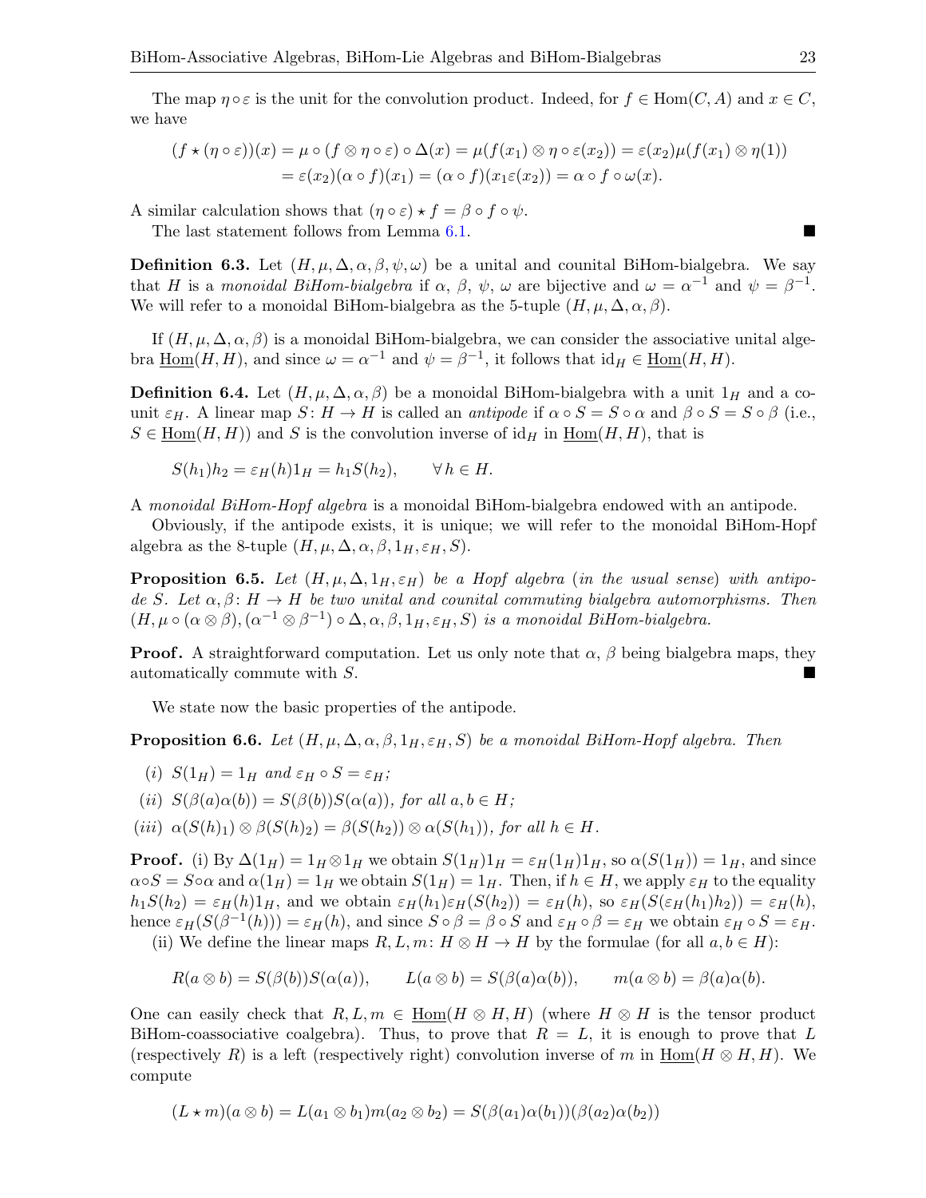The map $\eta \circ \varepsilon$ is the unit for the convolution product. Indeed, for $f \in \mathrm{Hom}(C, A)$ and $x \in C$, we have

$$
\begin{aligned}
(f \star (\eta \circ \varepsilon))(x) &= \mu \circ (f \otimes \eta \circ \varepsilon) \circ \Delta(x) = \mu(f(x_1) \otimes \eta \circ \varepsilon(x_2)) = \varepsilon(x_2)\mu(f(x_1) \otimes \eta(1)) \\
&= \varepsilon(x_2)(\alpha \circ f)(x_1) = (\alpha \circ f)(x_1 \varepsilon(x_2)) = \alpha \circ f \circ \omega(x).
\end{aligned}
$$

A similar calculation shows that $(\eta \circ \varepsilon) \star f = \beta \circ f \circ \psi$.

The last statement follows from Lemma 6.1. ■

**Definition 6.3.** Let $(H, \mu, \Delta, \alpha, \beta, \psi, \omega)$ be a unital and counital BiHom-bialgebra. We say that $H$ is a *monoidal BiHom-bialgebra* if $\alpha$, $\beta$, $\psi$, $\omega$ are bijective and $\omega = \alpha^{-1}$ and $\psi = \beta^{-1}$. We will refer to a monoidal BiHom-bialgebra as the 5-tuple $(H, \mu, \Delta, \alpha, \beta)$.

If $(H, \mu, \Delta, \alpha, \beta)$ is a monoidal BiHom-bialgebra, we can consider the associative unital algebra $\underline{\mathrm{Hom}}(H, H)$, and since $\omega = \alpha^{-1}$ and $\psi = \beta^{-1}$, it follows that $\mathrm{id}_H \in \underline{\mathrm{Hom}}(H, H)$.

**Definition 6.4.** Let $(H, \mu, \Delta, \alpha, \beta)$ be a monoidal BiHom-bialgebra with a unit $1_H$ and a counit $\varepsilon_H$. A linear map $S\colon H \to H$ is called an *antipode* if $\alpha \circ S = S \circ \alpha$ and $\beta \circ S = S \circ \beta$ (i.e., $S \in \underline{\mathrm{Hom}}(H, H)$) and $S$ is the convolution inverse of $\mathrm{id}_H$ in $\underline{\mathrm{Hom}}(H, H)$, that is

$$
S(h_1)h_2 = \varepsilon_H(h)1_H = h_1 S(h_2), \qquad \forall\, h \in H.
$$

A *monoidal BiHom-Hopf algebra* is a monoidal BiHom-bialgebra endowed with an antipode.

Obviously, if the antipode exists, it is unique; we will refer to the monoidal BiHom-Hopf algebra as the 8-tuple $(H, \mu, \Delta, \alpha, \beta, 1_H, \varepsilon_H, S)$.

**Proposition 6.5.** *Let $(H, \mu, \Delta, 1_H, \varepsilon_H)$ be a Hopf algebra (in the usual sense) with antipode $S$. Let $\alpha, \beta\colon H \to H$ be two unital and counital commuting bialgebra automorphisms. Then $(H, \mu \circ (\alpha \otimes \beta), (\alpha^{-1} \otimes \beta^{-1}) \circ \Delta, \alpha, \beta, 1_H, \varepsilon_H, S)$ is a monoidal BiHom-bialgebra.*

**Proof.** A straightforward computation. Let us only note that $\alpha$, $\beta$ being bialgebra maps, they automatically commute with $S$. ■

We state now the basic properties of the antipode.

**Proposition 6.6.** *Let $(H, \mu, \Delta, \alpha, \beta, 1_H, \varepsilon_H, S)$ be a monoidal BiHom-Hopf algebra. Then*

*(i) $S(1_H) = 1_H$ and $\varepsilon_H \circ S = \varepsilon_H$;*

*(ii) $S(\beta(a)\alpha(b)) = S(\beta(b))S(\alpha(a))$, for all $a, b \in H$;*

*(iii) $\alpha(S(h)_1) \otimes \beta(S(h)_2) = \beta(S(h_2)) \otimes \alpha(S(h_1))$, for all $h \in H$.*

**Proof.** (i) By $\Delta(1_H) = 1_H \otimes 1_H$ we obtain $S(1_H)1_H = \varepsilon_H(1_H)1_H$, so $\alpha(S(1_H)) = 1_H$, and since $\alpha \circ S = S \circ \alpha$ and $\alpha(1_H) = 1_H$ we obtain $S(1_H) = 1_H$. Then, if $h \in H$, we apply $\varepsilon_H$ to the equality $h_1 S(h_2) = \varepsilon_H(h)1_H$, and we obtain $\varepsilon_H(h_1)\varepsilon_H(S(h_2)) = \varepsilon_H(h)$, so $\varepsilon_H(S(\varepsilon_H(h_1)h_2)) = \varepsilon_H(h)$, hence $\varepsilon_H(S(\beta^{-1}(h))) = \varepsilon_H(h)$, and since $S \circ \beta = \beta \circ S$ and $\varepsilon_H \circ \beta = \varepsilon_H$ we obtain $\varepsilon_H \circ S = \varepsilon_H$.

(ii) We define the linear maps $R, L, m\colon H \otimes H \to H$ by the formulae (for all $a, b \in H$):

$$
R(a \otimes b) = S(\beta(b))S(\alpha(a)), \qquad L(a \otimes b) = S(\beta(a)\alpha(b)), \qquad m(a \otimes b) = \beta(a)\alpha(b).
$$

One can easily check that $R, L, m \in \underline{\mathrm{Hom}}(H \otimes H, H)$ (where $H \otimes H$ is the tensor product BiHom-coassociative coalgebra). Thus, to prove that $R = L$, it is enough to prove that $L$ (respectively $R$) is a left (respectively right) convolution inverse of $m$ in $\underline{\mathrm{Hom}}(H \otimes H, H)$. We compute

$$
(L \star m)(a \otimes b) = L(a_1 \otimes b_1)m(a_2 \otimes b_2) = S(\beta(a_1)\alpha(b_1))(\beta(a_2)\alpha(b_2))
$$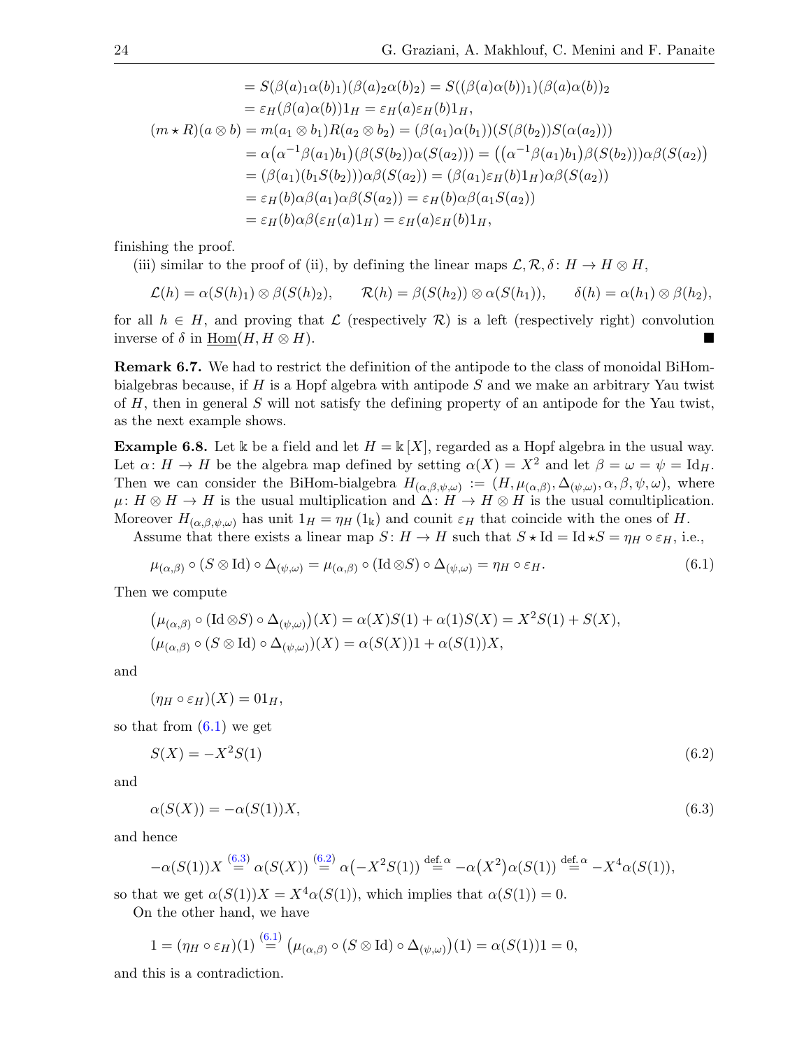$$
\begin{aligned}
&= S(\beta(a)_1\alpha(b)_1)(\beta(a)_2\alpha(b)_2) = S((\beta(a)\alpha(b))_1)(\beta(a)\alpha(b))_2\\
&= \varepsilon_H(\beta(a)\alpha(b))1_H = \varepsilon_H(a)\varepsilon_H(b)1_H,\\
(m \star R)(a\otimes b) &= m(a_1\otimes b_1)R(a_2\otimes b_2) = (\beta(a_1)\alpha(b_1))(S(\beta(b_2))S(\alpha(a_2)))\\
&= \alpha\big(\alpha^{-1}\beta(a_1)b_1\big)(\beta(S(b_2))\alpha(S(a_2))) = \big((\alpha^{-1}\beta(a_1)b_1\big)\beta(S(b_2)))\alpha\beta(S(a_2))\big)\\
&= (\beta(a_1)(b_1S(b_2)))\alpha\beta(S(a_2)) = (\beta(a_1)\varepsilon_H(b)1_H)\alpha\beta(S(a_2))\\
&= \varepsilon_H(b)\alpha\beta(a_1)\alpha\beta(S(a_2)) = \varepsilon_H(b)\alpha\beta(a_1S(a_2))\\
&= \varepsilon_H(b)\alpha\beta(\varepsilon_H(a)1_H) = \varepsilon_H(a)\varepsilon_H(b)1_H,
\end{aligned}
$$

finishing the proof.

(iii) similar to the proof of (ii), by defining the linear maps $\mathcal{L}, \mathcal{R}, \delta\colon H \to H\otimes H$,

$$
\mathcal{L}(h) = \alpha(S(h_1))\otimes\beta(S(h_2)), \qquad \mathcal{R}(h) = \beta(S(h_2))\otimes\alpha(S(h_1)), \qquad \delta(h) = \alpha(h_1)\otimes\beta(h_2),
$$

for all $h \in H$, and proving that $\mathcal{L}$ (respectively $\mathcal{R}$) is a left (respectively right) convolution inverse of $\delta$ in $\underline{\mathrm{Hom}}(H, H\otimes H)$. ■

**Remark 6.7.** We had to restrict the definition of the antipode to the class of monoidal BiHom-bialgebras because, if $H$ is a Hopf algebra with antipode $S$ and we make an arbitrary Yau twist of $H$, then in general $S$ will not satisfy the defining property of an antipode for the Yau twist, as the next example shows.

**Example 6.8.** Let $\Bbbk$ be a field and let $H = \Bbbk[X]$, regarded as a Hopf algebra in the usual way. Let $\alpha\colon H \to H$ be the algebra map defined by setting $\alpha(X) = X^2$ and let $\beta = \omega = \psi = \mathrm{Id}_H$. Then we can consider the BiHom-bialgebra $H_{(\alpha,\beta,\psi,\omega)} := (H, \mu_{(\alpha,\beta)}, \Delta_{(\psi,\omega)}, \alpha, \beta, \psi, \omega)$, where $\mu\colon H\otimes H \to H$ is the usual multiplication and $\Delta\colon H \to H\otimes H$ is the usual comultiplication. Moreover $H_{(\alpha,\beta,\psi,\omega)}$ has unit $1_H = \eta_H(1_\Bbbk)$ and counit $\varepsilon_H$ that coincide with the ones of $H$.

Assume that there exists a linear map $S\colon H \to H$ such that $S \star \mathrm{Id} = \mathrm{Id} \star S = \eta_H\circ\varepsilon_H$, i.e.,

$$
\mu_{(\alpha,\beta)}\circ(S\otimes\mathrm{Id})\circ\Delta_{(\psi,\omega)} = \mu_{(\alpha,\beta)}\circ(\mathrm{Id}\otimes S)\circ\Delta_{(\psi,\omega)} = \eta_H\circ\varepsilon_H. \tag{6.1}
$$

Then we compute

$$
\begin{aligned}
&\big(\mu_{(\alpha,\beta)}\circ(\mathrm{Id}\otimes S)\circ\Delta_{(\psi,\omega)}\big)(X) = \alpha(X)S(1) + \alpha(1)S(X) = X^2S(1) + S(X),\\
&(\mu_{(\alpha,\beta)}\circ(S\otimes\mathrm{Id})\circ\Delta_{(\psi,\omega)})(X) = \alpha(S(X))1 + \alpha(S(1))X,
\end{aligned}
$$

and

$$
(\eta_H\circ\varepsilon_H)(X) = 01_H,
$$

so that from (6.1) we get

$$
S(X) = -X^2S(1) \tag{6.2}
$$

and

$$
\alpha(S(X)) = -\alpha(S(1))X, \tag{6.3}
$$

and hence

$$
-\alpha(S(1))X \overset{(6.3)}{=} \alpha(S(X)) \overset{(6.2)}{=} \alpha\big(-X^2S(1)\big) \overset{\text{def. }\alpha}{=} -\alpha\big(X^2\big)\alpha(S(1)) \overset{\text{def. }\alpha}{=} -X^4\alpha(S(1)),
$$

so that we get $\alpha(S(1))X = X^4\alpha(S(1))$, which implies that $\alpha(S(1)) = 0$.

On the other hand, we have

$$
1 = (\eta_H\circ\varepsilon_H)(1) \overset{(6.1)}{=} \big(\mu_{(\alpha,\beta)}\circ(S\otimes\mathrm{Id})\circ\Delta_{(\psi,\omega)}\big)(1) = \alpha(S(1))1 = 0,
$$

and this is a contradiction.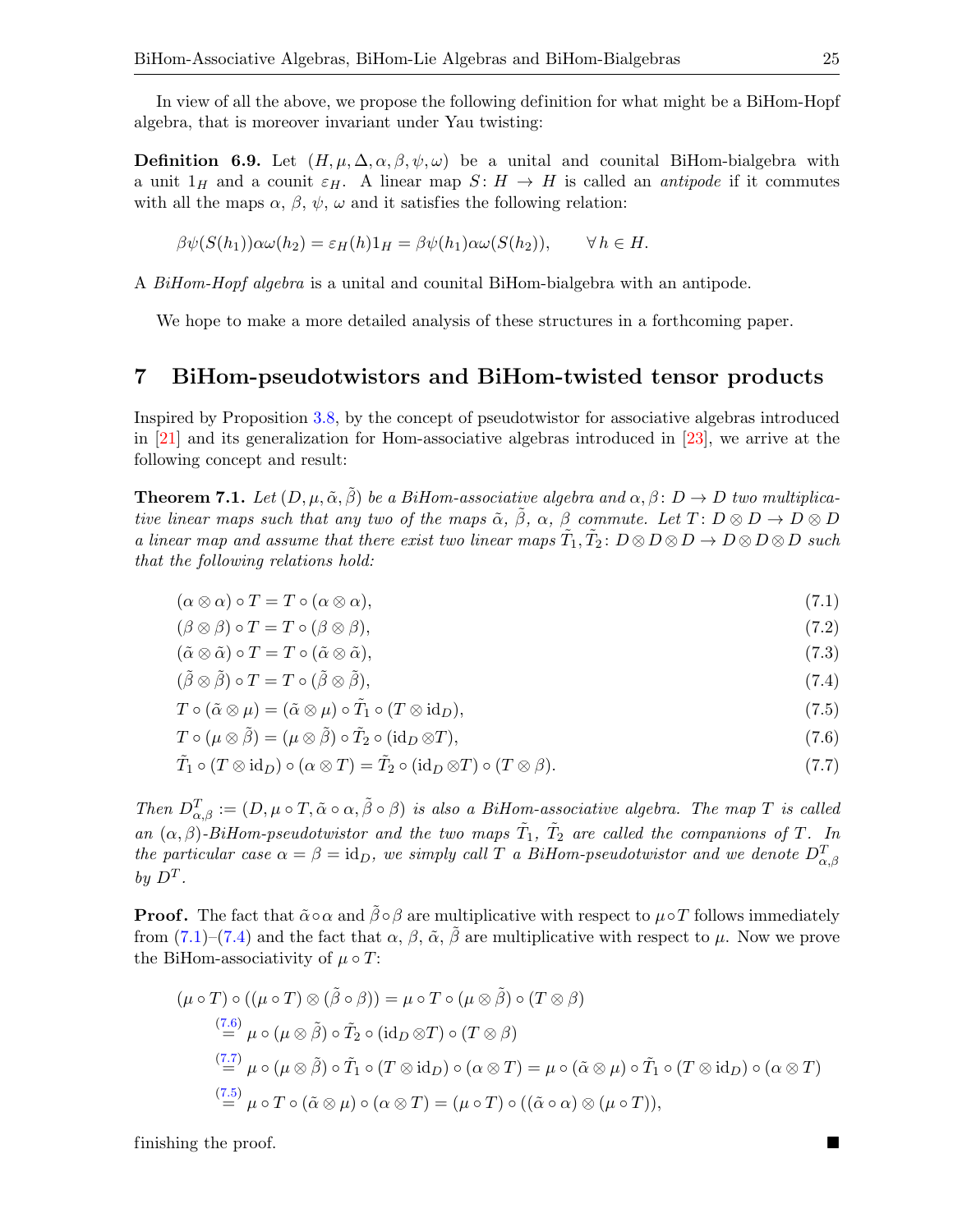In view of all the above, we propose the following definition for what might be a BiHom-Hopf algebra, that is moreover invariant under Yau twisting:

**Definition 6.9.** Let $(H, \mu, \Delta, \alpha, \beta, \psi, \omega)$ be a unital and counital BiHom-bialgebra with a unit $1_H$ and a counit $\varepsilon_H$. A linear map $S\colon H \to H$ is called an *antipode* if it commutes with all the maps $\alpha$, $\beta$, $\psi$, $\omega$ and it satisfies the following relation:

$$\beta\psi(S(h_1))\alpha\omega(h_2) = \varepsilon_H(h)1_H = \beta\psi(h_1)\alpha\omega(S(h_2)), \qquad \forall\, h \in H.$$

A *BiHom-Hopf algebra* is a unital and counital BiHom-bialgebra with an antipode.

We hope to make a more detailed analysis of these structures in a forthcoming paper.

## 7 BiHom-pseudotwistors and BiHom-twisted tensor products

Inspired by Proposition 3.8, by the concept of pseudotwistor for associative algebras introduced in [21] and its generalization for Hom-associative algebras introduced in [23], we arrive at the following concept and result:

**Theorem 7.1.** *Let $(D, \mu, \tilde{\alpha}, \tilde{\beta})$ be a BiHom-associative algebra and $\alpha, \beta\colon D \to D$ two multiplicative linear maps such that any two of the maps $\tilde{\alpha}$, $\tilde{\beta}$, $\alpha$, $\beta$ commute. Let $T\colon D\otimes D \to D\otimes D$ a linear map and assume that there exist two linear maps $\tilde{T}_1, \tilde{T}_2\colon D\otimes D\otimes D \to D\otimes D\otimes D$ such that the following relations hold:*

$$(\alpha\otimes\alpha)\circ T = T\circ(\alpha\otimes\alpha), \tag{7.1}$$

$$(\beta\otimes\beta)\circ T = T\circ(\beta\otimes\beta), \tag{7.2}$$

$$(\tilde{\alpha}\otimes\tilde{\alpha})\circ T = T\circ(\tilde{\alpha}\otimes\tilde{\alpha}), \tag{7.3}$$

$$(\tilde{\beta}\otimes\tilde{\beta})\circ T = T\circ(\tilde{\beta}\otimes\tilde{\beta}), \tag{7.4}$$

$$T\circ(\tilde{\alpha}\otimes\mu) = (\tilde{\alpha}\otimes\mu)\circ\tilde{T}_1\circ(T\otimes\mathrm{id}_D), \tag{7.5}$$

$$T\circ(\mu\otimes\tilde{\beta}) = (\mu\otimes\tilde{\beta})\circ\tilde{T}_2\circ(\mathrm{id}_D\otimes T), \tag{7.6}$$

$$\tilde{T}_1\circ(T\otimes\mathrm{id}_D)\circ(\alpha\otimes T) = \tilde{T}_2\circ(\mathrm{id}_D\otimes T)\circ(T\otimes\beta). \tag{7.7}$$

*Then $D^T_{\alpha,\beta} := (D, \mu\circ T, \tilde{\alpha}\circ\alpha, \tilde{\beta}\circ\beta)$ is also a BiHom-associative algebra. The map $T$ is called an $(\alpha,\beta)$-BiHom-pseudotwistor and the two maps $\tilde{T}_1$, $\tilde{T}_2$ are called the companions of $T$. In the particular case $\alpha = \beta = \mathrm{id}_D$, we simply call $T$ a BiHom-pseudotwistor and we denote $D^T_{\alpha,\beta}$ by $D^T$.*

**Proof.** The fact that $\tilde{\alpha}\circ\alpha$ and $\tilde{\beta}\circ\beta$ are multiplicative with respect to $\mu\circ T$ follows immediately from (7.1)–(7.4) and the fact that $\alpha$, $\beta$, $\tilde{\alpha}$, $\tilde{\beta}$ are multiplicative with respect to $\mu$. Now we prove the BiHom-associativity of $\mu\circ T$:

$$\begin{aligned}
(\mu\circ T)\circ((\mu\circ T)\otimes(\tilde{\beta}\circ\beta)) &= \mu\circ T\circ(\mu\otimes\tilde{\beta})\circ(T\otimes\beta)\\
&\overset{(7.6)}{=} \mu\circ(\mu\otimes\tilde{\beta})\circ\tilde{T}_2\circ(\mathrm{id}_D\otimes T)\circ(T\otimes\beta)\\
&\overset{(7.7)}{=} \mu\circ(\mu\otimes\tilde{\beta})\circ\tilde{T}_1\circ(T\otimes\mathrm{id}_D)\circ(\alpha\otimes T) = \mu\circ(\tilde{\alpha}\otimes\mu)\circ\tilde{T}_1\circ(T\otimes\mathrm{id}_D)\circ(\alpha\otimes T)\\
&\overset{(7.5)}{=} \mu\circ T\circ(\tilde{\alpha}\otimes\mu)\circ(\alpha\otimes T) = (\mu\circ T)\circ((\tilde{\alpha}\circ\alpha)\otimes(\mu\circ T)),
\end{aligned}$$

finishing the proof. ∎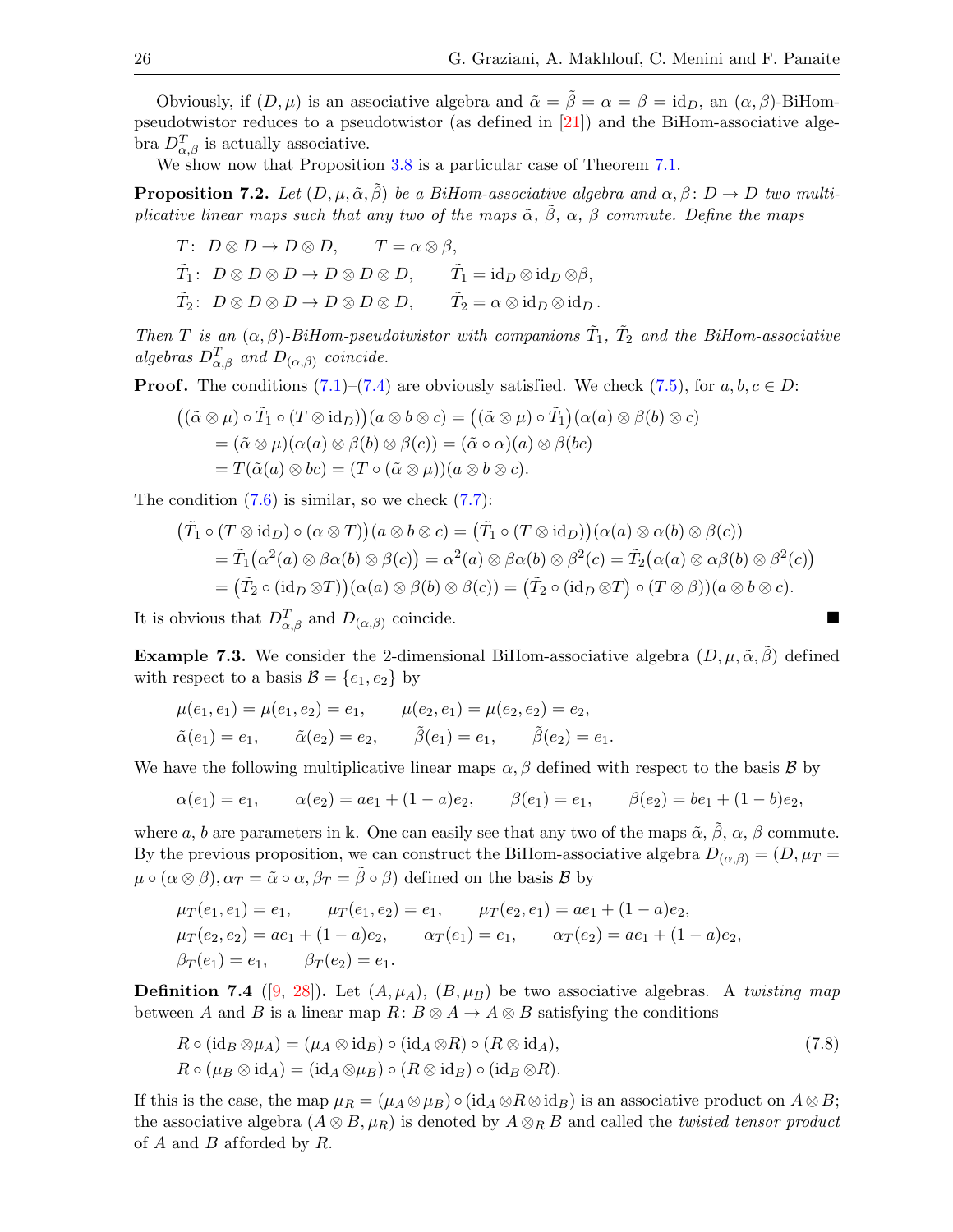Obviously, if $(D,\mu)$ is an associative algebra and $\tilde{\alpha}=\tilde{\beta}=\alpha=\beta=\mathrm{id}_D$, an $(\alpha,\beta)$-BiHom-pseudotwistor reduces to a pseudotwistor (as defined in [21]) and the BiHom-associative algebra $D^T_{\alpha,\beta}$ is actually associative.

We show now that Proposition 3.8 is a particular case of Theorem 7.1.

**Proposition 7.2.** *Let $(D,\mu,\tilde{\alpha},\tilde{\beta})$ be a BiHom-associative algebra and $\alpha,\beta\colon D\to D$ two multiplicative linear maps such that any two of the maps $\tilde{\alpha}$, $\tilde{\beta}$, $\alpha$, $\beta$ commute. Define the maps*

$$T\colon\ D\otimes D\to D\otimes D,\qquad T=\alpha\otimes\beta,$$
$$\tilde{T}_1\colon\ D\otimes D\otimes D\to D\otimes D\otimes D,\qquad \tilde{T}_1=\mathrm{id}_D\otimes\mathrm{id}_D\otimes\beta,$$
$$\tilde{T}_2\colon\ D\otimes D\otimes D\to D\otimes D\otimes D,\qquad \tilde{T}_2=\alpha\otimes\mathrm{id}_D\otimes\mathrm{id}_D.$$

*Then $T$ is an $(\alpha,\beta)$-BiHom-pseudotwistor with companions $\tilde{T}_1$, $\tilde{T}_2$ and the BiHom-associative algebras $D^T_{\alpha,\beta}$ and $D_{(\alpha,\beta)}$ coincide.*

**Proof.** The conditions (7.1)–(7.4) are obviously satisfied. We check (7.5), for $a,b,c\in D$:

$$\begin{aligned}
\big((\tilde{\alpha}\otimes\mu)\circ\tilde{T}_1\circ(T\otimes\mathrm{id}_D)\big)(a\otimes b\otimes c)&=\big((\tilde{\alpha}\otimes\mu)\circ\tilde{T}_1\big)(\alpha(a)\otimes\beta(b)\otimes c)\\
&=(\tilde{\alpha}\otimes\mu)(\alpha(a)\otimes\beta(b)\otimes\beta(c))=(\tilde{\alpha}\circ\alpha)(a)\otimes\beta(bc)\\
&=T(\tilde{\alpha}(a)\otimes bc)=(T\circ(\tilde{\alpha}\otimes\mu))(a\otimes b\otimes c).
\end{aligned}$$

The condition (7.6) is similar, so we check (7.7):

$$\begin{aligned}
\big(\tilde{T}_1\circ(T\otimes\mathrm{id}_D)\circ(\alpha\otimes T)\big)(a\otimes b\otimes c)&=\big(\tilde{T}_1\circ(T\otimes\mathrm{id}_D)\big)(\alpha(a)\otimes\alpha(b)\otimes\beta(c))\\
&=\tilde{T}_1\big(\alpha^2(a)\otimes\beta\alpha(b)\otimes\beta(c)\big)=\alpha^2(a)\otimes\beta\alpha(b)\otimes\beta^2(c)=\tilde{T}_2\big(\alpha(a)\otimes\alpha\beta(b)\otimes\beta^2(c)\big)\\
&=\big(\tilde{T}_2\circ(\mathrm{id}_D\otimes T)\big)(\alpha(a)\otimes\beta(b)\otimes\beta(c))=\big(\tilde{T}_2\circ(\mathrm{id}_D\otimes T)\circ(T\otimes\beta)\big)(a\otimes b\otimes c).
\end{aligned}$$

It is obvious that $D^T_{\alpha,\beta}$ and $D_{(\alpha,\beta)}$ coincide. ∎

**Example 7.3.** We consider the 2-dimensional BiHom-associative algebra $(D,\mu,\tilde{\alpha},\tilde{\beta})$ defined with respect to a basis $\mathcal{B}=\{e_1,e_2\}$ by

$$\mu(e_1,e_1)=\mu(e_1,e_2)=e_1,\qquad \mu(e_2,e_1)=\mu(e_2,e_2)=e_2,$$
$$\tilde{\alpha}(e_1)=e_1,\qquad \tilde{\alpha}(e_2)=e_2,\qquad \tilde{\beta}(e_1)=e_1,\qquad \tilde{\beta}(e_2)=e_1.$$

We have the following multiplicative linear maps $\alpha,\beta$ defined with respect to the basis $\mathcal{B}$ by

$$\alpha(e_1)=e_1,\qquad \alpha(e_2)=ae_1+(1-a)e_2,\qquad \beta(e_1)=e_1,\qquad \beta(e_2)=be_1+(1-b)e_2,$$

where $a$, $b$ are parameters in $\Bbbk$. One can easily see that any two of the maps $\tilde{\alpha}$, $\tilde{\beta}$, $\alpha$, $\beta$ commute. By the previous proposition, we can construct the BiHom-associative algebra $D_{(\alpha,\beta)}=(D,\mu_T=\mu\circ(\alpha\otimes\beta),\alpha_T=\tilde{\alpha}\circ\alpha,\beta_T=\tilde{\beta}\circ\beta)$ defined on the basis $\mathcal{B}$ by

$$\mu_T(e_1,e_1)=e_1,\qquad \mu_T(e_1,e_2)=e_1,\qquad \mu_T(e_2,e_1)=ae_1+(1-a)e_2,$$
$$\mu_T(e_2,e_2)=ae_1+(1-a)e_2,\qquad \alpha_T(e_1)=e_1,\qquad \alpha_T(e_2)=ae_1+(1-a)e_2,$$
$$\beta_T(e_1)=e_1,\qquad \beta_T(e_2)=e_1.$$

**Definition 7.4** ([9, 28])**.** Let $(A,\mu_A)$, $(B,\mu_B)$ be two associative algebras. A *twisting map* between $A$ and $B$ is a linear map $R\colon B\otimes A\to A\otimes B$ satisfying the conditions

$$\begin{aligned}
&R\circ(\mathrm{id}_B\otimes\mu_A)=(\mu_A\otimes\mathrm{id}_B)\circ(\mathrm{id}_A\otimes R)\circ(R\otimes\mathrm{id}_A),\\
&R\circ(\mu_B\otimes\mathrm{id}_A)=(\mathrm{id}_A\otimes\mu_B)\circ(R\otimes\mathrm{id}_B)\circ(\mathrm{id}_B\otimes R).
\end{aligned}\tag{7.8}$$

If this is the case, the map $\mu_R=(\mu_A\otimes\mu_B)\circ(\mathrm{id}_A\otimes R\otimes\mathrm{id}_B)$ is an associative product on $A\otimes B$; the associative algebra $(A\otimes B,\mu_R)$ is denoted by $A\otimes_R B$ and called the *twisted tensor product* of $A$ and $B$ afforded by $R$.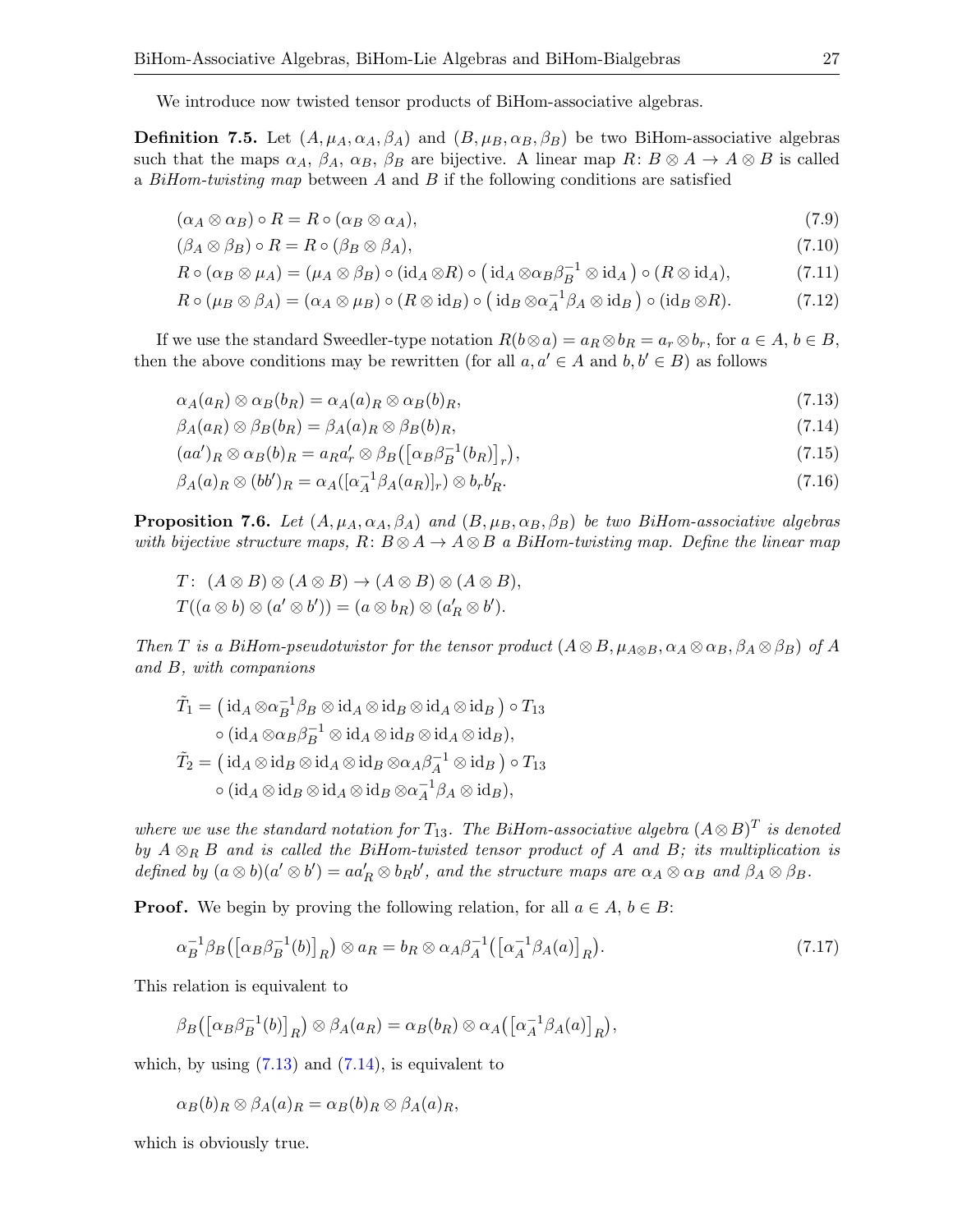We introduce now twisted tensor products of BiHom-associative algebras.

**Definition 7.5.** Let $(A, \mu_A, \alpha_A, \beta_A)$ and $(B, \mu_B, \alpha_B, \beta_B)$ be two BiHom-associative algebras such that the maps $\alpha_A$, $\beta_A$, $\alpha_B$, $\beta_B$ are bijective. A linear map $R\colon B \otimes A \to A \otimes B$ is called a *BiHom-twisting map* between $A$ and $B$ if the following conditions are satisfied

$$(\alpha_A \otimes \alpha_B) \circ R = R \circ (\alpha_B \otimes \alpha_A), \tag{7.9}$$

$$(\beta_A \otimes \beta_B) \circ R = R \circ (\beta_B \otimes \beta_A), \tag{7.10}$$

$$R \circ (\alpha_B \otimes \mu_A) = (\mu_A \otimes \beta_B) \circ (\mathrm{id}_A \otimes R) \circ \left( \mathrm{id}_A \otimes \alpha_B \beta_B^{-1} \otimes \mathrm{id}_A \right) \circ (R \otimes \mathrm{id}_A), \tag{7.11}$$

$$R \circ (\mu_B \otimes \beta_A) = (\alpha_A \otimes \mu_B) \circ (R \otimes \mathrm{id}_B) \circ \left( \mathrm{id}_B \otimes \alpha_A^{-1} \beta_A \otimes \mathrm{id}_B \right) \circ (\mathrm{id}_B \otimes R). \tag{7.12}$$

If we use the standard Sweedler-type notation $R(b \otimes a) = a_R \otimes b_R = a_r \otimes b_r$, for $a \in A$, $b \in B$, then the above conditions may be rewritten (for all $a, a' \in A$ and $b, b' \in B$) as follows

$$\alpha_A(a_R) \otimes \alpha_B(b_R) = \alpha_A(a)_R \otimes \alpha_B(b)_R, \tag{7.13}$$

$$\beta_A(a_R) \otimes \beta_B(b_R) = \beta_A(a)_R \otimes \beta_B(b)_R, \tag{7.14}$$

$$(aa')_R \otimes \alpha_B(b)_R = a_R a'_r \otimes \beta_B\big(\big[\alpha_B \beta_B^{-1}(b_R)\big]_r\big), \tag{7.15}$$

$$\beta_A(a)_R \otimes (bb')_R = \alpha_A([\alpha_A^{-1}\beta_A(a_R)]_r) \otimes b_r b'_R. \tag{7.16}$$

**Proposition 7.6.** *Let $(A, \mu_A, \alpha_A, \beta_A)$ and $(B, \mu_B, \alpha_B, \beta_B)$ be two BiHom-associative algebras with bijective structure maps, $R\colon B \otimes A \to A \otimes B$ a BiHom-twisting map. Define the linear map*

$$T\colon\ (A \otimes B) \otimes (A \otimes B) \to (A \otimes B) \otimes (A \otimes B),$$
$$T((a \otimes b) \otimes (a' \otimes b')) = (a \otimes b_R) \otimes (a'_R \otimes b').$$

*Then $T$ is a BiHom-pseudotwistor for the tensor product $(A \otimes B, \mu_{A\otimes B}, \alpha_A \otimes \alpha_B, \beta_A \otimes \beta_B)$ of $A$ and $B$, with companions*

$$\tilde{T}_1 = \left( \mathrm{id}_A \otimes \alpha_B^{-1}\beta_B \otimes \mathrm{id}_A \otimes \mathrm{id}_B \otimes \mathrm{id}_A \otimes \mathrm{id}_B \right) \circ T_{13}$$
$$\circ\, (\mathrm{id}_A \otimes \alpha_B \beta_B^{-1} \otimes \mathrm{id}_A \otimes \mathrm{id}_B \otimes \mathrm{id}_A \otimes \mathrm{id}_B),$$

$$\tilde{T}_2 = \left( \mathrm{id}_A \otimes \mathrm{id}_B \otimes \mathrm{id}_A \otimes \mathrm{id}_B \otimes \alpha_A \beta_A^{-1} \otimes \mathrm{id}_B \right) \circ T_{13}$$
$$\circ\, (\mathrm{id}_A \otimes \mathrm{id}_B \otimes \mathrm{id}_A \otimes \mathrm{id}_B \otimes \alpha_A^{-1}\beta_A \otimes \mathrm{id}_B),$$

*where we use the standard notation for $T_{13}$. The BiHom-associative algebra $(A \otimes B)^T$ is denoted by $A \otimes_R B$ and is called the BiHom-twisted tensor product of $A$ and $B$; its multiplication is defined by $(a \otimes b)(a' \otimes b') = aa'_R \otimes b_R b'$, and the structure maps are $\alpha_A \otimes \alpha_B$ and $\beta_A \otimes \beta_B$.*

**Proof.** We begin by proving the following relation, for all $a \in A$, $b \in B$:

$$\alpha_B^{-1}\beta_B\big(\big[\alpha_B\beta_B^{-1}(b)\big]_R\big) \otimes a_R = b_R \otimes \alpha_A\beta_A^{-1}\big(\big[\alpha_A^{-1}\beta_A(a)\big]_R\big). \tag{7.17}$$

This relation is equivalent to

$$\beta_B\big(\big[\alpha_B\beta_B^{-1}(b)\big]_R\big) \otimes \beta_A(a_R) = \alpha_B(b_R) \otimes \alpha_A\big(\big[\alpha_A^{-1}\beta_A(a)\big]_R\big),$$

which, by using (7.13) and (7.14), is equivalent to

$$\alpha_B(b)_R \otimes \beta_A(a)_R = \alpha_B(b)_R \otimes \beta_A(a)_R,$$

which is obviously true.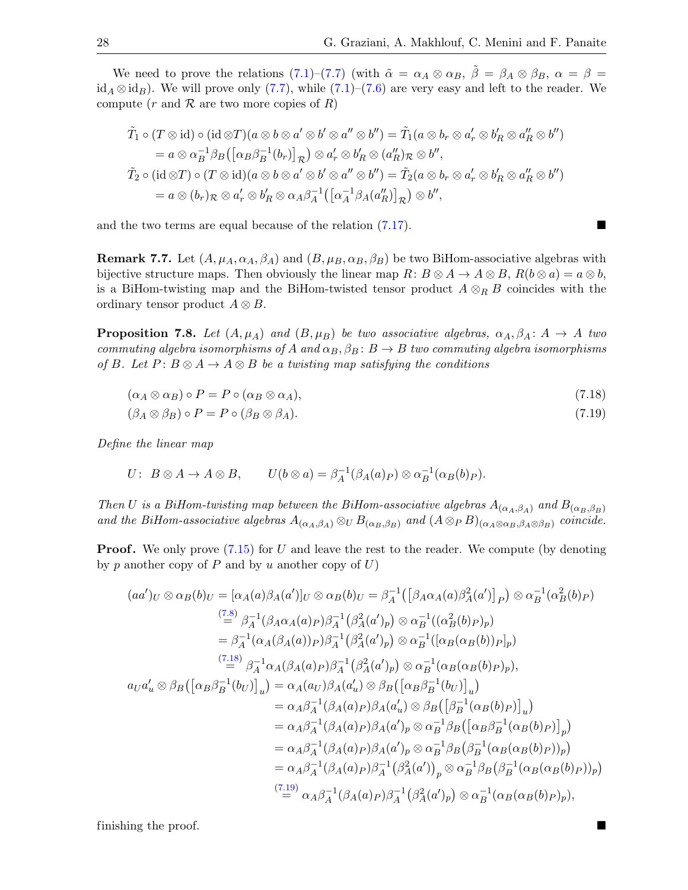We need to prove the relations (7.1)–(7.7) (with $\tilde{\alpha} = \alpha_A \otimes \alpha_B$, $\tilde{\beta} = \beta_A \otimes \beta_B$, $\alpha = \beta = \mathrm{id}_A \otimes \mathrm{id}_B$). We will prove only (7.7), while (7.1)–(7.6) are very easy and left to the reader. We compute ($r$ and $\mathcal{R}$ are two more copies of $R$)

$$
\begin{aligned}
&\tilde{T}_1 \circ (T \otimes \mathrm{id}) \circ (\mathrm{id} \otimes T)(a \otimes b \otimes a' \otimes b' \otimes a'' \otimes b'') = \tilde{T}_1(a \otimes b_r \otimes a'_r \otimes b'_R \otimes a''_R \otimes b'') \\
&\quad = a \otimes \alpha_B^{-1}\beta_B\big(\big[\alpha_B\beta_B^{-1}(b_r)\big]_{\mathcal{R}}\big) \otimes a'_r \otimes b'_R \otimes (a''_R)_{\mathcal{R}} \otimes b'', \\
&\tilde{T}_2 \circ (\mathrm{id} \otimes T) \circ (T \otimes \mathrm{id})(a \otimes b \otimes a' \otimes b' \otimes a'' \otimes b'') = \tilde{T}_2(a \otimes b_r \otimes a'_r \otimes b'_R \otimes a''_R \otimes b'') \\
&\quad = a \otimes (b_r)_{\mathcal{R}} \otimes a'_r \otimes b'_R \otimes \alpha_A\beta_A^{-1}\big(\big[\alpha_A^{-1}\beta_A(a''_R)\big]_{\mathcal{R}}\big) \otimes b'',
\end{aligned}
$$

and the two terms are equal because of the relation (7.17). ∎

**Remark 7.7.** Let $(A, \mu_A, \alpha_A, \beta_A)$ and $(B, \mu_B, \alpha_B, \beta_B)$ be two BiHom-associative algebras with bijective structure maps. Then obviously the linear map $R\colon B \otimes A \to A \otimes B$, $R(b \otimes a) = a \otimes b$, is a BiHom-twisting map and the BiHom-twisted tensor product $A \otimes_R B$ coincides with the ordinary tensor product $A \otimes B$.

**Proposition 7.8.** *Let $(A, \mu_A)$ and $(B, \mu_B)$ be two associative algebras, $\alpha_A, \beta_A\colon A \to A$ two commuting algebra isomorphisms of $A$ and $\alpha_B, \beta_B\colon B \to B$ two commuting algebra isomorphisms of $B$. Let $P\colon B \otimes A \to A \otimes B$ be a twisting map satisfying the conditions*

$$
(\alpha_A \otimes \alpha_B) \circ P = P \circ (\alpha_B \otimes \alpha_A), \tag{7.18}
$$

$$
(\beta_A \otimes \beta_B) \circ P = P \circ (\beta_B \otimes \beta_A). \tag{7.19}
$$

*Define the linear map*

$$
U\colon\ B \otimes A \to A \otimes B, \qquad U(b \otimes a) = \beta_A^{-1}(\beta_A(a)_P) \otimes \alpha_B^{-1}(\alpha_B(b)_P).
$$

*Then $U$ is a BiHom-twisting map between the BiHom-associative algebras $A_{(\alpha_A,\beta_A)}$ and $B_{(\alpha_B,\beta_B)}$ and the BiHom-associative algebras $A_{(\alpha_A,\beta_A)} \otimes_U B_{(\alpha_B,\beta_B)}$ and $(A \otimes_P B)_{(\alpha_A\otimes\alpha_B, \beta_A\otimes\beta_B)}$ coincide.*

**Proof.** We only prove (7.15) for $U$ and leave the rest to the reader. We compute (by denoting by $p$ another copy of $P$ and by $u$ another copy of $U$)

$$
\begin{aligned}
(aa')_U \otimes \alpha_B(b)_U &= [\alpha_A(a)\beta_A(a')]_U \otimes \alpha_B(b)_U = \beta_A^{-1}\big(\big[\beta_A\alpha_A(a)\beta_A^2(a')\big]_P\big) \otimes \alpha_B^{-1}(\alpha_B^2(b)_P) \\
&\overset{(7.8)}{=} \beta_A^{-1}(\beta_A\alpha_A(a)_P)\beta_A^{-1}\big(\beta_A^2(a')_p\big) \otimes \alpha_B^{-1}((\alpha_B^2(b)_P)_p) \\
&= \beta_A^{-1}(\alpha_A(\beta_A(a))_P)\beta_A^{-1}\big(\beta_A^2(a')_p\big) \otimes \alpha_B^{-1}([\alpha_B(\alpha_B(b))_P]_p) \\
&\overset{(7.18)}{=} \beta_A^{-1}\alpha_A(\beta_A(a)_P)\beta_A^{-1}\big(\beta_A^2(a')_p\big) \otimes \alpha_B^{-1}(\alpha_B(\alpha_B(b)_P)_p), \\
a_U a'_u \otimes \beta_B\big(\big[\alpha_B\beta_B^{-1}(b_U)\big]_u\big) &= \alpha_A(a_U)\beta_A(a'_u) \otimes \beta_B\big(\big[\alpha_B\beta_B^{-1}(b_U)\big]_u\big) \\
&= \alpha_A\beta_A^{-1}(\beta_A(a)_P)\beta_A(a'_u) \otimes \beta_B\big(\big[\beta_B^{-1}(\alpha_B(b)_P)\big]_u\big) \\
&= \alpha_A\beta_A^{-1}(\beta_A(a)_P)\beta_A(a')_p \otimes \alpha_B^{-1}\beta_B\big(\big[\alpha_B\beta_B^{-1}(\alpha_B(b)_P)\big]_p\big) \\
&= \alpha_A\beta_A^{-1}(\beta_A(a)_P)\beta_A(a')_p \otimes \alpha_B^{-1}\beta_B\big(\beta_B^{-1}(\alpha_B(\alpha_B(b)_P))_p\big) \\
&= \alpha_A\beta_A^{-1}(\beta_A(a)_P)\beta_A^{-1}\big(\beta_A^2(a')\big)_p \otimes \alpha_B^{-1}\beta_B\big(\beta_B^{-1}(\alpha_B(\alpha_B(b)_P))_p\big) \\
&\overset{(7.19)}{=} \alpha_A\beta_A^{-1}(\beta_A(a)_P)\beta_A^{-1}\big(\beta_A^2(a')_p\big) \otimes \alpha_B^{-1}(\alpha_B(\alpha_B(b)_P)_p),
\end{aligned}
$$

finishing the proof. ∎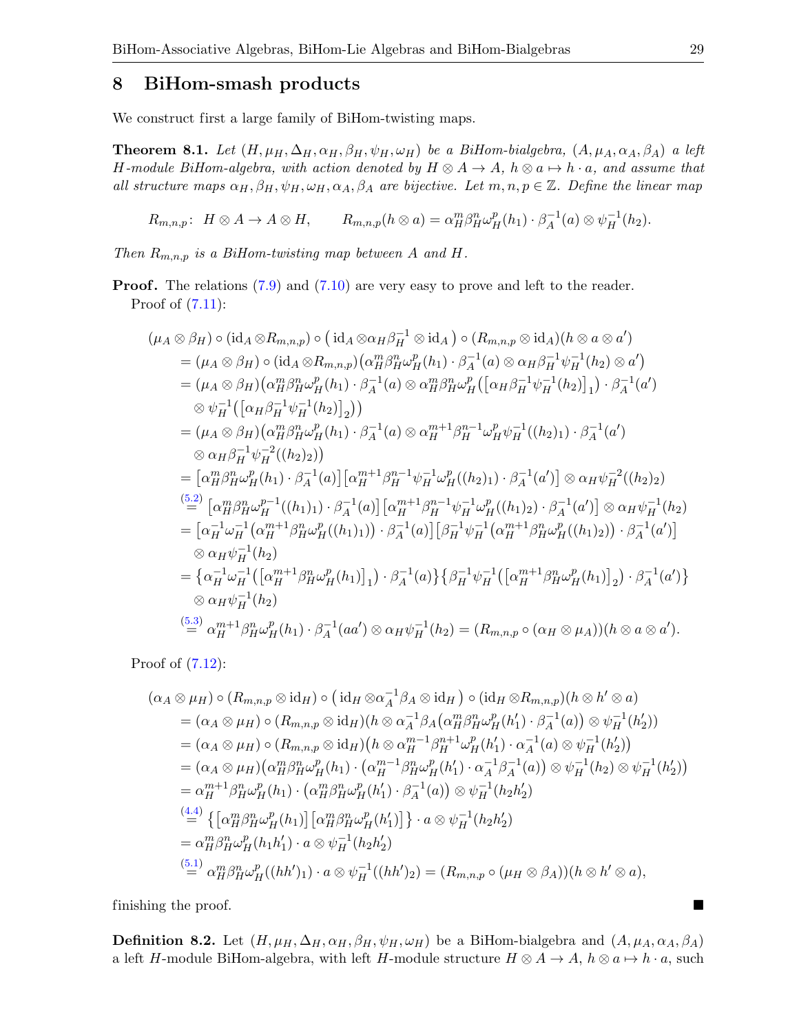## 8 BiHom-smash products

We construct first a large family of BiHom-twisting maps.

**Theorem 8.1.** *Let $(H, \mu_H, \Delta_H, \alpha_H, \beta_H, \psi_H, \omega_H)$ be a BiHom-bialgebra, $(A, \mu_A, \alpha_A, \beta_A)$ a left $H$-module BiHom-algebra, with action denoted by $H \otimes A \to A$, $h \otimes a \mapsto h \cdot a$, and assume that all structure maps $\alpha_H, \beta_H, \psi_H, \omega_H, \alpha_A, \beta_A$ are bijective. Let $m, n, p \in \mathbb{Z}$. Define the linear map*

$$R_{m,n,p}\colon\ H \otimes A \to A \otimes H, \qquad R_{m,n,p}(h \otimes a) = \alpha_H^m \beta_H^n \omega_H^p(h_1) \cdot \beta_A^{-1}(a) \otimes \psi_H^{-1}(h_2).$$

*Then $R_{m,n,p}$ is a BiHom-twisting map between $A$ and $H$.*

**Proof.** The relations (7.9) and (7.10) are very easy to prove and left to the reader.

Proof of (7.11):

$$\begin{aligned}
&(\mu_A \otimes \beta_H) \circ (\mathrm{id}_A \otimes R_{m,n,p}) \circ \big(\mathrm{id}_A \otimes \alpha_H \beta_H^{-1} \otimes \mathrm{id}_A\big) \circ (R_{m,n,p} \otimes \mathrm{id}_A)(h \otimes a \otimes a') \\
&\quad = (\mu_A \otimes \beta_H) \circ (\mathrm{id}_A \otimes R_{m,n,p})\big(\alpha_H^m \beta_H^n \omega_H^p(h_1) \cdot \beta_A^{-1}(a) \otimes \alpha_H \beta_H^{-1} \psi_H^{-1}(h_2) \otimes a'\big) \\
&\quad = (\mu_A \otimes \beta_H)\big(\alpha_H^m \beta_H^n \omega_H^p(h_1) \cdot \beta_A^{-1}(a) \otimes \alpha_H^m \beta_H^n \omega_H^p\big(\big[\alpha_H \beta_H^{-1} \psi_H^{-1}(h_2)\big]_1\big) \cdot \beta_A^{-1}(a') \\
&\qquad \otimes \psi_H^{-1}\big(\big[\alpha_H \beta_H^{-1} \psi_H^{-1}(h_2)\big]_2\big)\big) \\
&\quad = (\mu_A \otimes \beta_H)\big(\alpha_H^m \beta_H^n \omega_H^p(h_1) \cdot \beta_A^{-1}(a) \otimes \alpha_H^{m+1} \beta_H^{n-1} \omega_H^p \psi_H^{-1}((h_2)_1) \cdot \beta_A^{-1}(a') \\
&\qquad \otimes \alpha_H \beta_H^{-1} \psi_H^{-2}((h_2)_2)\big) \\
&\quad = \big[\alpha_H^m \beta_H^n \omega_H^p(h_1) \cdot \beta_A^{-1}(a)\big]\big[\alpha_H^{m+1} \beta_H^{n-1} \psi_H^{-1} \omega_H^p((h_2)_1) \cdot \beta_A^{-1}(a')\big] \otimes \alpha_H \psi_H^{-2}((h_2)_2) \\
&\quad \overset{(5.2)}{=} \big[\alpha_H^m \beta_H^n \omega_H^{p-1}((h_1)_1) \cdot \beta_A^{-1}(a)\big]\big[\alpha_H^{m+1} \beta_H^{n-1} \psi_H^{-1} \omega_H^p((h_1)_2) \cdot \beta_A^{-1}(a')\big] \otimes \alpha_H \psi_H^{-1}(h_2) \\
&\quad = \big[\alpha_H^{-1} \omega_H^{-1}\big(\alpha_H^{m+1} \beta_H^n \omega_H^p((h_1)_1)\big) \cdot \beta_A^{-1}(a)\big]\big[\beta_H^{-1} \psi_H^{-1}\big(\alpha_H^{m+1} \beta_H^n \omega_H^p((h_1)_2)\big) \cdot \beta_A^{-1}(a')\big] \\
&\qquad \otimes \alpha_H \psi_H^{-1}(h_2) \\
&\quad = \big\{\alpha_H^{-1} \omega_H^{-1}\big(\big[\alpha_H^{m+1} \beta_H^n \omega_H^p(h_1)\big]_1\big) \cdot \beta_A^{-1}(a)\big\}\big\{\beta_H^{-1} \psi_H^{-1}\big(\big[\alpha_H^{m+1} \beta_H^n \omega_H^p(h_1)\big]_2\big) \cdot \beta_A^{-1}(a')\big\} \\
&\qquad \otimes \alpha_H \psi_H^{-1}(h_2) \\
&\quad \overset{(5.3)}{=} \alpha_H^{m+1} \beta_H^n \omega_H^p(h_1) \cdot \beta_A^{-1}(aa') \otimes \alpha_H \psi_H^{-1}(h_2) = (R_{m,n,p} \circ (\alpha_H \otimes \mu_A))(h \otimes a \otimes a').
\end{aligned}$$

Proof of (7.12):

$$\begin{aligned}
&(\alpha_A \otimes \mu_H) \circ (R_{m,n,p} \otimes \mathrm{id}_H) \circ \big(\mathrm{id}_H \otimes \alpha_A^{-1} \beta_A \otimes \mathrm{id}_H\big) \circ (\mathrm{id}_H \otimes R_{m,n,p})(h \otimes h' \otimes a) \\
&\quad = (\alpha_A \otimes \mu_H) \circ (R_{m,n,p} \otimes \mathrm{id}_H)\big(h \otimes \alpha_A^{-1} \beta_A\big(\alpha_H^m \beta_H^n \omega_H^p(h'_1) \cdot \beta_A^{-1}(a)\big) \otimes \psi_H^{-1}(h'_2)\big) \\
&\quad = (\alpha_A \otimes \mu_H) \circ (R_{m,n,p} \otimes \mathrm{id}_H)\big(h \otimes \alpha_H^{m-1} \beta_H^{n+1} \omega_H^p(h'_1) \cdot \alpha_A^{-1}(a) \otimes \psi_H^{-1}(h'_2)\big) \\
&\quad = (\alpha_A \otimes \mu_H)\big(\alpha_H^m \beta_H^n \omega_H^p(h_1) \cdot \big(\alpha_H^{m-1} \beta_H^n \omega_H^p(h'_1) \cdot \alpha_A^{-1} \beta_A^{-1}(a)\big) \otimes \psi_H^{-1}(h_2) \otimes \psi_H^{-1}(h'_2)\big) \\
&\quad = \alpha_H^{m+1} \beta_H^n \omega_H^p(h_1) \cdot \big(\alpha_H^m \beta_H^n \omega_H^p(h'_1) \cdot \beta_A^{-1}(a)\big) \otimes \psi_H^{-1}(h_2 h'_2) \\
&\quad \overset{(4.4)}{=} \big\{\big[\alpha_H^m \beta_H^n \omega_H^p(h_1)\big]\big[\alpha_H^m \beta_H^n \omega_H^p(h'_1)\big]\big\} \cdot a \otimes \psi_H^{-1}(h_2 h'_2) \\
&\quad = \alpha_H^m \beta_H^n \omega_H^p(h_1 h'_1) \cdot a \otimes \psi_H^{-1}(h_2 h'_2) \\
&\quad \overset{(5.1)}{=} \alpha_H^m \beta_H^n \omega_H^p((hh')_1) \cdot a \otimes \psi_H^{-1}((hh')_2) = (R_{m,n,p} \circ (\mu_H \otimes \beta_A))(h \otimes h' \otimes a),
\end{aligned}$$

finishing the proof. ■

**Definition 8.2.** Let $(H, \mu_H, \Delta_H, \alpha_H, \beta_H, \psi_H, \omega_H)$ be a BiHom-bialgebra and $(A, \mu_A, \alpha_A, \beta_A)$ a left $H$-module BiHom-algebra, with left $H$-module structure $H \otimes A \to A$, $h \otimes a \mapsto h \cdot a$, such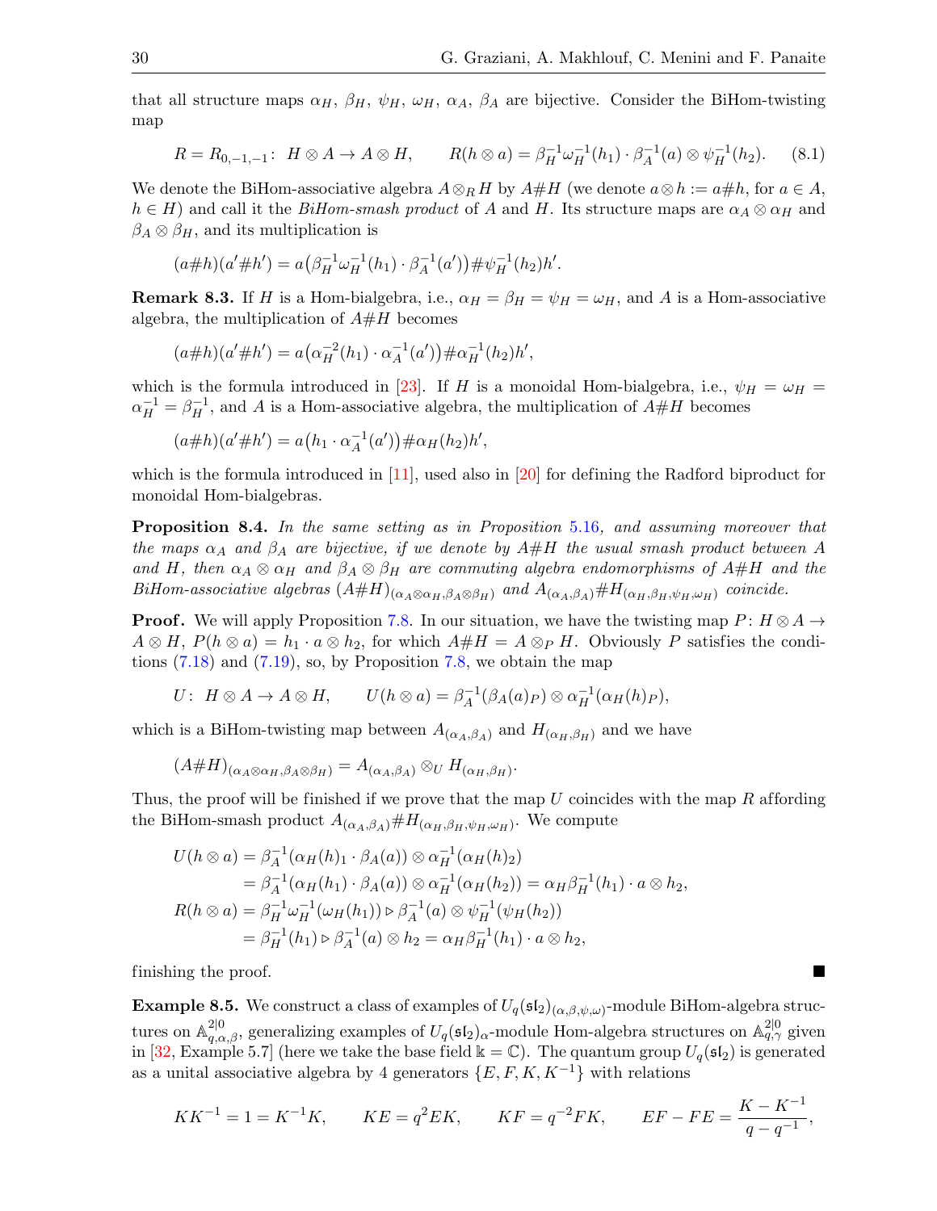that all structure maps $\alpha_H$, $\beta_H$, $\psi_H$, $\omega_H$, $\alpha_A$, $\beta_A$ are bijective. Consider the BiHom-twisting map

$$R = R_{0,-1,-1}\colon\ H\otimes A\to A\otimes H,\qquad R(h\otimes a) = \beta_H^{-1}\omega_H^{-1}(h_1)\cdot\beta_A^{-1}(a)\otimes\psi_H^{-1}(h_2). \tag{8.1}$$

We denote the BiHom-associative algebra $A\otimes_R H$ by $A\#H$ (we denote $a\otimes h := a\#h$, for $a\in A$, $h\in H$) and call it the *BiHom-smash product* of $A$ and $H$. Its structure maps are $\alpha_A\otimes\alpha_H$ and $\beta_A\otimes\beta_H$, and its multiplication is

$$(a\#h)(a'\#h') = a\big(\beta_H^{-1}\omega_H^{-1}(h_1)\cdot\beta_A^{-1}(a')\big)\#\psi_H^{-1}(h_2)h'.$$

**Remark 8.3.** If $H$ is a Hom-bialgebra, i.e., $\alpha_H=\beta_H=\psi_H=\omega_H$, and $A$ is a Hom-associative algebra, the multiplication of $A\#H$ becomes

$$(a\#h)(a'\#h') = a\big(\alpha_H^{-2}(h_1)\cdot\alpha_A^{-1}(a')\big)\#\alpha_H^{-1}(h_2)h',$$

which is the formula introduced in [23]. If $H$ is a monoidal Hom-bialgebra, i.e., $\psi_H=\omega_H=\alpha_H^{-1}=\beta_H^{-1}$, and $A$ is a Hom-associative algebra, the multiplication of $A\#H$ becomes

$$(a\#h)(a'\#h') = a\big(h_1\cdot\alpha_A^{-1}(a')\big)\#\alpha_H(h_2)h',$$

which is the formula introduced in [11], used also in [20] for defining the Radford biproduct for monoidal Hom-bialgebras.

**Proposition 8.4.** *In the same setting as in Proposition 5.16, and assuming moreover that the maps $\alpha_A$ and $\beta_A$ are bijective, if we denote by $A\#H$ the usual smash product between $A$ and $H$, then $\alpha_A\otimes\alpha_H$ and $\beta_A\otimes\beta_H$ are commuting algebra endomorphisms of $A\#H$ and the BiHom-associative algebras $(A\#H)_{(\alpha_A\otimes\alpha_H,\beta_A\otimes\beta_H)}$ and $A_{(\alpha_A,\beta_A)}\#H_{(\alpha_H,\beta_H,\psi_H,\omega_H)}$ coincide.*

**Proof.** We will apply Proposition 7.8. In our situation, we have the twisting map $P\colon H\otimes A\to A\otimes H$, $P(h\otimes a)=h_1\cdot a\otimes h_2$, for which $A\#H=A\otimes_P H$. Obviously $P$ satisfies the conditions (7.18) and (7.19), so, by Proposition 7.8, we obtain the map

$$U\colon\ H\otimes A\to A\otimes H,\qquad U(h\otimes a)=\beta_A^{-1}(\beta_A(a)_P)\otimes\alpha_H^{-1}(\alpha_H(h)_P),$$

which is a BiHom-twisting map between $A_{(\alpha_A,\beta_A)}$ and $H_{(\alpha_H,\beta_H)}$ and we have

$$(A\#H)_{(\alpha_A\otimes\alpha_H,\beta_A\otimes\beta_H)} = A_{(\alpha_A,\beta_A)}\otimes_U H_{(\alpha_H,\beta_H)}.$$

Thus, the proof will be finished if we prove that the map $U$ coincides with the map $R$ affording the BiHom-smash product $A_{(\alpha_A,\beta_A)}\#H_{(\alpha_H,\beta_H,\psi_H,\omega_H)}$. We compute

$$\begin{aligned}
U(h\otimes a) &= \beta_A^{-1}(\alpha_H(h)_1\cdot\beta_A(a))\otimes\alpha_H^{-1}(\alpha_H(h)_2)\\
&= \beta_A^{-1}(\alpha_H(h_1)\cdot\beta_A(a))\otimes\alpha_H^{-1}(\alpha_H(h_2)) = \alpha_H\beta_H^{-1}(h_1)\cdot a\otimes h_2,\\
R(h\otimes a) &= \beta_H^{-1}\omega_H^{-1}(\omega_H(h_1))\triangleright\beta_A^{-1}(a)\otimes\psi_H^{-1}(\psi_H(h_2))\\
&= \beta_H^{-1}(h_1)\triangleright\beta_A^{-1}(a)\otimes h_2 = \alpha_H\beta_H^{-1}(h_1)\cdot a\otimes h_2,
\end{aligned}$$

finishing the proof. ■

**Example 8.5.** We construct a class of examples of $U_q(\mathfrak{sl}_2)_{(\alpha,\beta,\psi,\omega)}$-module BiHom-algebra structures on $\mathbb{A}_{q,\alpha,\beta}^{2|0}$, generalizing examples of $U_q(\mathfrak{sl}_2)_\alpha$-module Hom-algebra structures on $\mathbb{A}_{q,\gamma}^{2|0}$ given in [32, Example 5.7] (here we take the base field $\Bbbk=\mathbb{C}$). The quantum group $U_q(\mathfrak{sl}_2)$ is generated as a unital associative algebra by 4 generators $\{E,F,K,K^{-1}\}$ with relations

$$KK^{-1}=1=K^{-1}K,\qquad KE=q^2EK,\qquad KF=q^{-2}FK,\qquad EF-FE=\frac{K-K^{-1}}{q-q^{-1}},$$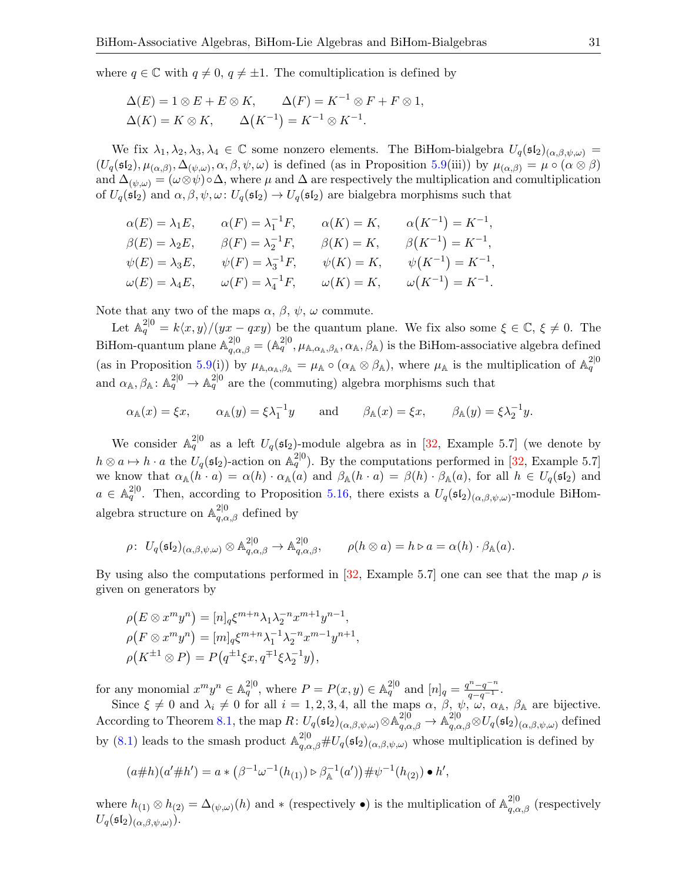where $q \in \mathbb{C}$ with $q \neq 0$, $q \neq \pm 1$. The comultiplication is defined by

$$\Delta(E) = 1 \otimes E + E \otimes K, \qquad \Delta(F) = K^{-1} \otimes F + F \otimes 1,$$
$$\Delta(K) = K \otimes K, \qquad \Delta\big(K^{-1}\big) = K^{-1} \otimes K^{-1}.$$

We fix $\lambda_1, \lambda_2, \lambda_3, \lambda_4 \in \mathbb{C}$ some nonzero elements. The BiHom-bialgebra $U_q(\mathfrak{sl}_2)_{(\alpha,\beta,\psi,\omega)} = (U_q(\mathfrak{sl}_2), \mu_{(\alpha,\beta)}, \Delta_{(\psi,\omega)}, \alpha, \beta, \psi, \omega)$ is defined (as in Proposition 5.9(iii)) by $\mu_{(\alpha,\beta)} = \mu \circ (\alpha \otimes \beta)$ and $\Delta_{(\psi,\omega)} = (\omega \otimes \psi) \circ \Delta$, where $\mu$ and $\Delta$ are respectively the multiplication and comultiplication of $U_q(\mathfrak{sl}_2)$ and $\alpha, \beta, \psi, \omega\colon U_q(\mathfrak{sl}_2) \to U_q(\mathfrak{sl}_2)$ are bialgebra morphisms such that

$$\alpha(E) = \lambda_1 E, \qquad \alpha(F) = \lambda_1^{-1} F, \qquad \alpha(K) = K, \qquad \alpha\big(K^{-1}\big) = K^{-1},$$
$$\beta(E) = \lambda_2 E, \qquad \beta(F) = \lambda_2^{-1} F, \qquad \beta(K) = K, \qquad \beta\big(K^{-1}\big) = K^{-1},$$
$$\psi(E) = \lambda_3 E, \qquad \psi(F) = \lambda_3^{-1} F, \qquad \psi(K) = K, \qquad \psi\big(K^{-1}\big) = K^{-1},$$
$$\omega(E) = \lambda_4 E, \qquad \omega(F) = \lambda_4^{-1} F, \qquad \omega(K) = K, \qquad \omega\big(K^{-1}\big) = K^{-1}.$$

Note that any two of the maps $\alpha$, $\beta$, $\psi$, $\omega$ commute.

Let $\mathbb{A}_q^{2|0} = k\langle x, y\rangle/(yx - qxy)$ be the quantum plane. We fix also some $\xi \in \mathbb{C}$, $\xi \neq 0$. The BiHom-quantum plane $\mathbb{A}_{q,\alpha,\beta}^{2|0} = (\mathbb{A}_q^{2|0}, \mu_{\mathbb{A},\alpha_{\mathbb{A}},\beta_{\mathbb{A}}}, \alpha_{\mathbb{A}}, \beta_{\mathbb{A}})$ is the BiHom-associative algebra defined (as in Proposition 5.9(i)) by $\mu_{\mathbb{A},\alpha_{\mathbb{A}},\beta_{\mathbb{A}}} = \mu_{\mathbb{A}} \circ (\alpha_{\mathbb{A}} \otimes \beta_{\mathbb{A}})$, where $\mu_{\mathbb{A}}$ is the multiplication of $\mathbb{A}_q^{2|0}$ and $\alpha_{\mathbb{A}}, \beta_{\mathbb{A}}\colon \mathbb{A}_q^{2|0} \to \mathbb{A}_q^{2|0}$ are the (commuting) algebra morphisms such that

$$\alpha_{\mathbb{A}}(x) = \xi x, \qquad \alpha_{\mathbb{A}}(y) = \xi\lambda_1^{-1} y \qquad \text{and} \qquad \beta_{\mathbb{A}}(x) = \xi x, \qquad \beta_{\mathbb{A}}(y) = \xi\lambda_2^{-1} y.$$

We consider $\mathbb{A}_q^{2|0}$ as a left $U_q(\mathfrak{sl}_2)$-module algebra as in [32, Example 5.7] (we denote by $h \otimes a \mapsto h \cdot a$ the $U_q(\mathfrak{sl}_2)$-action on $\mathbb{A}_q^{2|0}$). By the computations performed in [32, Example 5.7] we know that $\alpha_{\mathbb{A}}(h \cdot a) = \alpha(h) \cdot \alpha_{\mathbb{A}}(a)$ and $\beta_{\mathbb{A}}(h \cdot a) = \beta(h) \cdot \beta_{\mathbb{A}}(a)$, for all $h \in U_q(\mathfrak{sl}_2)$ and $a \in \mathbb{A}_q^{2|0}$. Then, according to Proposition 5.16, there exists a $U_q(\mathfrak{sl}_2)_{(\alpha,\beta,\psi,\omega)}$-module BiHom-algebra structure on $\mathbb{A}_{q,\alpha,\beta}^{2|0}$ defined by

$$\rho\colon\ U_q(\mathfrak{sl}_2)_{(\alpha,\beta,\psi,\omega)} \otimes \mathbb{A}_{q,\alpha,\beta}^{2|0} \to \mathbb{A}_{q,\alpha,\beta}^{2|0}, \qquad \rho(h \otimes a) = h \triangleright a = \alpha(h) \cdot \beta_{\mathbb{A}}(a).$$

By using also the computations performed in [32, Example 5.7] one can see that the map $\rho$ is given on generators by

$$\rho\big(E \otimes x^m y^n\big) = [n]_q \xi^{m+n} \lambda_1 \lambda_2^{-n} x^{m+1} y^{n-1},$$
$$\rho\big(F \otimes x^m y^n\big) = [m]_q \xi^{m+n} \lambda_1^{-1} \lambda_2^{-n} x^{m-1} y^{n+1},$$
$$\rho\big(K^{\pm 1} \otimes P\big) = P\big(q^{\pm 1}\xi x, q^{\mp 1}\xi\lambda_2^{-1} y\big),$$

for any monomial $x^m y^n \in \mathbb{A}_q^{2|0}$, where $P = P(x,y) \in \mathbb{A}_q^{2|0}$ and $[n]_q = \frac{q^n - q^{-n}}{q - q^{-1}}$.

Since $\xi \neq 0$ and $\lambda_i \neq 0$ for all $i = 1,2,3,4$, all the maps $\alpha$, $\beta$, $\psi$, $\omega$, $\alpha_{\mathbb{A}}$, $\beta_{\mathbb{A}}$ are bijective. According to Theorem 8.1, the map $R\colon U_q(\mathfrak{sl}_2)_{(\alpha,\beta,\psi,\omega)} \otimes \mathbb{A}_{q,\alpha,\beta}^{2|0} \to \mathbb{A}_{q,\alpha,\beta}^{2|0} \otimes U_q(\mathfrak{sl}_2)_{(\alpha,\beta,\psi,\omega)}$ defined by (8.1) leads to the smash product $\mathbb{A}_{q,\alpha,\beta}^{2|0} \# U_q(\mathfrak{sl}_2)_{(\alpha,\beta,\psi,\omega)}$ whose multiplication is defined by

$$(a\#h)(a'\#h') = a * \big(\beta^{-1}\omega^{-1}(h_{(1)}) \triangleright \beta_{\mathbb{A}}^{-1}(a')\big) \# \psi^{-1}(h_{(2)}) \bullet h',$$

where $h_{(1)} \otimes h_{(2)} = \Delta_{(\psi,\omega)}(h)$ and $*$ (respectively $\bullet$) is the multiplication of $\mathbb{A}_{q,\alpha,\beta}^{2|0}$ (respectively $U_q(\mathfrak{sl}_2)_{(\alpha,\beta,\psi,\omega)}$).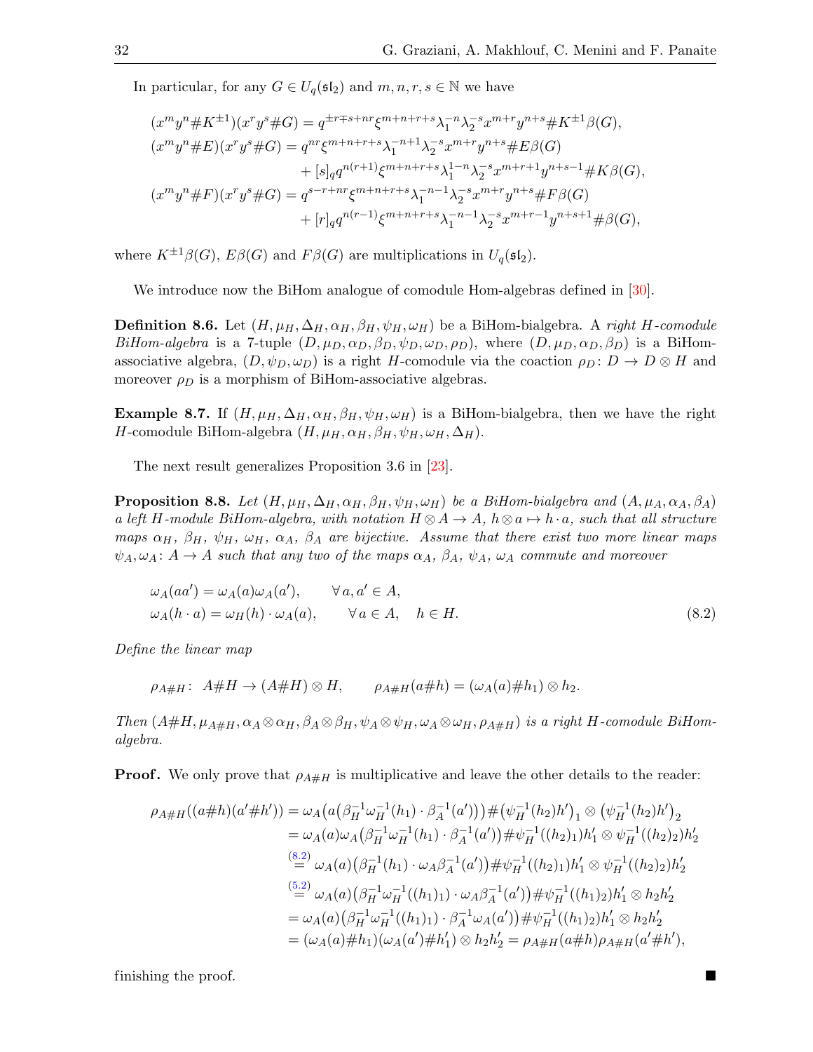In particular, for any $G \in U_q(\mathfrak{sl}_2)$ and $m, n, r, s \in \mathbb{N}$ we have

$$
\begin{aligned}
(x^m y^n \# K^{\pm 1})(x^r y^s \# G) &= q^{\pm r \mp s + nr} \xi^{m+n+r+s} \lambda_1^{-n} \lambda_2^{-s} x^{m+r} y^{n+s} \# K^{\pm 1} \beta(G), \\
(x^m y^n \# E)(x^r y^s \# G) &= q^{nr} \xi^{m+n+r+s} \lambda_1^{-n+1} \lambda_2^{-s} x^{m+r} y^{n+s} \# E \beta(G) \\
&\quad + [s]_q q^{n(r+1)} \xi^{m+n+r+s} \lambda_1^{1-n} \lambda_2^{-s} x^{m+r+1} y^{n+s-1} \# K \beta(G), \\
(x^m y^n \# F)(x^r y^s \# G) &= q^{s-r+nr} \xi^{m+n+r+s} \lambda_1^{-n-1} \lambda_2^{-s} x^{m+r} y^{n+s} \# F \beta(G) \\
&\quad + [r]_q q^{n(r-1)} \xi^{m+n+r+s} \lambda_1^{-n-1} \lambda_2^{-s} x^{m+r-1} y^{n+s+1} \# \beta(G),
\end{aligned}
$$

where $K^{\pm 1}\beta(G)$, $E\beta(G)$ and $F\beta(G)$ are multiplications in $U_q(\mathfrak{sl}_2)$.

We introduce now the BiHom analogue of comodule Hom-algebras defined in [30].

**Definition 8.6.** Let $(H, \mu_H, \Delta_H, \alpha_H, \beta_H, \psi_H, \omega_H)$ be a BiHom-bialgebra. A *right $H$-comodule BiHom-algebra* is a 7-tuple $(D, \mu_D, \alpha_D, \beta_D, \psi_D, \omega_D, \rho_D)$, where $(D, \mu_D, \alpha_D, \beta_D)$ is a BiHom-associative algebra, $(D, \psi_D, \omega_D)$ is a right $H$-comodule via the coaction $\rho_D \colon D \to D \otimes H$ and moreover $\rho_D$ is a morphism of BiHom-associative algebras.

**Example 8.7.** If $(H, \mu_H, \Delta_H, \alpha_H, \beta_H, \psi_H, \omega_H)$ is a BiHom-bialgebra, then we have the right $H$-comodule BiHom-algebra $(H, \mu_H, \alpha_H, \beta_H, \psi_H, \omega_H, \Delta_H)$.

The next result generalizes Proposition 3.6 in [23].

**Proposition 8.8.** *Let $(H, \mu_H, \Delta_H, \alpha_H, \beta_H, \psi_H, \omega_H)$ be a BiHom-bialgebra and $(A, \mu_A, \alpha_A, \beta_A)$ a left $H$-module BiHom-algebra, with notation $H \otimes A \to A$, $h \otimes a \mapsto h \cdot a$, such that all structure maps $\alpha_H$, $\beta_H$, $\psi_H$, $\omega_H$, $\alpha_A$, $\beta_A$ are bijective. Assume that there exist two more linear maps $\psi_A, \omega_A \colon A \to A$ such that any two of the maps $\alpha_A$, $\beta_A$, $\psi_A$, $\omega_A$ commute and moreover*

$$
\begin{aligned}
&\omega_A(aa') = \omega_A(a)\omega_A(a'), \qquad \forall\, a, a' \in A, \\
&\omega_A(h \cdot a) = \omega_H(h) \cdot \omega_A(a), \qquad \forall\, a \in A, \quad h \in H.
\end{aligned} \tag{8.2}
$$

*Define the linear map*

$$
\rho_{A\#H} \colon\ A\#H \to (A\#H) \otimes H, \qquad \rho_{A\#H}(a\#h) = (\omega_A(a)\#h_1) \otimes h_2.
$$

*Then $(A\#H, \mu_{A\#H}, \alpha_A \otimes \alpha_H, \beta_A \otimes \beta_H, \psi_A \otimes \psi_H, \omega_A \otimes \omega_H, \rho_{A\#H})$ is a right $H$-comodule BiHom-algebra.*

**Proof.** We only prove that $\rho_{A\#H}$ is multiplicative and leave the other details to the reader:

$$
\begin{aligned}
\rho_{A\#H}((a\#h)(a'\#h')) &= \omega_A\big(a\big(\beta_H^{-1}\omega_H^{-1}(h_1) \cdot \beta_A^{-1}(a')\big)\big) \# \big(\psi_H^{-1}(h_2)h'\big)_1 \otimes \big(\psi_H^{-1}(h_2)h'\big)_2 \\
&= \omega_A(a)\omega_A\big(\beta_H^{-1}\omega_H^{-1}(h_1) \cdot \beta_A^{-1}(a')\big) \# \psi_H^{-1}((h_2)_1)h'_1 \otimes \psi_H^{-1}((h_2)_2)h'_2 \\
&\overset{(8.2)}{=} \omega_A(a)\big(\beta_H^{-1}(h_1) \cdot \omega_A\beta_A^{-1}(a')\big) \# \psi_H^{-1}((h_2)_1)h'_1 \otimes \psi_H^{-1}((h_2)_2)h'_2 \\
&\overset{(5.2)}{=} \omega_A(a)\big(\beta_H^{-1}\omega_H^{-1}((h_1)_1) \cdot \omega_A\beta_A^{-1}(a')\big) \# \psi_H^{-1}((h_1)_2)h'_1 \otimes h_2h'_2 \\
&= \omega_A(a)\big(\beta_H^{-1}\omega_H^{-1}((h_1)_1) \cdot \beta_A^{-1}\omega_A(a')\big) \# \psi_H^{-1}((h_1)_2)h'_1 \otimes h_2h'_2 \\
&= (\omega_A(a)\#h_1)(\omega_A(a')\#h'_1) \otimes h_2h'_2 = \rho_{A\#H}(a\#h)\rho_{A\#H}(a'\#h'),
\end{aligned}
$$

finishing the proof. ■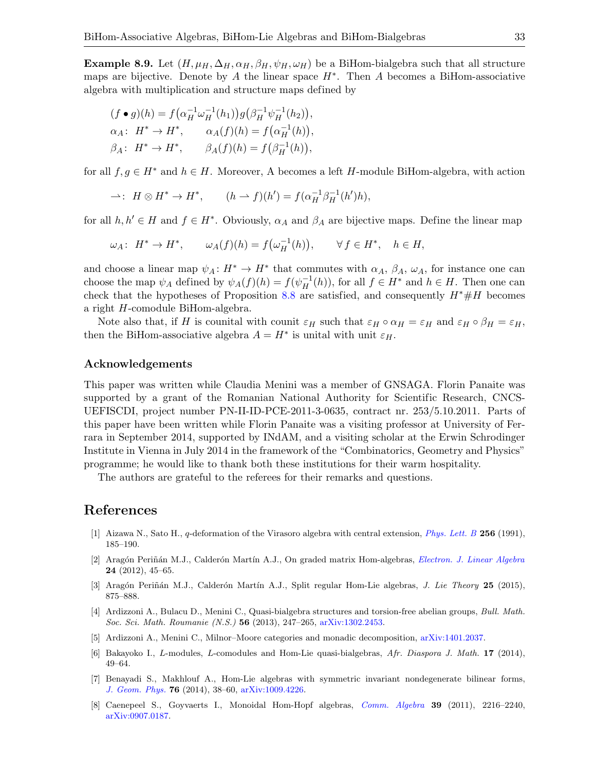**Example 8.9.** Let $(H, \mu_H, \Delta_H, \alpha_H, \beta_H, \psi_H, \omega_H)$ be a BiHom-bialgebra such that all structure maps are bijective. Denote by $A$ the linear space $H^*$. Then $A$ becomes a BiHom-associative algebra with multiplication and structure maps defined by

$$
\begin{aligned}
&(f \bullet g)(h) = f\big(\alpha_H^{-1}\omega_H^{-1}(h_1)\big)g\big(\beta_H^{-1}\psi_H^{-1}(h_2)\big),\\
&\alpha_A\colon\ H^* \to H^*, \qquad \alpha_A(f)(h) = f\big(\alpha_H^{-1}(h)\big),\\
&\beta_A\colon\ H^* \to H^*, \qquad \beta_A(f)(h) = f\big(\beta_H^{-1}(h)\big),
\end{aligned}
$$

for all $f, g \in H^*$ and $h \in H$. Moreover, A becomes a left $H$-module BiHom-algebra, with action

$$
\rightharpoonup\colon\ H \otimes H^* \to H^*, \qquad (h \rightharpoonup f)(h') = f(\alpha_H^{-1}\beta_H^{-1}(h')h),
$$

for all $h, h' \in H$ and $f \in H^*$. Obviously, $\alpha_A$ and $\beta_A$ are bijective maps. Define the linear map

$$
\omega_A\colon\ H^* \to H^*, \qquad \omega_A(f)(h) = f\big(\omega_H^{-1}(h)\big), \qquad \forall\, f \in H^*, \quad h \in H,
$$

and choose a linear map $\psi_A\colon H^* \to H^*$ that commutes with $\alpha_A$, $\beta_A$, $\omega_A$, for instance one can choose the map $\psi_A$ defined by $\psi_A(f)(h) = f(\psi_H^{-1}(h))$, for all $f \in H^*$ and $h \in H$. Then one can check that the hypotheses of Proposition 8.8 are satisfied, and consequently $H^*\#H$ becomes a right $H$-comodule BiHom-algebra.

Note also that, if $H$ is counital with counit $\varepsilon_H$ such that $\varepsilon_H \circ \alpha_H = \varepsilon_H$ and $\varepsilon_H \circ \beta_H = \varepsilon_H$, then the BiHom-associative algebra $A = H^*$ is unital with unit $\varepsilon_H$.

## Acknowledgements

This paper was written while Claudia Menini was a member of GNSAGA. Florin Panaite was supported by a grant of the Romanian National Authority for Scientific Research, CNCS-UEFISCDI, project number PN-II-ID-PCE-2011-3-0635, contract nr. 253/5.10.2011. Parts of this paper have been written while Florin Panaite was a visiting professor at University of Ferrara in September 2014, supported by INdAM, and a visiting scholar at the Erwin Schrodinger Institute in Vienna in July 2014 in the framework of the "Combinatorics, Geometry and Physics" programme; he would like to thank both these institutions for their warm hospitality.

The authors are grateful to the referees for their remarks and questions.

# References

[1] Aizawa N., Sato H., $q$-deformation of the Virasoro algebra with central extension, *Phys. Lett. B* **256** (1991), 185–190.

[2] Aragón Periñán M.J., Calderón Martín A.J., On graded matrix Hom-algebras, *Electron. J. Linear Algebra* **24** (2012), 45–65.

[3] Aragón Periñán M.J., Calderón Martín A.J., Split regular Hom-Lie algebras, *J. Lie Theory* **25** (2015), 875–888.

[4] Ardizzoni A., Bulacu D., Menini C., Quasi-bialgebra structures and torsion-free abelian groups, *Bull. Math. Soc. Sci. Math. Roumanie (N.S.)* **56** (2013), 247–265, arXiv:1302.2453.

[5] Ardizzoni A., Menini C., Milnor–Moore categories and monadic decomposition, arXiv:1401.2037.

[6] Bakayoko I., $L$-modules, $L$-comodules and Hom-Lie quasi-bialgebras, *Afr. Diaspora J. Math.* **17** (2014), 49–64.

[7] Benayadi S., Makhlouf A., Hom-Lie algebras with symmetric invariant nondegenerate bilinear forms, *J. Geom. Phys.* **76** (2014), 38–60, arXiv:1009.4226.

[8] Caenepeel S., Goyvaerts I., Monoidal Hom-Hopf algebras, *Comm. Algebra* **39** (2011), 2216–2240, arXiv:0907.0187.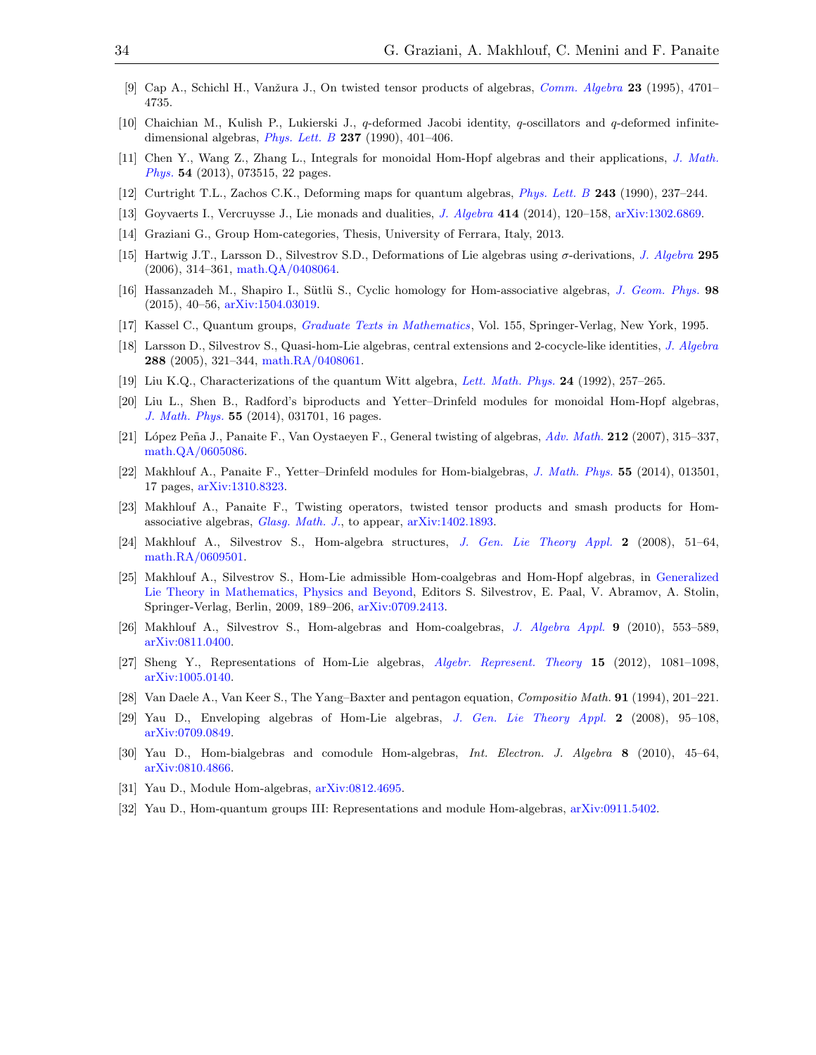[9] Cap A., Schichl H., Vanžura J., On twisted tensor products of algebras, *Comm. Algebra* **23** (1995), 4701–4735.

[10] Chaichian M., Kulish P., Lukierski J., $q$-deformed Jacobi identity, $q$-oscillators and $q$-deformed infinite-dimensional algebras, *Phys. Lett. B* **237** (1990), 401–406.

[11] Chen Y., Wang Z., Zhang L., Integrals for monoidal Hom-Hopf algebras and their applications, *J. Math. Phys.* **54** (2013), 073515, 22 pages.

[12] Curtright T.L., Zachos C.K., Deforming maps for quantum algebras, *Phys. Lett. B* **243** (1990), 237–244.

[13] Goyvaerts I., Vercruysse J., Lie monads and dualities, *J. Algebra* **414** (2014), 120–158, arXiv:1302.6869.

[14] Graziani G., Group Hom-categories, Thesis, University of Ferrara, Italy, 2013.

[15] Hartwig J.T., Larsson D., Silvestrov S.D., Deformations of Lie algebras using $\sigma$-derivations, *J. Algebra* **295** (2006), 314–361, math.QA/0408064.

[16] Hassanzadeh M., Shapiro I., Sütlü S., Cyclic homology for Hom-associative algebras, *J. Geom. Phys.* **98** (2015), 40–56, arXiv:1504.03019.

[17] Kassel C., Quantum groups, *Graduate Texts in Mathematics*, Vol. 155, Springer-Verlag, New York, 1995.

[18] Larsson D., Silvestrov S., Quasi-hom-Lie algebras, central extensions and 2-cocycle-like identities, *J. Algebra* **288** (2005), 321–344, math.RA/0408061.

[19] Liu K.Q., Characterizations of the quantum Witt algebra, *Lett. Math. Phys.* **24** (1992), 257–265.

[20] Liu L., Shen B., Radford's biproducts and Yetter–Drinfeld modules for monoidal Hom-Hopf algebras, *J. Math. Phys.* **55** (2014), 031701, 16 pages.

[21] López Peña J., Panaite F., Van Oystaeyen F., General twisting of algebras, *Adv. Math.* **212** (2007), 315–337, math.QA/0605086.

[22] Makhlouf A., Panaite F., Yetter–Drinfeld modules for Hom-bialgebras, *J. Math. Phys.* **55** (2014), 013501, 17 pages, arXiv:1310.8323.

[23] Makhlouf A., Panaite F., Twisting operators, twisted tensor products and smash products for Hom-associative algebras, *Glasg. Math. J.*, to appear, arXiv:1402.1893.

[24] Makhlouf A., Silvestrov S., Hom-algebra structures, *J. Gen. Lie Theory Appl.* **2** (2008), 51–64, math.RA/0609501.

[25] Makhlouf A., Silvestrov S., Hom-Lie admissible Hom-coalgebras and Hom-Hopf algebras, in Generalized Lie Theory in Mathematics, Physics and Beyond, Editors S. Silvestrov, E. Paal, V. Abramov, A. Stolin, Springer-Verlag, Berlin, 2009, 189–206, arXiv:0709.2413.

[26] Makhlouf A., Silvestrov S., Hom-algebras and Hom-coalgebras, *J. Algebra Appl.* **9** (2010), 553–589, arXiv:0811.0400.

[27] Sheng Y., Representations of Hom-Lie algebras, *Algebr. Represent. Theory* **15** (2012), 1081–1098, arXiv:1005.0140.

[28] Van Daele A., Van Keer S., The Yang–Baxter and pentagon equation, *Compositio Math.* **91** (1994), 201–221.

[29] Yau D., Enveloping algebras of Hom-Lie algebras, *J. Gen. Lie Theory Appl.* **2** (2008), 95–108, arXiv:0709.0849.

[30] Yau D., Hom-bialgebras and comodule Hom-algebras, *Int. Electron. J. Algebra* **8** (2010), 45–64, arXiv:0810.4866.

[31] Yau D., Module Hom-algebras, arXiv:0812.4695.

[32] Yau D., Hom-quantum groups III: Representations and module Hom-algebras, arXiv:0911.5402.